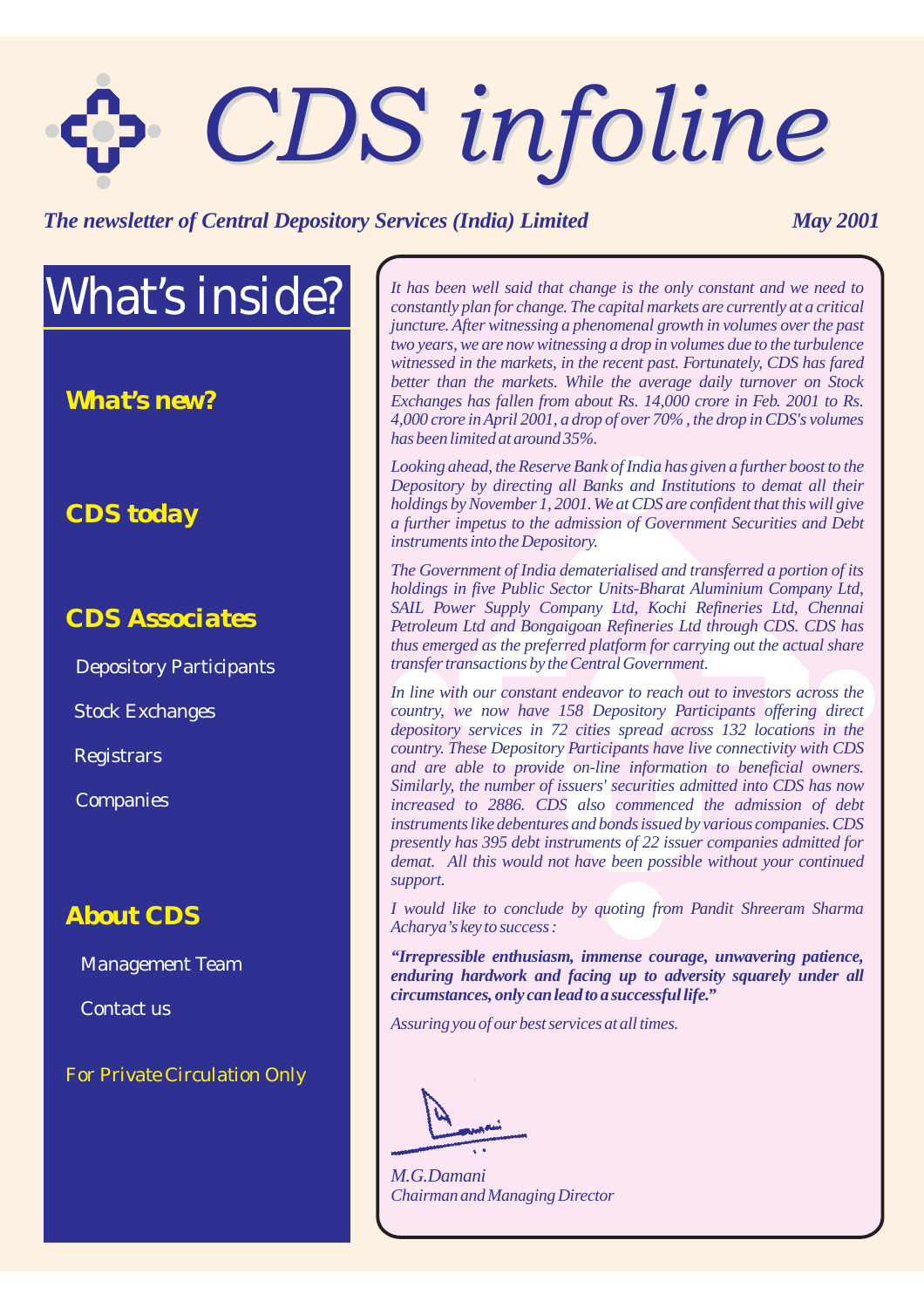# CDS infoline

*The newsletter of Central Depository Services (India) Limited* — *May 2001*

## What's inside?

**What's new?**

**CDS today**

**CDS Associates**

- Depository Participants
- Stock Exchanges
- Registrars
- Companies

**About CDS**

- Management Team
- Contact us

For Private Circulation Only

---

*It has been well said that change is the only constant and we need to constantly plan for change. The capital markets are currently at a critical juncture. After witnessing a phenomenal growth in volumes over the past two years, we are now witnessing a drop in volumes due to the turbulence witnessed in the markets, in the recent past. Fortunately, CDS has fared better than the markets. While the average daily turnover on Stock Exchanges has fallen from about Rs. 14,000 crore in Feb. 2001 to Rs. 4,000 crore in April 2001, a drop of over 70% , the drop in CDS's volumes has been limited at around 35%.*

*Looking ahead, the Reserve Bank of India has given a further boost to the Depository by directing all Banks and Institutions to demat all their holdings by November 1, 2001. We at CDS are confident that this will give a further impetus to the admission of Government Securities and Debt instruments into the Depository.*

*The Government of India dematerialised and transferred a portion of its holdings in five Public Sector Units-Bharat Aluminium Company Ltd, SAIL Power Supply Company Ltd, Kochi Refineries Ltd, Chennai Petroleum Ltd and Bongaigoan Refineries Ltd through CDS. CDS has thus emerged as the preferred platform for carrying out the actual share transfer transactions by the Central Government.*

*In line with our constant endeavor to reach out to investors across the country, we now have 158 Depository Participants offering direct depository services in 72 cities spread across 132 locations in the country. These Depository Participants have live connectivity with CDS and are able to provide on-line information to beneficial owners. Similarly, the number of issuers' securities admitted into CDS has now increased to 2886. CDS also commenced the admission of debt instruments like debentures and bonds issued by various companies. CDS presently has 395 debt instruments of 22 issuer companies admitted for demat. All this would not have been possible without your continued support.*

*I would like to conclude by quoting from Pandit Shreeram Sharma Acharya's key to success :*

***"Irrepressible enthusiasm, immense courage, unwavering patience, enduring hardwork and facing up to adversity squarely under all circumstances, only can lead to a successful life."***

*Assuring you of our best services at all times.*

*M.G.Damani*
*Chairman and Managing Director*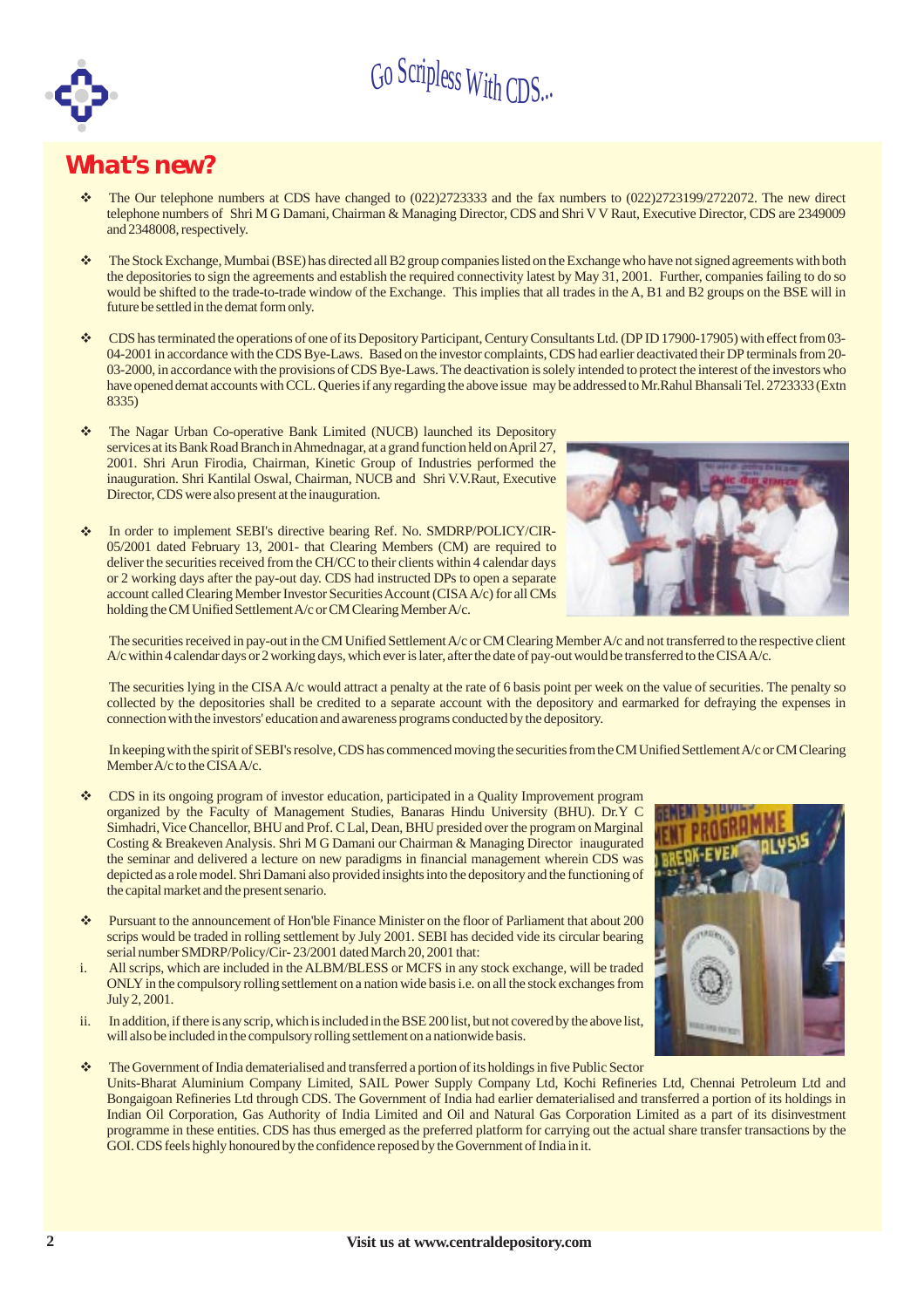# What's new?

- The Our telephone numbers at CDS have changed to (022)2723333 and the fax numbers to (022)2723199/2722072. The new direct telephone numbers of Shri M G Damani, Chairman & Managing Director, CDS and Shri V V Raut, Executive Director, CDS are 2349009 and 2348008, respectively.

- The Stock Exchange, Mumbai (BSE) has directed all B2 group companies listed on the Exchange who have not signed agreements with both the depositories to sign the agreements and establish the required connectivity latest by May 31, 2001. Further, companies failing to do so would be shifted to the trade-to-trade window of the Exchange. This implies that all trades in the A, B1 and B2 groups on the BSE will in future be settled in the demat form only.

- CDS has terminated the operations of one of its Depository Participant, Century Consultants Ltd. (DP ID 17900-17905) with effect from 03-04-2001 in accordance with the CDS Bye-Laws. Based on the investor complaints, CDS had earlier deactivated their DP terminals from 20-03-2000, in accordance with the provisions of CDS Bye-Laws. The deactivation is solely intended to protect the interest of the investors who have opened demat accounts with CCL. Queries if any regarding the above issue may be addressed to Mr.Rahul Bhansali Tel. 2723333 (Extn 8335)

- The Nagar Urban Co-operative Bank Limited (NUCB) launched its Depository services at its Bank Road Branch in Ahmednagar, at a grand function held on April 27, 2001. Shri Arun Firodia, Chairman, Kinetic Group of Industries performed the inauguration. Shri Kantilal Oswal, Chairman, NUCB and Shri V.V.Raut, Executive Director, CDS were also present at the inauguration.

- In order to implement SEBI's directive bearing Ref. No. SMDRP/POLICY/CIR-05/2001 dated February 13, 2001- that Clearing Members (CM) are required to deliver the securities received from the CH/CC to their clients within 4 calendar days or 2 working days after the pay-out day. CDS had instructed DPs to open a separate account called Clearing Member Investor Securities Account (CISA A/c) for all CMs holding the CM Unified Settlement A/c or CM Clearing Member A/c.

  The securities received in pay-out in the CM Unified Settlement A/c or CM Clearing Member A/c and not transferred to the respective client A/c within 4 calendar days or 2 working days, which ever is later, after the date of pay-out would be transferred to the CISA A/c.

  The securities lying in the CISA A/c would attract a penalty at the rate of 6 basis point per week on the value of securities. The penalty so collected by the depositories shall be credited to a separate account with the depository and earmarked for defraying the expenses in connection with the investors' education and awareness programs conducted by the depository.

  In keeping with the spirit of SEBI's resolve, CDS has commenced moving the securities from the CM Unified Settlement A/c or CM Clearing Member A/c to the CISA A/c.

- CDS in its ongoing program of investor education, participated in a Quality Improvement program organized by the Faculty of Management Studies, Banaras Hindu University (BHU). Dr.Y C Simhadri, Vice Chancellor, BHU and Prof. C Lal, Dean, BHU presided over the program on Marginal Costing & Breakeven Analysis. Shri M G Damani our Chairman & Managing Director inaugurated the seminar and delivered a lecture on new paradigms in financial management wherein CDS was depicted as a role model. Shri Damani also provided insights into the depository and the functioning of the capital market and the present senario.

- Pursuant to the announcement of Hon'ble Finance Minister on the floor of Parliament that about 200 scrips would be traded in rolling settlement by July 2001. SEBI has decided vide its circular bearing serial number SMDRP/Policy/Cir- 23/2001 dated March 20, 2001 that:

  i. All scrips, which are included in the ALBM/BLESS or MCFS in any stock exchange, will be traded ONLY in the compulsory rolling settlement on a nation wide basis i.e. on all the stock exchanges from July 2, 2001.

  ii. In addition, if there is any scrip, which is included in the BSE 200 list, but not covered by the above list, will also be included in the compulsory rolling settlement on a nationwide basis.

- The Government of India dematerialised and transferred a portion of its holdings in five Public Sector Units-Bharat Aluminium Company Limited, SAIL Power Supply Company Ltd, Kochi Refineries Ltd, Chennai Petroleum Ltd and Bongaigoan Refineries Ltd through CDS. The Government of India had earlier dematerialised and transferred a portion of its holdings in Indian Oil Corporation, Gas Authority of India Limited and Oil and Natural Gas Corporation Limited as a part of its disinvestment programme in these entities. CDS has thus emerged as the preferred platform for carrying out the actual share transfer transactions by the GOI. CDS feels highly honoured by the confidence reposed by the Government of India in it.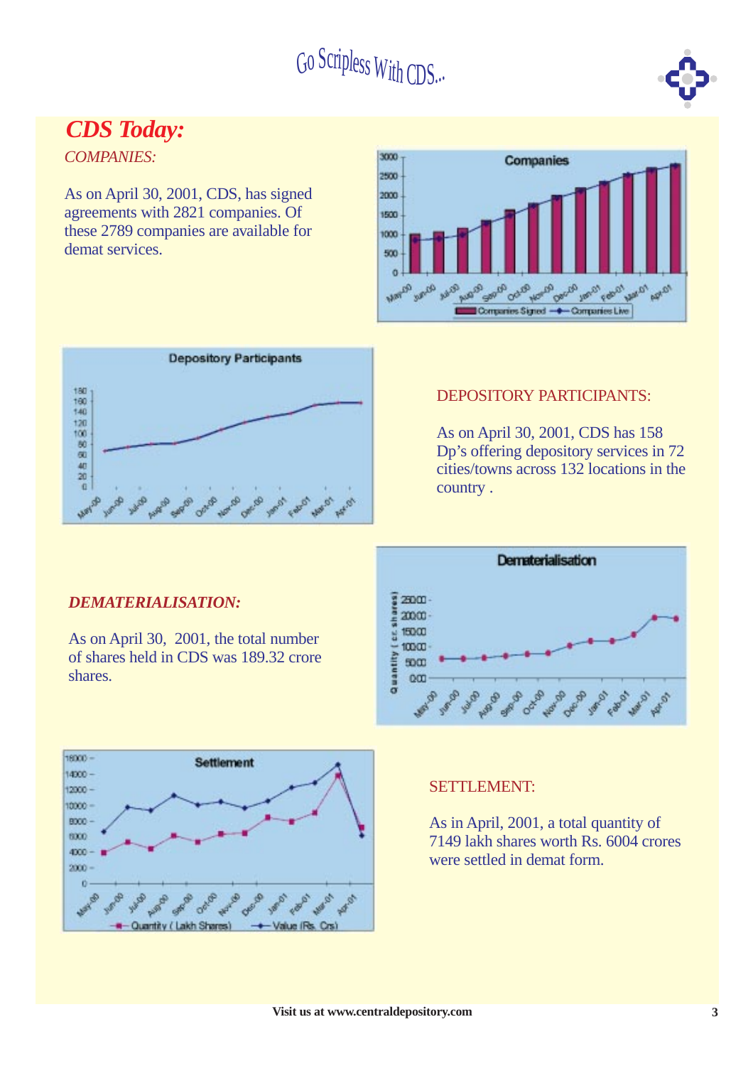# CDS Today:

## *COMPANIES:*

As on April 30, 2001, CDS, has signed agreements with 2821 companies. Of these 2789 companies are available for demat services.

## DEPOSITORY PARTICIPANTS:

As on April 30, 2001, CDS has 158 Dp's offering depository services in 72 cities/towns across 132 locations in the country .

## *DEMATERIALISATION:*

As on April 30, 2001, the total number of shares held in CDS was 189.32 crore shares.

## SETTLEMENT:

As in April, 2001, a total quantity of 7149 lakh shares worth Rs. 6004 crores were settled in demat form.

Visit us at www.centraldepository.com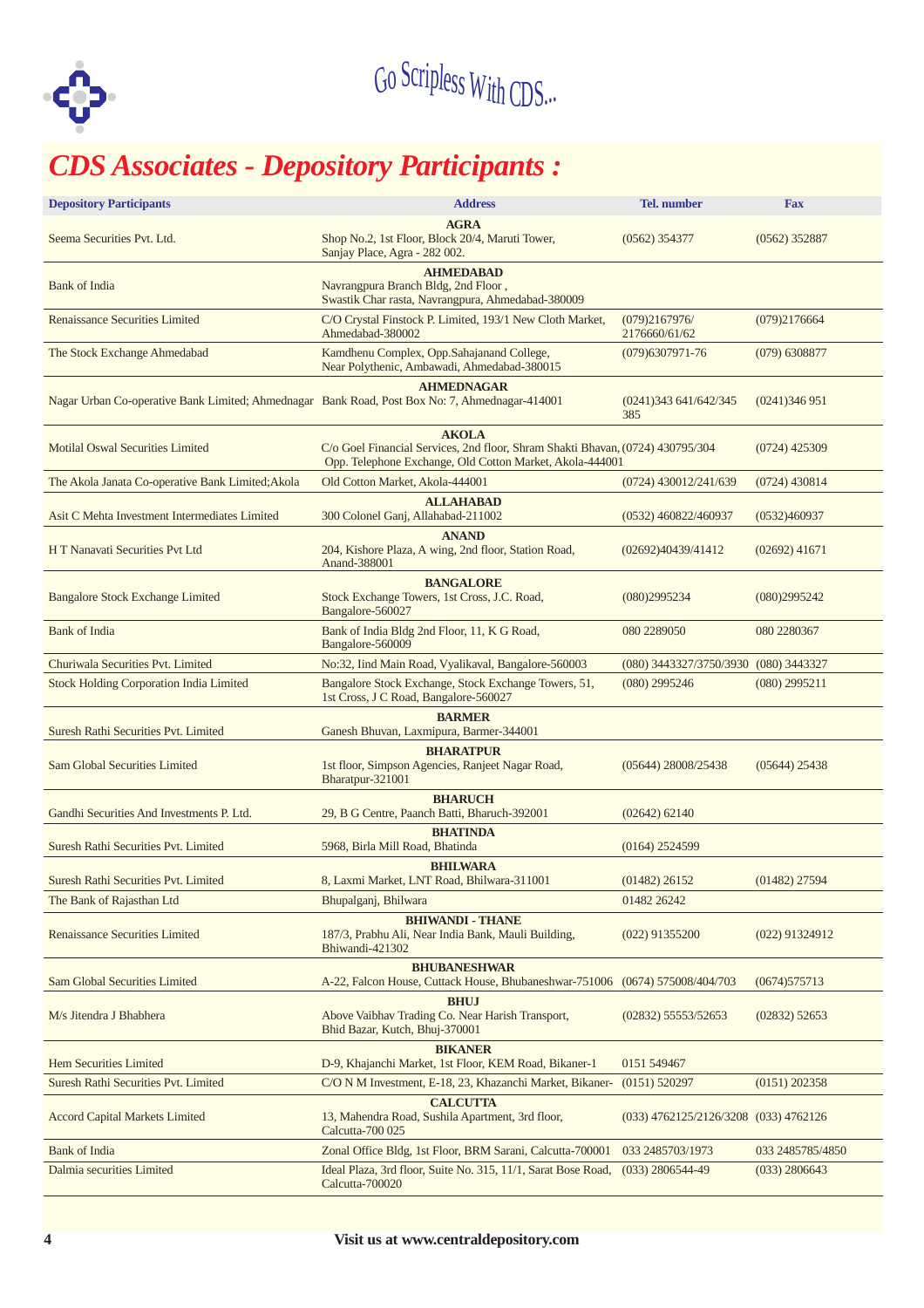Go Scripless With CDS...

# CDS Associates - Depository Participants :

| Depository Participants | Address | Tel. number | Fax |
|---|---|---|---|
| | **AGRA** | | |
| Seema Securities Pvt. Ltd. | Shop No.2, 1st Floor, Block 20/4, Maruti Tower, Sanjay Place, Agra - 282 002. | (0562) 354377 | (0562) 352887 |
| | **AHMEDABAD** | | |
| Bank of India | Navrangpura Branch Bldg, 2nd Floor , Swastik Char rasta, Navrangpura, Ahmedabad-380009 | | |
| Renaissance Securities Limited | C/O Crystal Finstock P. Limited, 193/1 New Cloth Market, Ahmedabad-380002 | (079)2167976/ 2176660/61/62 | (079)2176664 |
| The Stock Exchange Ahmedabad | Kamdhenu Complex, Opp.Sahajanand College, Near Polythenic, Ambawadi, Ahmedabad-380015 | (079)6307971-76 | (079) 6308877 |
| | **AHMEDNAGAR** | | |
| Nagar Urban Co-operative Bank Limited; Ahmednagar | Bank Road, Post Box No: 7, Ahmednagar-414001 | (0241)343 641/642/345 385 | (0241)346 951 |
| | **AKOLA** | | |
| Motilal Oswal Securities Limited | C/o Goel Financial Services, 2nd floor, Shram Shakti Bhavan, Opp. Telephone Exchange, Old Cotton Market, Akola-444001 | (0724) 430795/304 | (0724) 425309 |
| The Akola Janata Co-operative Bank Limited;Akola | Old Cotton Market, Akola-444001 | (0724) 430012/241/639 | (0724) 430814 |
| | **ALLAHABAD** | | |
| Asit C Mehta Investment Intermediates Limited | 300 Colonel Ganj, Allahabad-211002 | (0532) 460822/460937 | (0532)460937 |
| | **ANAND** | | |
| H T Nanavati Securities Pvt Ltd | 204, Kishore Plaza, A wing, 2nd floor, Station Road, Anand-388001 | (02692)40439/41412 | (02692) 41671 |
| | **BANGALORE** | | |
| Bangalore Stock Exchange Limited | Stock Exchange Towers, 1st Cross, J.C. Road, Bangalore-560027 | (080)2995234 | (080)2995242 |
| Bank of India | Bank of India Bldg 2nd Floor, 11, K G Road, Bangalore-560009 | 080 2289050 | 080 2280367 |
| Churiwala Securities Pvt. Limited | No:32, IInd Main Road, Vyalikaval, Bangalore-560003 | (080) 3443327/3750/3930 | (080) 3443327 |
| Stock Holding Corporation India Limited | Bangalore Stock Exchange, Stock Exchange Towers, 51, 1st Cross, J C Road, Bangalore-560027 | (080) 2995246 | (080) 2995211 |
| | **BARMER** | | |
| Suresh Rathi Securities Pvt. Limited | Ganesh Bhuvan, Laxmipura, Barmer-344001 | | |
| | **BHARATPUR** | | |
| Sam Global Securities Limited | 1st floor, Simpson Agencies, Ranjeet Nagar Road, Bharatpur-321001 | (05644) 28008/25438 | (05644) 25438 |
| | **BHARUCH** | | |
| Gandhi Securities And Investments P. Ltd. | 29, B G Centre, Paanch Batti, Bharuch-392001 | (02642) 62140 | |
| | **BHATINDA** | | |
| Suresh Rathi Securities Pvt. Limited | 5968, Birla Mill Road, Bhatinda | (0164) 2524599 | |
| | **BHILWARA** | | |
| Suresh Rathi Securities Pvt. Limited | 8, Laxmi Market, LNT Road, Bhilwara-311001 | (01482) 26152 | (01482) 27594 |
| The Bank of Rajasthan Ltd | Bhupalganj, Bhilwara | 01482 26242 | |
| | **BHIWANDI - THANE** | | |
| Renaissance Securities Limited | 187/3, Prabhu Ali, Near India Bank, Mauli Building, Bhiwandi-421302 | (022) 91355200 | (022) 91324912 |
| | **BHUBANESHWAR** | | |
| Sam Global Securities Limited | A-22, Falcon House, Cuttack House, Bhubaneshwar-751006 | (0674) 575008/404/703 | (0674)575713 |
| | **BHUJ** | | |
| M/s Jitendra J Bhabhera | Above Vaibhav Trading Co. Near Harish Transport, Bhid Bazar, Kutch, Bhuj-370001 | (02832) 55553/52653 | (02832) 52653 |
| | **BIKANER** | | |
| Hem Securities Limited | D-9, Khajanchi Market, 1st Floor, KEM Road, Bikaner-1 | 0151 549467 | |
| Suresh Rathi Securities Pvt. Limited | C/O N M Investment, E-18, 23, Khazanchi Market, Bikaner- | (0151) 520297 | (0151) 202358 |
| | **CALCUTTA** | | |
| Accord Capital Markets Limited | 13, Mahendra Road, Sushila Apartment, 3rd floor, Calcutta-700 025 | (033) 4762125/2126/3208 | (033) 4762126 |
| Bank of India | Zonal Office Bldg, 1st Floor, BRM Sarani, Calcutta-700001 | 033 2485703/1973 | 033 2485785/4850 |
| Dalmia securities Limited | Ideal Plaza, 3rd floor, Suite No. 315, 11/1, Sarat Bose Road, Calcutta-700020 | (033) 2806544-49 | (033) 2806643 |

**Visit us at www.centraldepository.com**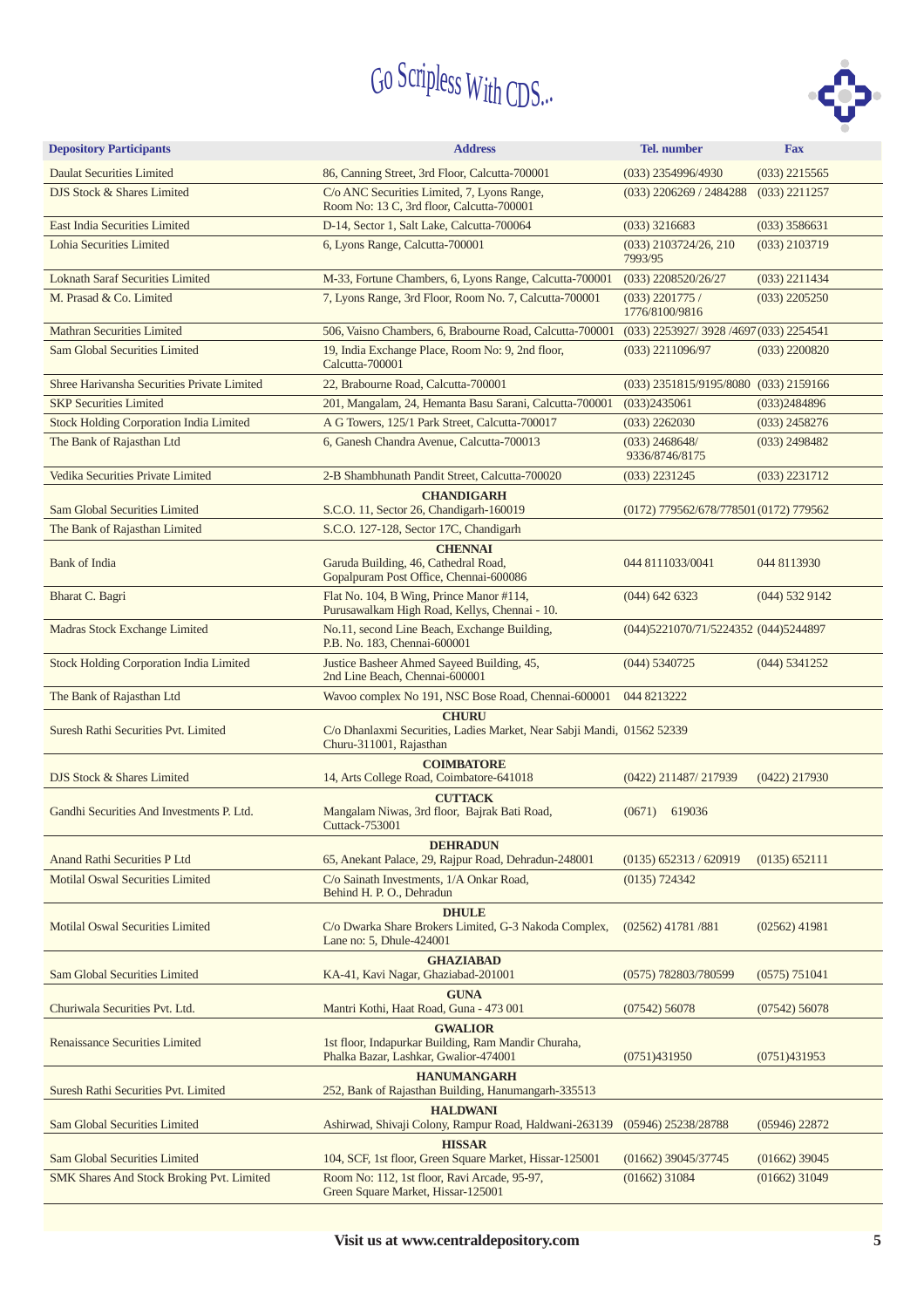Go Scripless With CDS...

| Depository Participants | Address | Tel. number | Fax |
|---|---|---|---|
| Daulat Securities Limited | 86, Canning Street, 3rd Floor, Calcutta-700001 | (033) 2354996/4930 | (033) 2215565 |
| DJS Stock & Shares Limited | C/o ANC Securities Limited, 7, Lyons Range, Room No: 13 C, 3rd floor, Calcutta-700001 | (033) 2206269 / 2484288 | (033) 2211257 |
| East India Securities Limited | D-14, Sector 1, Salt Lake, Calcutta-700064 | (033) 3216683 | (033) 3586631 |
| Lohia Securities Limited | 6, Lyons Range, Calcutta-700001 | (033) 2103724/26, 210 7993/95 | (033) 2103719 |
| Loknath Saraf Securities Limited | M-33, Fortune Chambers, 6, Lyons Range, Calcutta-700001 | (033) 2208520/26/27 | (033) 2211434 |
| M. Prasad & Co. Limited | 7, Lyons Range, 3rd Floor, Room No. 7, Calcutta-700001 | (033) 2201775 / 1776/8100/9816 | (033) 2205250 |
| Mathran Securities Limited | 506, Vaisno Chambers, 6, Brabourne Road, Calcutta-700001 | (033) 2253927/ 3928 /4697 | (033) 2254541 |
| Sam Global Securities Limited | 19, India Exchange Place, Room No: 9, 2nd floor, Calcutta-700001 | (033) 2211096/97 | (033) 2200820 |
| Shree Harivansha Securities Private Limited | 22, Brabourne Road, Calcutta-700001 | (033) 2351815/9195/8080 | (033) 2159166 |
| SKP Securities Limited | 201, Mangalam, 24, Hemanta Basu Sarani, Calcutta-700001 | (033)2435061 | (033)2484896 |
| Stock Holding Corporation India Limited | A G Towers, 125/1 Park Street, Calcutta-700017 | (033) 2262030 | (033) 2458276 |
| The Bank of Rajasthan Ltd | 6, Ganesh Chandra Avenue, Calcutta-700013 | (033) 2468648/ 9336/8746/8175 | (033) 2498482 |
| Vedika Securities Private Limited | 2-B Shambhunath Pandit Street, Calcutta-700020 | (033) 2231245 | (033) 2231712 |
| | **CHANDIGARH** | | |
| Sam Global Securities Limited | S.C.O. 11, Sector 26, Chandigarh-160019 | (0172) 779562/678/778501 | (0172) 779562 |
| The Bank of Rajasthan Limited | S.C.O. 127-128, Sector 17C, Chandigarh | | |
| | **CHENNAI** | | |
| Bank of India | Garuda Building, 46, Cathedral Road, Gopalpuram Post Office, Chennai-600086 | 044 8111033/0041 | 044 8113930 |
| Bharat C. Bagri | Flat No. 104, B Wing, Prince Manor #114, Purusawalkam High Road, Kellys, Chennai - 10. | (044) 642 6323 | (044) 532 9142 |
| Madras Stock Exchange Limited | No.11, second Line Beach, Exchange Building, P.B. No. 183, Chennai-600001 | (044)5221070/71/5224352 | (044)5244897 |
| Stock Holding Corporation India Limited | Justice Basheer Ahmed Sayeed Building, 45, 2nd Line Beach, Chennai-600001 | (044) 5340725 | (044) 5341252 |
| The Bank of Rajasthan Ltd | Wavoo complex No 191, NSC Bose Road, Chennai-600001 | 044 8213222 | |
| | **CHURU** | | |
| Suresh Rathi Securities Pvt. Limited | C/o Dhanlaxmi Securities, Ladies Market, Near Sabji Mandi, Churu-311001, Rajasthan | 01562 52339 | |
| | **COIMBATORE** | | |
| DJS Stock & Shares Limited | 14, Arts College Road, Coimbatore-641018 | (0422) 211487/ 217939 | (0422) 217930 |
| | **CUTTACK** | | |
| Gandhi Securities And Investments P. Ltd. | Mangalam Niwas, 3rd floor, Bajrak Bati Road, Cuttack-753001 | (0671) 619036 | |
| | **DEHRADUN** | | |
| Anand Rathi Securities P Ltd | 65, Anekant Palace, 29, Rajpur Road, Dehradun-248001 | (0135) 652313 / 620919 | (0135) 652111 |
| Motilal Oswal Securities Limited | C/o Sainath Investments, 1/A Onkar Road, Behind H. P. O., Dehradun | (0135) 724342 | |
| | **DHULE** | | |
| Motilal Oswal Securities Limited | C/o Dwarka Share Brokers Limited, G-3 Nakoda Complex, Lane no: 5, Dhule-424001 | (02562) 41781 /881 | (02562) 41981 |
| | **GHAZIABAD** | | |
| Sam Global Securities Limited | KA-41, Kavi Nagar, Ghaziabad-201001 | (0575) 782803/780599 | (0575) 751041 |
| | **GUNA** | | |
| Churiwala Securities Pvt. Ltd. | Mantri Kothi, Haat Road, Guna - 473 001 | (07542) 56078 | (07542) 56078 |
| | **GWALIOR** | | |
| Renaissance Securities Limited | 1st floor, Indapurkar Building, Ram Mandir Churaha, Phalka Bazar, Lashkar, Gwalior-474001 | (0751)431950 | (0751)431953 |
| | **HANUMANGARH** | | |
| Suresh Rathi Securities Pvt. Limited | 252, Bank of Rajasthan Building, Hanumangarh-335513 | | |
| | **HALDWANI** | | |
| Sam Global Securities Limited | Ashirwad, Shivaji Colony, Rampur Road, Haldwani-263139 | (05946) 25238/28788 | (05946) 22872 |
| | **HISSAR** | | |
| Sam Global Securities Limited | 104, SCF, 1st floor, Green Square Market, Hissar-125001 | (01662) 39045/37745 | (01662) 39045 |
| SMK Shares And Stock Broking Pvt. Limited | Room No: 112, 1st floor, Ravi Arcade, 95-97, Green Square Market, Hissar-125001 | (01662) 31084 | (01662) 31049 |

**Visit us at www.centraldepository.com**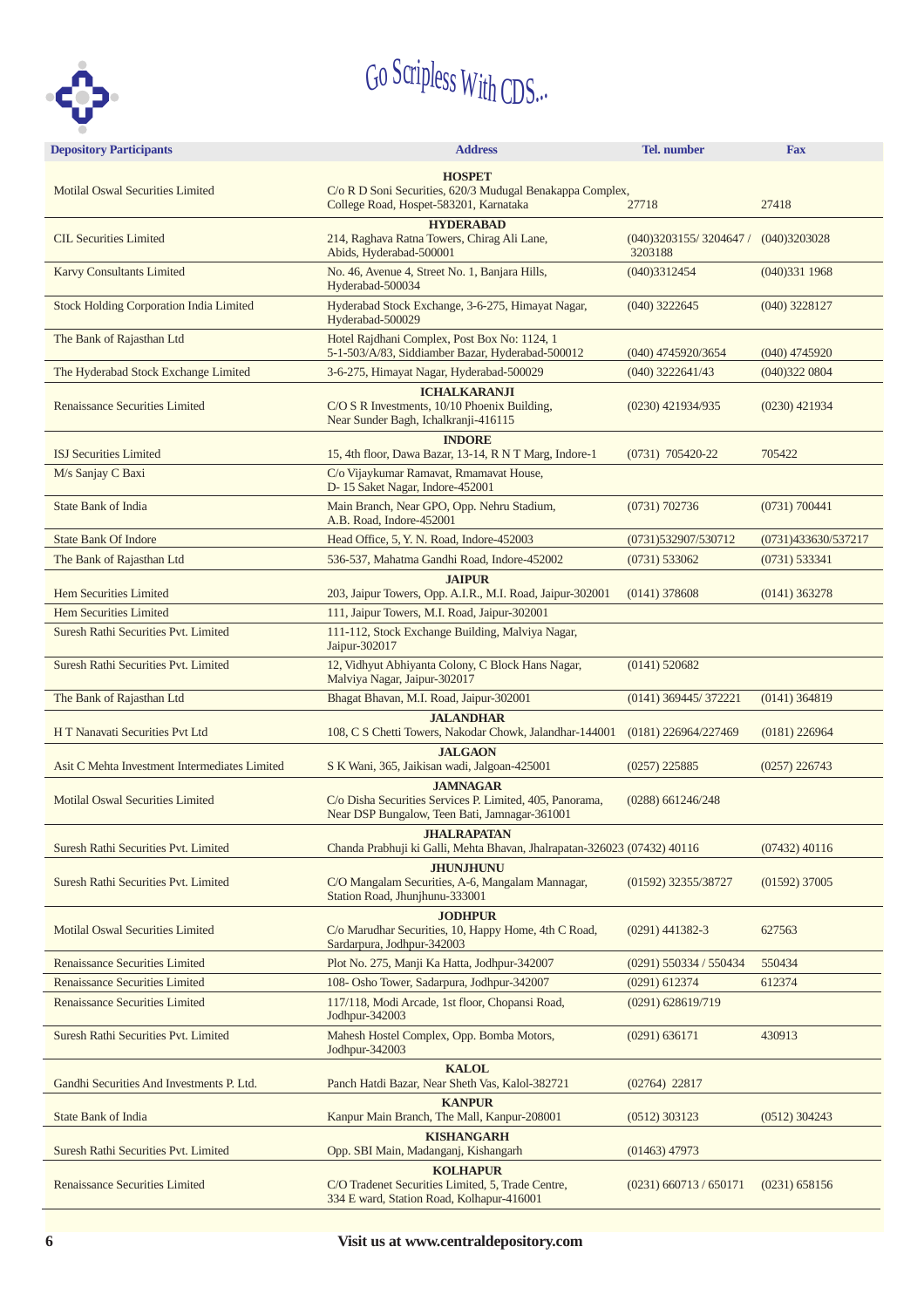Go Scripless With CDS...

| Depository Participants | Address | Tel. number | Fax |
|---|---|---|---|
| | **HOSPET** | | |
| Motilal Oswal Securities Limited | C/o R D Soni Securities, 620/3 Mudugal Benakappa Complex, College Road, Hospet-583201, Karnataka | 27718 | 27418 |
| | **HYDERABAD** | | |
| CIL Securities Limited | 214, Raghava Ratna Towers, Chirag Ali Lane, Abids, Hyderabad-500001 | (040)3203155/ 3204647 / 3203188 | (040)3203028 |
| Karvy Consultants Limited | No. 46, Avenue 4, Street No. 1, Banjara Hills, Hyderabad-500034 | (040)3312454 | (040)331 1968 |
| Stock Holding Corporation India Limited | Hyderabad Stock Exchange, 3-6-275, Himayat Nagar, Hyderabad-500029 | (040) 3222645 | (040) 3228127 |
| The Bank of Rajasthan Ltd | Hotel Rajdhani Complex, Post Box No: 1124, 1 5-1-503/A/83, Siddiamber Bazar, Hyderabad-500012 | (040) 4745920/3654 | (040) 4745920 |
| The Hyderabad Stock Exchange Limited | 3-6-275, Himayat Nagar, Hyderabad-500029 | (040) 3222641/43 | (040)322 0804 |
| | **ICHALKARANJI** | | |
| Renaissance Securities Limited | C/O S R Investments, 10/10 Phoenix Building, Near Sunder Bagh, Ichalkranji-416115 | (0230) 421934/935 | (0230) 421934 |
| | **INDORE** | | |
| ISJ Securities Limited | 15, 4th floor, Dawa Bazar, 13-14, R N T Marg, Indore-1 | (0731) 705420-22 | 705422 |
| M/s Sanjay C Baxi | C/o Vijaykumar Ramavat, Rmamavat House, D- 15 Saket Nagar, Indore-452001 | | |
| State Bank of India | Main Branch, Near GPO, Opp. Nehru Stadium, A.B. Road, Indore-452001 | (0731) 702736 | (0731) 700441 |
| State Bank Of Indore | Head Office, 5, Y. N. Road, Indore-452003 | (0731)532907/530712 | (0731)433630/537217 |
| The Bank of Rajasthan Ltd | 536-537, Mahatma Gandhi Road, Indore-452002 | (0731) 533062 | (0731) 533341 |
| | **JAIPUR** | | |
| Hem Securities Limited | 203, Jaipur Towers, Opp. A.I.R., M.I. Road, Jaipur-302001 | (0141) 378608 | (0141) 363278 |
| Hem Securities Limited | 111, Jaipur Towers, M.I. Road, Jaipur-302001 | | |
| Suresh Rathi Securities Pvt. Limited | 111-112, Stock Exchange Building, Malviya Nagar, Jaipur-302017 | | |
| Suresh Rathi Securities Pvt. Limited | 12, Vidhyut Abhiyanta Colony, C Block Hans Nagar, Malviya Nagar, Jaipur-302017 | (0141) 520682 | |
| The Bank of Rajasthan Ltd | Bhagat Bhavan, M.I. Road, Jaipur-302001 | (0141) 369445/ 372221 | (0141) 364819 |
| | **JALANDHAR** | | |
| H T Nanavati Securities Pvt Ltd | 108, C S Chetti Towers, Nakodar Chowk, Jalandhar-144001 | (0181) 226964/227469 | (0181) 226964 |
| | **JALGAON** | | |
| Asit C Mehta Investment Intermediates Limited | S K Wani, 365, Jaikisan wadi, Jalgaon-425001 | (0257) 225885 | (0257) 226743 |
| | **JAMNAGAR** | | |
| Motilal Oswal Securities Limited | C/o Disha Securities Services P. Limited, 405, Panorama, Near DSP Bungalow, Teen Bati, Jamnagar-361001 | (0288) 661246/248 | |
| | **JHALRAPATAN** | | |
| Suresh Rathi Securities Pvt. Limited | Chanda Prabhuji ki Galli, Mehta Bhavan, Jhalrapatan-326023 | (07432) 40116 | (07432) 40116 |
| | **JHUNJHUNU** | | |
| Suresh Rathi Securities Pvt. Limited | C/O Mangalam Securities, A-6, Mangalam Mannagar, Station Road, Jhunjhunu-333001 | (01592) 32355/38727 | (01592) 37005 |
| | **JODHPUR** | | |
| Motilal Oswal Securities Limited | C/o Marudhar Securities, 10, Happy Home, 4th C Road, Sardarpura, Jodhpur-342003 | (0291) 441382-3 | 627563 |
| Renaissance Securities Limited | Plot No. 275, Manji Ka Hatta, Jodhpur-342007 | (0291) 550334 / 550434 | 550434 |
| Renaissance Securities Limited | 108- Osho Tower, Sadarpura, Jodhpur-342007 | (0291) 612374 | 612374 |
| Renaissance Securities Limited | 117/118, Modi Arcade, 1st floor, Chopansi Road, Jodhpur-342003 | (0291) 628619/719 | |
| Suresh Rathi Securities Pvt. Limited | Mahesh Hostel Complex, Opp. Bomba Motors, Jodhpur-342003 | (0291) 636171 | 430913 |
| | **KALOL** | | |
| Gandhi Securities And Investments P. Ltd. | Panch Hatdi Bazar, Near Sheth Vas, Kalol-382721 | (02764) 22817 | |
| | **KANPUR** | | |
| State Bank of India | Kanpur Main Branch, The Mall, Kanpur-208001 | (0512) 303123 | (0512) 304243 |
| | **KISHANGARH** | | |
| Suresh Rathi Securities Pvt. Limited | Opp. SBI Main, Madanganj, Kishangarh | (01463) 47973 | |
| | **KOLHAPUR** | | |
| Renaissance Securities Limited | C/O Tradenet Securities Limited, 5, Trade Centre, 334 E ward, Station Road, Kolhapur-416001 | (0231) 660713 / 650171 | (0231) 658156 |

**Visit us at www.centraldepository.com**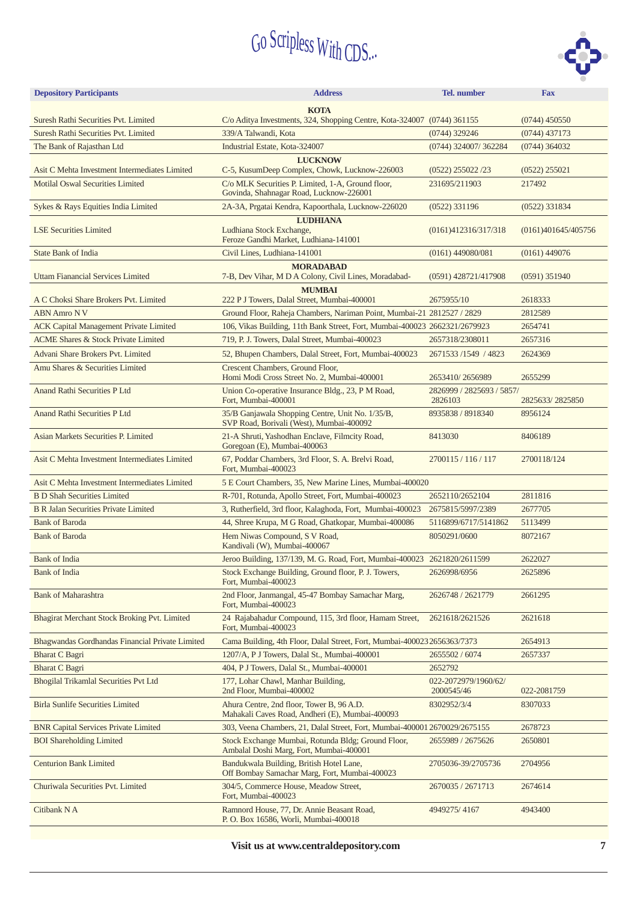# Go Scripless With CDS...

| Depository Participants | Address | Tel. number | Fax |
|---|---|---|---|
| | **KOTA** | | |
| Suresh Rathi Securities Pvt. Limited | C/o Aditya Investments, 324, Shopping Centre, Kota-324007 | (0744) 361155 | (0744) 450550 |
| Suresh Rathi Securities Pvt. Limited | 339/A Talwandi, Kota | (0744) 329246 | (0744) 437173 |
| The Bank of Rajasthan Ltd | Industrial Estate, Kota-324007 | (0744) 324007/ 362284 | (0744) 364032 |
| | **LUCKNOW** | | |
| Asit C Mehta Investment Intermediates Limited | C-5, KusumDeep Complex, Chowk, Lucknow-226003 | (0522) 255022 /23 | (0522) 255021 |
| Motilal Oswal Securities Limited | C/o MLK Securities P. Limited, 1-A, Ground floor, Govinda, Shahnagar Road, Lucknow-226001 | 231695/211903 | 217492 |
| Sykes & Rays Equities India Limited | 2A-3A, Prgatai Kendra, Kapoorthala, Lucknow-226020 | (0522) 331196 | (0522) 331834 |
| | **LUDHIANA** | | |
| LSE Securities Limited | Ludhiana Stock Exchange, Feroze Gandhi Market, Ludhiana-141001 | (0161)412316/317/318 | (0161)401645/405756 |
| State Bank of India | Civil Lines, Ludhiana-141001 | (0161) 449080/081 | (0161) 449076 |
| | **MORADABAD** | | |
| Uttam Fianancial Services Limited | 7-B, Dev Vihar, M D A Colony, Civil Lines, Moradabad- | (0591) 428721/417908 | (0591) 351940 |
| | **MUMBAI** | | |
| A C Choksi Share Brokers Pvt. Limited | 222 P J Towers, Dalal Street, Mumbai-400001 | 2675955/10 | 2618333 |
| ABN Amro N V | Ground Floor, Raheja Chambers, Nariman Point, Mumbai-21 | 2812527 / 2829 | 2812589 |
| ACK Capital Management Private Limited | 106, Vikas Building, 11th Bank Street, Fort, Mumbai-400023 | 2662321/2679923 | 2654741 |
| ACME Shares & Stock Private Limited | 719, P. J. Towers, Dalal Street, Mumbai-400023 | 2657318/2308011 | 2657316 |
| Advani Share Brokers Pvt. Limited | 52, Bhupen Chambers, Dalal Street, Fort, Mumbai-400023 | 2671533 /1549 / 4823 | 2624369 |
| Amu Shares & Securities Limited | Crescent Chambers, Ground Floor, Homi Modi Cross Street No. 2, Mumbai-400001 | 2653410/ 2656989 | 2655299 |
| Anand Rathi Securities P Ltd | Union Co-operative Insurance Bldg., 23, P M Road, Fort, Mumbai-400001 | 2826999 / 2825693 / 5857/ 2826103 | 2825633/ 2825850 |
| Anand Rathi Securities P Ltd | 35/B Ganjawala Shopping Centre, Unit No. 1/35/B, SVP Road, Borivali (West), Mumbai-400092 | 8935838 / 8918340 | 8956124 |
| Asian Markets Securities P. Limited | 21-A Shruti, Yashodhan Enclave, Filmcity Road, Goregoan (E), Mumbai-400063 | 8413030 | 8406189 |
| Asit C Mehta Investment Intermediates Limited | 67, Poddar Chambers, 3rd Floor, S. A. Brelvi Road, Fort, Mumbai-400023 | 2700115 / 116 / 117 | 2700118/124 |
| Asit C Mehta Investment Intermediates Limited | 5 E Court Chambers, 35, New Marine Lines, Mumbai-400020 | | |
| B D Shah Securities Limited | R-701, Rotunda, Apollo Street, Fort, Mumbai-400023 | 2652110/2652104 | 2811816 |
| B R Jalan Securities Private Limited | 3, Rutherfield, 3rd floor, Kalaghoda, Fort, Mumbai-400023 | 2675815/5997/2389 | 2677705 |
| Bank of Baroda | 44, Shree Krupa, M G Road, Ghatkopar, Mumbai-400086 | 5116899/6717/5141862 | 5113499 |
| Bank of Baroda | Hem Niwas Compound, S V Road, Kandivali (W), Mumbai-400067 | 8050291/0600 | 8072167 |
| Bank of India | Jeroo Building, 137/139, M. G. Road, Fort, Mumbai-400023 | 2621820/2611599 | 2622027 |
| Bank of India | Stock Exchange Building, Ground floor, P. J. Towers, Fort, Mumbai-400023 | 2626998/6956 | 2625896 |
| Bank of Maharashtra | 2nd Floor, Janmangal, 45-47 Bombay Samachar Marg, Fort, Mumbai-400023 | 2626748 / 2621779 | 2661295 |
| Bhagirat Merchant Stock Broking Pvt. Limited | 24 Rajabahadur Compound, 115, 3rd floor, Hamam Street, Fort, Mumbai-400023 | 2621618/2621526 | 2621618 |
| Bhagwandas Gordhandas Financial Private Limited | Cama Building, 4th Floor, Dalal Street, Fort, Mumbai-400023 | 2656363/7373 | 2654913 |
| Bharat C Bagri | 1207/A, P J Towers, Dalal St., Mumbai-400001 | 2655502 / 6074 | 2657337 |
| Bharat C Bagri | 404, P J Towers, Dalal St., Mumbai-400001 | 2652792 | |
| Bhogilal Trikamlal Securities Pvt Ltd | 177, Lohar Chawl, Manhar Building, 2nd Floor, Mumbai-400002 | 022-2072979/1960/62/ 2000545/46 | 022-2081759 |
| Birla Sunlife Securities Limited | Ahura Centre, 2nd floor, Tower B, 96 A.D. Mahakali Caves Road, Andheri (E), Mumbai-400093 | 8302952/3/4 | 8307033 |
| BNR Capital Services Private Limited | 303, Veena Chambers, 21, Dalal Street, Fort, Mumbai-400001 | 2670029/2675155 | 2678723 |
| BOI Shareholding Limited | Stock Exchange Mumbai, Rotunda Bldg; Ground Floor, Ambalal Doshi Marg, Fort, Mumbai-400001 | 2655989 / 2675626 | 2650801 |
| Centurion Bank Limited | Bandukwala Building, British Hotel Lane, Off Bombay Samachar Marg, Fort, Mumbai-400023 | 2705036-39/2705736 | 2704956 |
| Churiwala Securities Pvt. Limited | 304/5, Commerce House, Meadow Street, Fort, Mumbai-400023 | 2670035 / 2671713 | 2674614 |
| Citibank N A | Ramnord House, 77, Dr. Annie Beasant Road, P. O. Box 16586, Worli, Mumbai-400018 | 4949275/ 4167 | 4943400 |

**Visit us at www.centraldepository.com**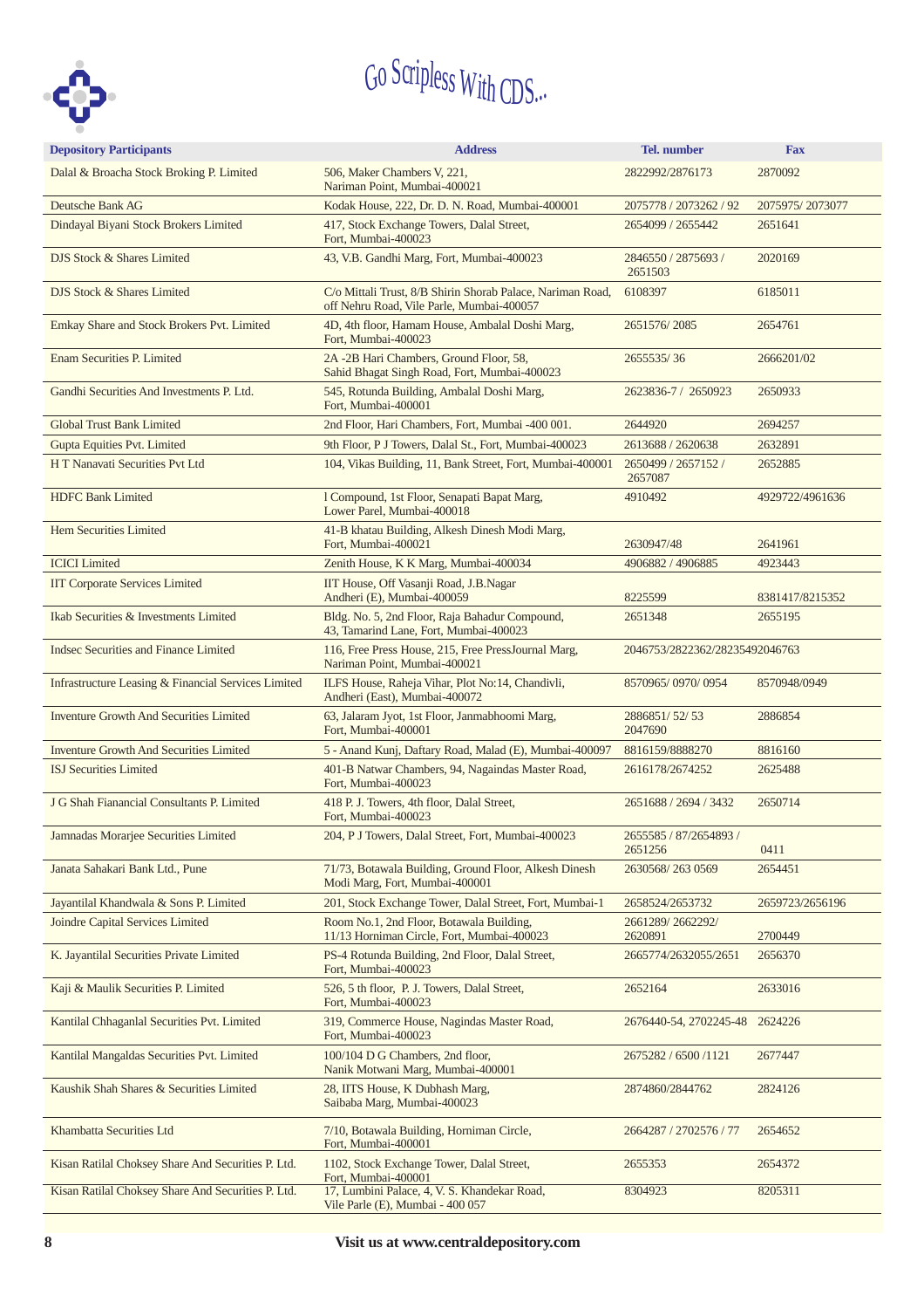Go Scripless With CDS...

| Depository Participants | Address | Tel. number | Fax |
|---|---|---|---|
| Dalal & Broacha Stock Broking P. Limited | 506, Maker Chambers V, 221, Nariman Point, Mumbai-400021 | 2822992/2876173 | 2870092 |
| Deutsche Bank AG | Kodak House, 222, Dr. D. N. Road, Mumbai-400001 | 2075778 / 2073262 / 92 | 2075975/ 2073077 |
| Dindayal Biyani Stock Brokers Limited | 417, Stock Exchange Towers, Dalal Street, Fort, Mumbai-400023 | 2654099 / 2655442 | 2651641 |
| DJS Stock & Shares Limited | 43, V.B. Gandhi Marg, Fort, Mumbai-400023 | 2846550 / 2875693 / 2651503 | 2020169 |
| DJS Stock & Shares Limited | C/o Mittali Trust, 8/B Shirin Shorab Palace, Nariman Road, off Nehru Road, Vile Parle, Mumbai-400057 | 6108397 | 6185011 |
| Emkay Share and Stock Brokers Pvt. Limited | 4D, 4th floor, Hamam House, Ambalal Doshi Marg, Fort, Mumbai-400023 | 2651576/ 2085 | 2654761 |
| Enam Securities P. Limited | 2A -2B Hari Chambers, Ground Floor, 58, Sahid Bhagat Singh Road, Fort, Mumbai-400023 | 2655535/ 36 | 2666201/02 |
| Gandhi Securities And Investments P. Ltd. | 545, Rotunda Building, Ambalal Doshi Marg, Fort, Mumbai-400001 | 2623836-7 / 2650923 | 2650933 |
| Global Trust Bank Limited | 2nd Floor, Hari Chambers, Fort, Mumbai -400 001. | 2644920 | 2694257 |
| Gupta Equities Pvt. Limited | 9th Floor, P J Towers, Dalal St., Fort, Mumbai-400023 | 2613688 / 2620638 | 2632891 |
| H T Nanavati Securities Pvt Ltd | 104, Vikas Building, 11, Bank Street, Fort, Mumbai-400001 | 2650499 / 2657152 / 2657087 | 2652885 |
| HDFC Bank Limited | l Compound, 1st Floor, Senapati Bapat Marg, Lower Parel, Mumbai-400018 | 4910492 | 4929722/4961636 |
| Hem Securities Limited | 41-B khatau Building, Alkesh Dinesh Modi Marg, Fort, Mumbai-400021 | 2630947/48 | 2641961 |
| ICICI Limited | Zenith House, K K Marg, Mumbai-400034 | 4906882 / 4906885 | 4923443 |
| IIT Corporate Services Limited | IIT House, Off Vasanji Road, J.B.Nagar Andheri (E), Mumbai-400059 | 8225599 | 8381417/8215352 |
| Ikab Securities & Investments Limited | Bldg. No. 5, 2nd Floor, Raja Bahadur Compound, 43, Tamarind Lane, Fort, Mumbai-400023 | 2651348 | 2655195 |
| Indsec Securities and Finance Limited | 116, Free Press House, 215, Free PressJournal Marg, Nariman Point, Mumbai-400021 | 2046753/2822362/28235492046763 | |
| Infrastructure Leasing & Financial Services Limited | ILFS House, Raheja Vihar, Plot No:14, Chandivli, Andheri (East), Mumbai-400072 | 8570965/ 0970/ 0954 | 8570948/0949 |
| Inventure Growth And Securities Limited | 63, Jalaram Jyot, 1st Floor, Janmabhoomi Marg, Fort, Mumbai-400001 | 2886851/ 52/ 53 2047690 | 2886854 |
| Inventure Growth And Securities Limited | 5 - Anand Kunj, Daftary Road, Malad (E), Mumbai-400097 | 8816159/8888270 | 8816160 |
| ISJ Securities Limited | 401-B Natwar Chambers, 94, Nagaindas Master Road, Fort, Mumbai-400023 | 2616178/2674252 | 2625488 |
| J G Shah Fianancial Consultants P. Limited | 418 P. J. Towers, 4th floor, Dalal Street, Fort, Mumbai-400023 | 2651688 / 2694 / 3432 | 2650714 |
| Jamnadas Morarjee Securities Limited | 204, P J Towers, Dalal Street, Fort, Mumbai-400023 | 2655585 / 87/2654893 / 2651256 | 0411 |
| Janata Sahakari Bank Ltd., Pune | 71/73, Botawala Building, Ground Floor, Alkesh Dinesh Modi Marg, Fort, Mumbai-400001 | 2630568/ 263 0569 | 2654451 |
| Jayantilal Khandwala & Sons P. Limited | 201, Stock Exchange Tower, Dalal Street, Fort, Mumbai-1 | 2658524/2653732 | 2659723/2656196 |
| Joindre Capital Services Limited | Room No.1, 2nd Floor, Botawala Building, 11/13 Horniman Circle, Fort, Mumbai-400023 | 2661289/ 2662292/ 2620891 | 2700449 |
| K. Jayantilal Securities Private Limited | PS-4 Rotunda Building, 2nd Floor, Dalal Street, Fort, Mumbai-400023 | 2665774/2632055/2651 | 2656370 |
| Kaji & Maulik Securities P. Limited | 526, 5 th floor, P. J. Towers, Dalal Street, Fort, Mumbai-400023 | 2652164 | 2633016 |
| Kantilal Chhaganlal Securities Pvt. Limited | 319, Commerce House, Nagindas Master Road, Fort, Mumbai-400023 | 2676440-54, 2702245-48 | 2624226 |
| Kantilal Mangaldas Securities Pvt. Limited | 100/104 D G Chambers, 2nd floor, Nanik Motwani Marg, Mumbai-400001 | 2675282 / 6500 /1121 | 2677447 |
| Kaushik Shah Shares & Securities Limited | 28, IITS House, K Dubhash Marg, Saibaba Marg, Mumbai-400023 | 2874860/2844762 | 2824126 |
| Khambatta Securities Ltd | 7/10, Botawala Building, Horniman Circle, Fort, Mumbai-400001 | 2664287 / 2702576 / 77 | 2654652 |
| Kisan Ratilal Choksey Share And Securities P. Ltd. | 1102, Stock Exchange Tower, Dalal Street, Fort, Mumbai-400001 | 2655353 | 2654372 |
| Kisan Ratilal Choksey Share And Securities P. Ltd. | 17, Lumbini Palace, 4, V. S. Khandekar Road, Vile Parle (E), Mumbai - 400 057 | 8304923 | 8205311 |

**Visit us at www.centraldepository.com**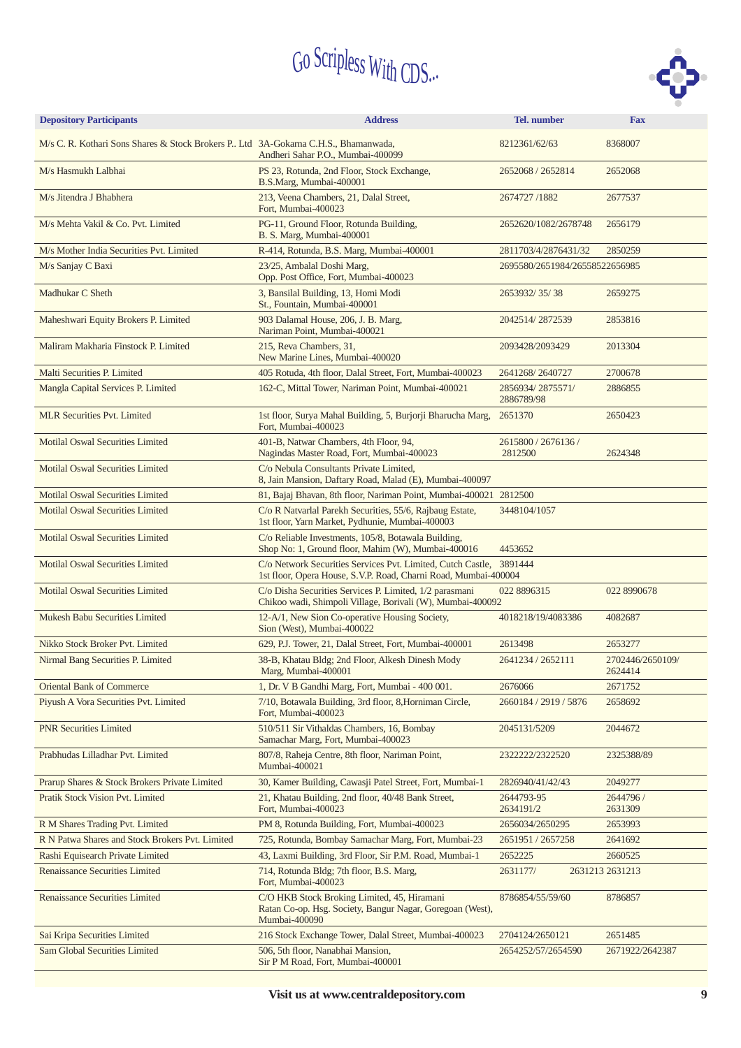# Go Scripless With CDS...

| Depository Participants | Address | Tel. number | Fax |
|---|---|---|---|
| M/s C. R. Kothari Sons Shares & Stock Brokers P.. Ltd | 3A-Gokarna C.H.S., Bhamanwada, Andheri Sahar P.O., Mumbai-400099 | 8212361/62/63 | 8368007 |
| M/s Hasmukh Lalbhai | PS 23, Rotunda, 2nd Floor, Stock Exchange, B.S.Marg, Mumbai-400001 | 2652068 / 2652814 | 2652068 |
| M/s Jitendra J Bhabhera | 213, Veena Chambers, 21, Dalal Street, Fort, Mumbai-400023 | 2674727 /1882 | 2677537 |
| M/s Mehta Vakil & Co. Pvt. Limited | PG-11, Ground Floor, Rotunda Building, B. S. Marg, Mumbai-400001 | 2652620/1082/2678748 | 2656179 |
| M/s Mother India Securities Pvt. Limited | R-414, Rotunda, B.S. Marg, Mumbai-400001 | 2811703/4/2876431/32 | 2850259 |
| M/s Sanjay C Baxi | 23/25, Ambalal Doshi Marg, Opp. Post Office, Fort, Mumbai-400023 | 2695580/2651984/26558522656985 | |
| Madhukar C Sheth | 3, Bansilal Building, 13, Homi Modi St., Fountain, Mumbai-400001 | 2653932/ 35/ 38 | 2659275 |
| Maheshwari Equity Brokers P. Limited | 903 Dalamal House, 206, J. B. Marg, Nariman Point, Mumbai-400021 | 2042514/ 2872539 | 2853816 |
| Maliram Makharia Finstock P. Limited | 215, Reva Chambers, 31, New Marine Lines, Mumbai-400020 | 2093428/2093429 | 2013304 |
| Malti Securities P. Limited | 405 Rotuda, 4th floor, Dalal Street, Fort, Mumbai-400023 | 2641268/ 2640727 | 2700678 |
| Mangla Capital Services P. Limited | 162-C, Mittal Tower, Nariman Point, Mumbai-400021 | 2856934/ 2875571/ 2886789/98 | 2886855 |
| MLR Securities Pvt. Limited | 1st floor, Surya Mahal Building, 5, Burjorji Bharucha Marg, Fort, Mumbai-400023 | 2651370 | 2650423 |
| Motilal Oswal Securities Limited | 401-B, Natwar Chambers, 4th Floor, 94, Nagindas Master Road, Fort, Mumbai-400023 | 2615800 / 2676136 / 2812500 | 2624348 |
| Motilal Oswal Securities Limited | C/o Nebula Consultants Private Limited, 8, Jain Mansion, Daftary Road, Malad (E), Mumbai-400097 | | |
| Motilal Oswal Securities Limited | 81, Bajaj Bhavan, 8th floor, Nariman Point, Mumbai-400021 | 2812500 | |
| Motilal Oswal Securities Limited | C/o R Natvarlal Parekh Securities, 55/6, Rajbaug Estate, 1st floor, Yarn Market, Pydhunie, Mumbai-400003 | 3448104/1057 | |
| Motilal Oswal Securities Limited | C/o Reliable Investments, 105/8, Botawala Building, Shop No: 1, Ground floor, Mahim (W), Mumbai-400016 | 4453652 | |
| Motilal Oswal Securities Limited | C/o Network Securities Services Pvt. Limited, Cutch Castle, 1st floor, Opera House, S.V.P. Road, Charni Road, Mumbai-400004 | 3891444 | |
| Motilal Oswal Securities Limited | C/o Disha Securities Services P. Limited, 1/2 parasmani Chikoo wadi, Shimpoli Village, Borivali (W), Mumbai-400092 | 022 8896315 | 022 8990678 |
| Mukesh Babu Securities Limited | 12-A/1, New Sion Co-operative Housing Society, Sion (West), Mumbai-400022 | 4018218/19/4083386 | 4082687 |
| Nikko Stock Broker Pvt. Limited | 629, P.J. Tower, 21, Dalal Street, Fort, Mumbai-400001 | 2613498 | 2653277 |
| Nirmal Bang Securities P. Limited | 38-B, Khatau Bldg; 2nd Floor, Alkesh Dinesh Mody Marg, Mumbai-400001 | 2641234 / 2652111 | 2702446/2650109/ 2624414 |
| Oriental Bank of Commerce | 1, Dr. V B Gandhi Marg, Fort, Mumbai - 400 001. | 2676066 | 2671752 |
| Piyush A Vora Securities Pvt. Limited | 7/10, Botawala Building, 3rd floor, 8,Horniman Circle, Fort, Mumbai-400023 | 2660184 / 2919 / 5876 | 2658692 |
| PNR Securities Limited | 510/511 Sir Vithaldas Chambers, 16, Bombay Samachar Marg, Fort, Mumbai-400023 | 2045131/5209 | 2044672 |
| Prabhudas Lilladhar Pvt. Limited | 807/8, Raheja Centre, 8th floor, Nariman Point, Mumbai-400021 | 2322222/2322520 | 2325388/89 |
| Prarup Shares & Stock Brokers Private Limited | 30, Kamer Building, Cawasji Patel Street, Fort, Mumbai-1 | 2826940/41/42/43 | 2049277 |
| Pratik Stock Vision Pvt. Limited | 21, Khatau Building, 2nd floor, 40/48 Bank Street, Fort, Mumbai-400023 | 2644793-95 2634191/2 | 2644796 / 2631309 |
| R M Shares Trading Pvt. Limited | PM 8, Rotunda Building, Fort, Mumbai-400023 | 2656034/2650295 | 2653993 |
| R N Patwa Shares and Stock Brokers Pvt. Limited | 725, Rotunda, Bombay Samachar Marg, Fort, Mumbai-23 | 2651951 / 2657258 | 2641692 |
| Rashi Equisearch Private Limited | 43, Laxmi Building, 3rd Floor, Sir P.M. Road, Mumbai-1 | 2652225 | 2660525 |
| Renaissance Securities Limited | 714, Rotunda Bldg; 7th floor, B.S. Marg, Fort, Mumbai-400023 | 2631177/ | 2631213 2631213 |
| Renaissance Securities Limited | C/O HKB Stock Broking Limited, 45, Hiramani Ratan Co-op. Hsg. Society, Bangur Nagar, Goregaon (West), Mumbai-400090 | 8786854/55/59/60 | 8786857 |
| Sai Kripa Securities Limited | 216 Stock Exchange Tower, Dalal Street, Mumbai-400023 | 2704124/2650121 | 2651485 |
| Sam Global Securities Limited | 506, 5th floor, Nanabhai Mansion, Sir P M Road, Fort, Mumbai-400001 | 2654252/57/2654590 | 2671922/2642387 |

**Visit us at www.centraldepository.com**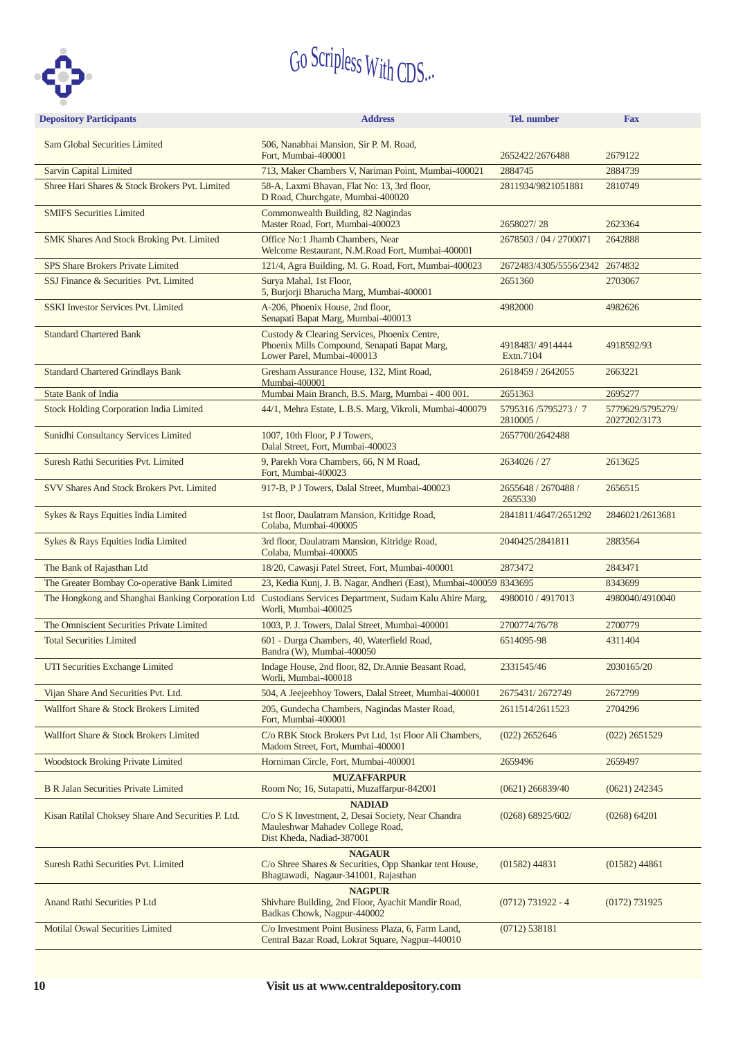Go Scripless With CDS...

| Depository Participants | Address | Tel. number | Fax |
|---|---|---|---|
| Sam Global Securities Limited | 506, Nanabhai Mansion, Sir P. M. Road, Fort, Mumbai-400001 | 2652422/2676488 | 2679122 |
| Sarvin Capital Limited | 713, Maker Chambers V, Nariman Point, Mumbai-400021 | 2884745 | 2884739 |
| Shree Hari Shares & Stock Brokers Pvt. Limited | 58-A, Laxmi Bhavan, Flat No: 13, 3rd floor, D Road, Churchgate, Mumbai-400020 | 2811934/9821051881 | 2810749 |
| SMIFS Securities Limited | Commonwealth Building, 82 Nagindas Master Road, Fort, Mumbai-400023 | 2658027/ 28 | 2623364 |
| SMK Shares And Stock Broking Pvt. Limited | Office No:1 Jhamb Chambers, Near Welcome Restaurant, N.M.Road Fort, Mumbai-400001 | 2678503 / 04 / 2700071 | 2642888 |
| SPS Share Brokers Private Limited | 121/4, Agra Building, M. G. Road, Fort, Mumbai-400023 | 2672483/4305/5556/2342 | 2674832 |
| SSJ Finance & Securities Pvt. Limited | Surya Mahal, 1st Floor, 5, Burjorji Bharucha Marg, Mumbai-400001 | 2651360 | 2703067 |
| SSKI Investor Services Pvt. Limited | A-206, Phoenix House, 2nd floor, Senapati Bapat Marg, Mumbai-400013 | 4982000 | 4982626 |
| Standard Chartered Bank | Custody & Clearing Services, Phoenix Centre, Phoenix Mills Compound, Senapati Bapat Marg, Lower Parel, Mumbai-400013 | 4918483/ 4914444 Extn.7104 | 4918592/93 |
| Standard Chartered Grindlays Bank | Gresham Assurance House, 132, Mint Road, Mumbai-400001 | 2618459 / 2642055 | 2663221 |
| State Bank of India | Mumbai Main Branch, B.S. Marg, Mumbai - 400 001. | 2651363 | 2695277 |
| Stock Holding Corporation India Limited | 44/1, Mehra Estate, L.B.S. Marg, Vikroli, Mumbai-400079 | 5795316 /5795273 / 7 2810005 / | 5779629/5795279/ 2027202/3173 |
| Sunidhi Consultancy Services Limited | 1007, 10th Floor, P J Towers, Dalal Street, Fort, Mumbai-400023 | 2657700/2642488 | |
| Suresh Rathi Securities Pvt. Limited | 9, Parekh Vora Chambers, 66, N M Road, Fort, Mumbai-400023 | 2634026 / 27 | 2613625 |
| SVV Shares And Stock Brokers Pvt. Limited | 917-B, P J Towers, Dalal Street, Mumbai-400023 | 2655648 / 2670488 / 2655330 | 2656515 |
| Sykes & Rays Equities India Limited | 1st floor, Daulatram Mansion, Kritidge Road, Colaba, Mumbai-400005 | 2841811/4647/2651292 | 2846021/2613681 |
| Sykes & Rays Equities India Limited | 3rd floor, Daulatram Mansion, Kitridge Road, Colaba, Mumbai-400005 | 2040425/2841811 | 2883564 |
| The Bank of Rajasthan Ltd | 18/20, Cawasji Patel Street, Fort, Mumbai-400001 | 2873472 | 2843471 |
| The Greater Bombay Co-operative Bank Limited | 23, Kedia Kunj, J. B. Nagar, Andheri (East), Mumbai-400059 | 8343695 | 8343699 |
| The Hongkong and Shanghai Banking Corporation Ltd | Custodians Services Department, Sudam Kalu Ahire Marg, Worli, Mumbai-400025 | 4980010 / 4917013 | 4980040/4910040 |
| The Omniscient Securities Private Limited | 1003, P. J. Towers, Dalal Street, Mumbai-400001 | 2700774/76/78 | 2700779 |
| Total Securities Limited | 601 - Durga Chambers, 40, Waterfield Road, Bandra (W), Mumbai-400050 | 6514095-98 | 4311404 |
| UTI Securities Exchange Limited | Indage House, 2nd floor, 82, Dr.Annie Beasant Road, Worli, Mumbai-400018 | 2331545/46 | 2030165/20 |
| Vijan Share And Securities Pvt. Ltd. | 504, A Jeejeebhoy Towers, Dalal Street, Mumbai-400001 | 2675431/ 2672749 | 2672799 |
| Wallfort Share & Stock Brokers Limited | 205, Gundecha Chambers, Nagindas Master Road, Fort, Mumbai-400001 | 2611514/2611523 | 2704296 |
| Wallfort Share & Stock Brokers Limited | C/o RBK Stock Brokers Pvt Ltd, 1st Floor Ali Chambers, Madom Street, Fort, Mumbai-400001 | (022) 2652646 | (022) 2651529 |
| Woodstock Broking Private Limited | Horniman Circle, Fort, Mumbai-400001 | 2659496 | 2659497 |
| | **MUZAFFARPUR** | | |
| B R Jalan Securities Private Limited | Room No; 16, Sutapatti, Muzaffarpur-842001 | (0621) 266839/40 | (0621) 242345 |
| | **NADIAD** | | |
| Kisan Ratilal Choksey Share And Securities P. Ltd. | C/o S K Investment, 2, Desai Society, Near Chandra Mauleshwar Mahadev College Road, Dist Kheda, Nadiad-387001 | (0268) 68925/602/ | (0268) 64201 |
| | **NAGAUR** | | |
| Suresh Rathi Securities Pvt. Limited | C/o Shree Shares & Securities, Opp Shankar tent House, Bhagtawadi, Nagaur-341001, Rajasthan | (01582) 44831 | (01582) 44861 |
| | **NAGPUR** | | |
| Anand Rathi Securities P Ltd | Shivhare Building, 2nd Floor, Ayachit Mandir Road, Badkas Chowk, Nagpur-440002 | (0712) 731922 - 4 | (0172) 731925 |
| Motilal Oswal Securities Limited | C/o Investment Point Business Plaza, 6, Farm Land, Central Bazar Road, Lokrat Square, Nagpur-440010 | (0712) 538181 | |

**Visit us at www.centraldepository.com**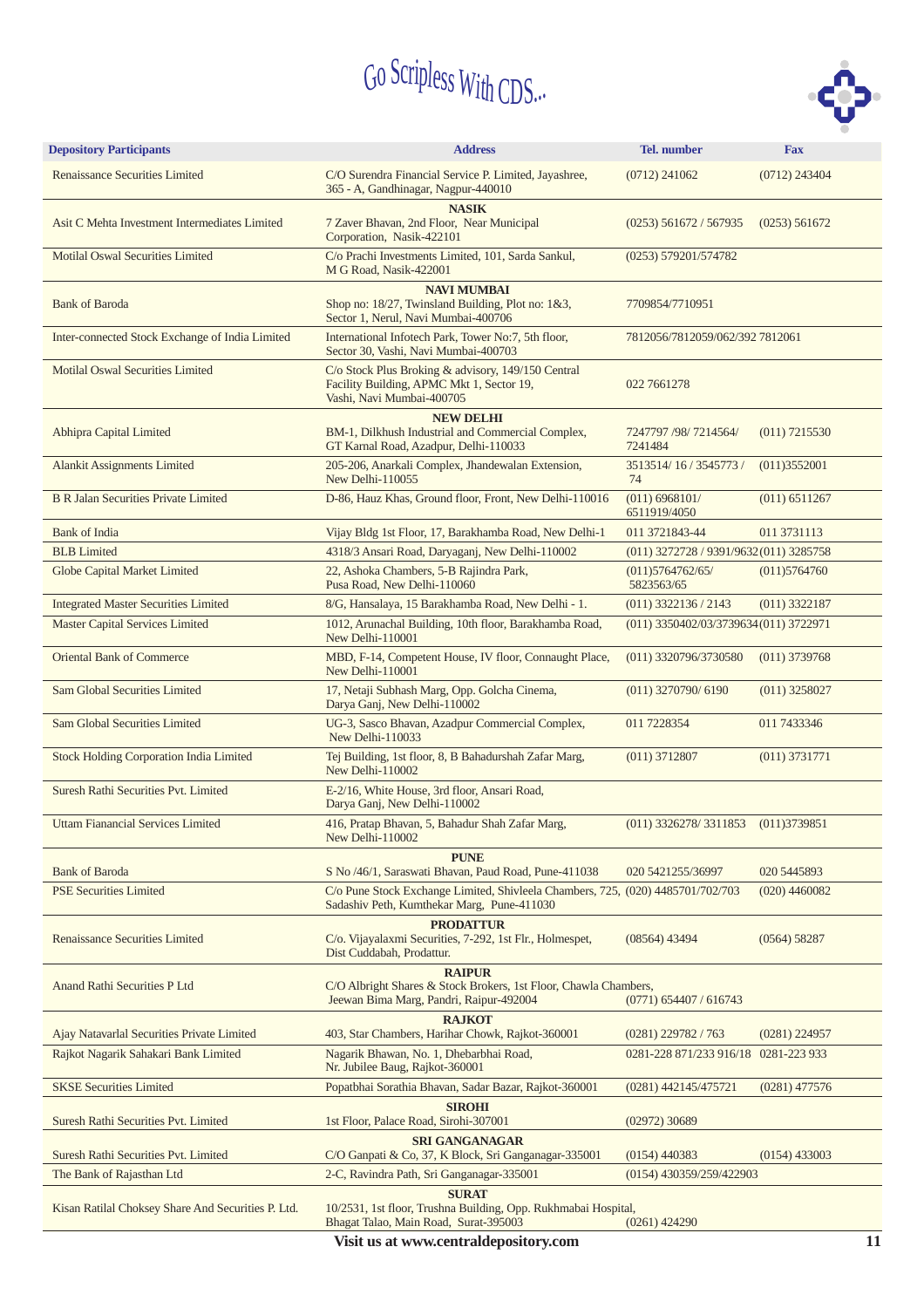# Go Scripless With CDS...

| Depository Participants | Address | Tel. number | Fax |
|---|---|---|---|
| Renaissance Securities Limited | C/O Surendra Financial Service P. Limited, Jayashree, 365 - A, Gandhinagar, Nagpur-440010 | (0712) 241062 | (0712) 243404 |
| | **NASIK** | | |
| Asit C Mehta Investment Intermediates Limited | 7 Zaver Bhavan, 2nd Floor, Near Municipal Corporation, Nasik-422101 | (0253) 561672 / 567935 | (0253) 561672 |
| Motilal Oswal Securities Limited | C/o Prachi Investments Limited, 101, Sarda Sankul, M G Road, Nasik-422001 | (0253) 579201/574782 | |
| | **NAVI MUMBAI** | | |
| Bank of Baroda | Shop no: 18/27, Twinsland Building, Plot no: 1&3, Sector 1, Nerul, Navi Mumbai-400706 | 7709854/7710951 | |
| Inter-connected Stock Exchange of India Limited | International Infotech Park, Tower No:7, 5th floor, Sector 30, Vashi, Navi Mumbai-400703 | 7812056/7812059/062/392 | 7812061 |
| Motilal Oswal Securities Limited | C/o Stock Plus Broking & advisory, 149/150 Central Facility Building, APMC Mkt 1, Sector 19, Vashi, Navi Mumbai-400705 | 022 7661278 | |
| | **NEW DELHI** | | |
| Abhipra Capital Limited | BM-1, Dilkhush Industrial and Commercial Complex, GT Karnal Road, Azadpur, Delhi-110033 | 7247797 /98/ 7214564/ 7241484 | (011) 7215530 |
| Alankit Assignments Limited | 205-206, Anarkali Complex, Jhandewalan Extension, New Delhi-110055 | 3513514/ 16 / 3545773 / 74 | (011)3552001 |
| B R Jalan Securities Private Limited | D-86, Hauz Khas, Ground floor, Front, New Delhi-110016 | (011) 6968101/ 6511919/4050 | (011) 6511267 |
| Bank of India | Vijay Bldg 1st Floor, 17, Barakhamba Road, New Delhi-1 | 011 3721843-44 | 011 3731113 |
| BLB Limited | 4318/3 Ansari Road, Daryaganj, New Delhi-110002 | (011) 3272728 / 9391/9632 | (011) 3285758 |
| Globe Capital Market Limited | 22, Ashoka Chambers, 5-B Rajindra Park, Pusa Road, New Delhi-110060 | (011)5764762/65/ 5823563/65 | (011)5764760 |
| Integrated Master Securities Limited | 8/G, Hansalaya, 15 Barakhamba Road, New Delhi - 1. | (011) 3322136 / 2143 | (011) 3322187 |
| Master Capital Services Limited | 1012, Arunachal Building, 10th floor, Barakhamba Road, New Delhi-110001 | (011) 3350402/03/3739634 | (011) 3722971 |
| Oriental Bank of Commerce | MBD, F-14, Competent House, IV floor, Connaught Place, New Delhi-110001 | (011) 3320796/3730580 | (011) 3739768 |
| Sam Global Securities Limited | 17, Netaji Subhash Marg, Opp. Golcha Cinema, Darya Ganj, New Delhi-110002 | (011) 3270790/ 6190 | (011) 3258027 |
| Sam Global Securities Limited | UG-3, Sasco Bhavan, Azadpur Commercial Complex, New Delhi-110033 | 011 7228354 | 011 7433346 |
| Stock Holding Corporation India Limited | Tej Building, 1st floor, 8, B Bahadurshah Zafar Marg, New Delhi-110002 | (011) 3712807 | (011) 3731771 |
| Suresh Rathi Securities Pvt. Limited | E-2/16, White House, 3rd floor, Ansari Road, Darya Ganj, New Delhi-110002 | | |
| Uttam Fianancial Services Limited | 416, Pratap Bhavan, 5, Bahadur Shah Zafar Marg, New Delhi-110002 | (011) 3326278/ 3311853 | (011)3739851 |
| | **PUNE** | | |
| Bank of Baroda | S No /46/1, Saraswati Bhavan, Paud Road, Pune-411038 | 020 5421255/36997 | 020 5445893 |
| PSE Securities Limited | C/o Pune Stock Exchange Limited, Shivleela Chambers, 725, Sadashiv Peth, Kumthekar Marg, Pune-411030 | (020) 4485701/702/703 | (020) 4460082 |
| | **PRODATTUR** | | |
| Renaissance Securities Limited | C/o. Vijayalaxmi Securities, 7-292, 1st Flr., Holmespet, Dist Cuddabah, Prodattur. | (08564) 43494 | (0564) 58287 |
| | **RAIPUR** | | |
| Anand Rathi Securities P Ltd | C/O Albright Shares & Stock Brokers, 1st Floor, Chawla Chambers, Jeewan Bima Marg, Pandri, Raipur-492004 | (0771) 654407 / 616743 | |
| | **RAJKOT** | | |
| Ajay Natavarlal Securities Private Limited | 403, Star Chambers, Harihar Chowk, Rajkot-360001 | (0281) 229782 / 763 | (0281) 224957 |
| Rajkot Nagarik Sahakari Bank Limited | Nagarik Bhawan, No. 1, Dhebarbhai Road, Nr. Jubilee Baug, Rajkot-360001 | 0281-228 871/233 916/18 | 0281-223 933 |
| SKSE Securities Limited | Popatbhai Sorathia Bhavan, Sadar Bazar, Rajkot-360001 | (0281) 442145/475721 | (0281) 477576 |
| | **SIROHI** | | |
| Suresh Rathi Securities Pvt. Limited | 1st Floor, Palace Road, Sirohi-307001 | (02972) 30689 | |
| | **SRI GANGANAGAR** | | |
| Suresh Rathi Securities Pvt. Limited | C/O Ganpati & Co, 37, K Block, Sri Ganganagar-335001 | (0154) 440383 | (0154) 433003 |
| The Bank of Rajasthan Ltd | 2-C, Ravindra Path, Sri Ganganagar-335001 | (0154) 430359/259/422903 | |
| | **SURAT** | | |
| Kisan Ratilal Choksey Share And Securities P. Ltd. | 10/2531, 1st floor, Trushna Building, Opp. Rukhmabai Hospital, Bhagat Talao, Main Road, Surat-395003 | (0261) 424290 | |

**Visit us at www.centraldepository.com**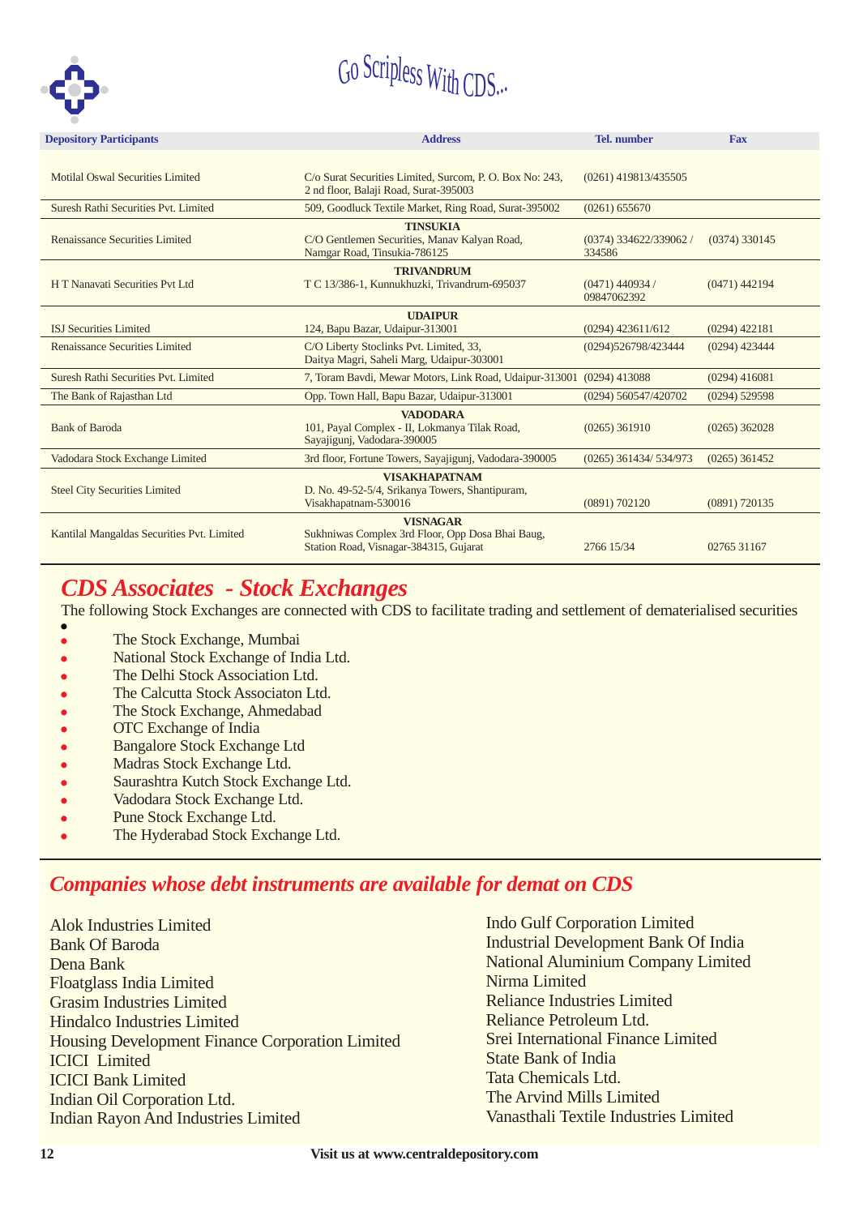Go Scripless With CDS...

| Depository Participants | Address | Tel. number | Fax |
|---|---|---|---|
| Motilal Oswal Securities Limited | C/o Surat Securities Limited, Surcom, P. O. Box No: 243, 2 nd floor, Balaji Road, Surat-395003 | (0261) 419813/435505 | |
| Suresh Rathi Securities Pvt. Limited | 509, Goodluck Textile Market, Ring Road, Surat-395002 | (0261) 655670 | |
| | **TINSUKIA** | | |
| Renaissance Securities Limited | C/O Gentlemen Securities, Manav Kalyan Road, Namgar Road, Tinsukia-786125 | (0374) 334622/339062 / 334586 | (0374) 330145 |
| | **TRIVANDRUM** | | |
| H T Nanavati Securities Pvt Ltd | T C 13/386-1, Kunnukhuzki, Trivandrum-695037 | (0471) 440934 / 09847062392 | (0471) 442194 |
| | **UDAIPUR** | | |
| ISJ Securities Limited | 124, Bapu Bazar, Udaipur-313001 | (0294) 423611/612 | (0294) 422181 |
| Renaissance Securities Limited | C/O Liberty Stoclinks Pvt. Limited, 33, Daitya Magri, Saheli Marg, Udaipur-303001 | (0294)526798/423444 | (0294) 423444 |
| Suresh Rathi Securities Pvt. Limited | 7, Toram Bavdi, Mewar Motors, Link Road, Udaipur-313001 | (0294) 413088 | (0294) 416081 |
| The Bank of Rajasthan Ltd | Opp. Town Hall, Bapu Bazar, Udaipur-313001 | (0294) 560547/420702 | (0294) 529598 |
| | **VADODARA** | | |
| Bank of Baroda | 101, Payal Complex - II, Lokmanya Tilak Road, Sayajigunj, Vadodara-390005 | (0265) 361910 | (0265) 362028 |
| Vadodara Stock Exchange Limited | 3rd floor, Fortune Towers, Sayajigunj, Vadodara-390005 | (0265) 361434/ 534/973 | (0265) 361452 |
| | **VISAKHAPATNAM** | | |
| Steel City Securities Limited | D. No. 49-52-5/4, Srikanya Towers, Shantipuram, Visakhapatnam-530016 | (0891) 702120 | (0891) 720135 |
| | **VISNAGAR** | | |
| Kantilal Mangaldas Securities Pvt. Limited | Sukhniwas Complex 3rd Floor, Opp Dosa Bhai Baug, Station Road, Visnagar-384315, Gujarat | 2766 15/34 | 02765 31167 |

## *CDS Associates - Stock Exchanges*

The following Stock Exchanges are connected with CDS to facilitate trading and settlement of dematerialised securities

- The Stock Exchange, Mumbai
- National Stock Exchange of India Ltd.
- The Delhi Stock Association Ltd.
- The Calcutta Stock Associaton Ltd.
- The Stock Exchange, Ahmedabad
- OTC Exchange of India
- Bangalore Stock Exchange Ltd
- Madras Stock Exchange Ltd.
- Saurashtra Kutch Stock Exchange Ltd.
- Vadodara Stock Exchange Ltd.
- Pune Stock Exchange Ltd.
- The Hyderabad Stock Exchange Ltd.

## *Companies whose debt instruments are available for demat on CDS*

Alok Industries Limited
Bank Of Baroda
Dena Bank
Floatglass India Limited
Grasim Industries Limited
Hindalco Industries Limited
Housing Development Finance Corporation Limited
ICICI Limited
ICICI Bank Limited
Indian Oil Corporation Ltd.
Indian Rayon And Industries Limited
Indo Gulf Corporation Limited
Industrial Development Bank Of India
National Aluminium Company Limited
Nirma Limited
Reliance Industries Limited
Reliance Petroleum Ltd.
Srei International Finance Limited
State Bank of India
Tata Chemicals Ltd.
The Arvind Mills Limited
Vanasthali Textile Industries Limited

Visit us at www.centraldepository.com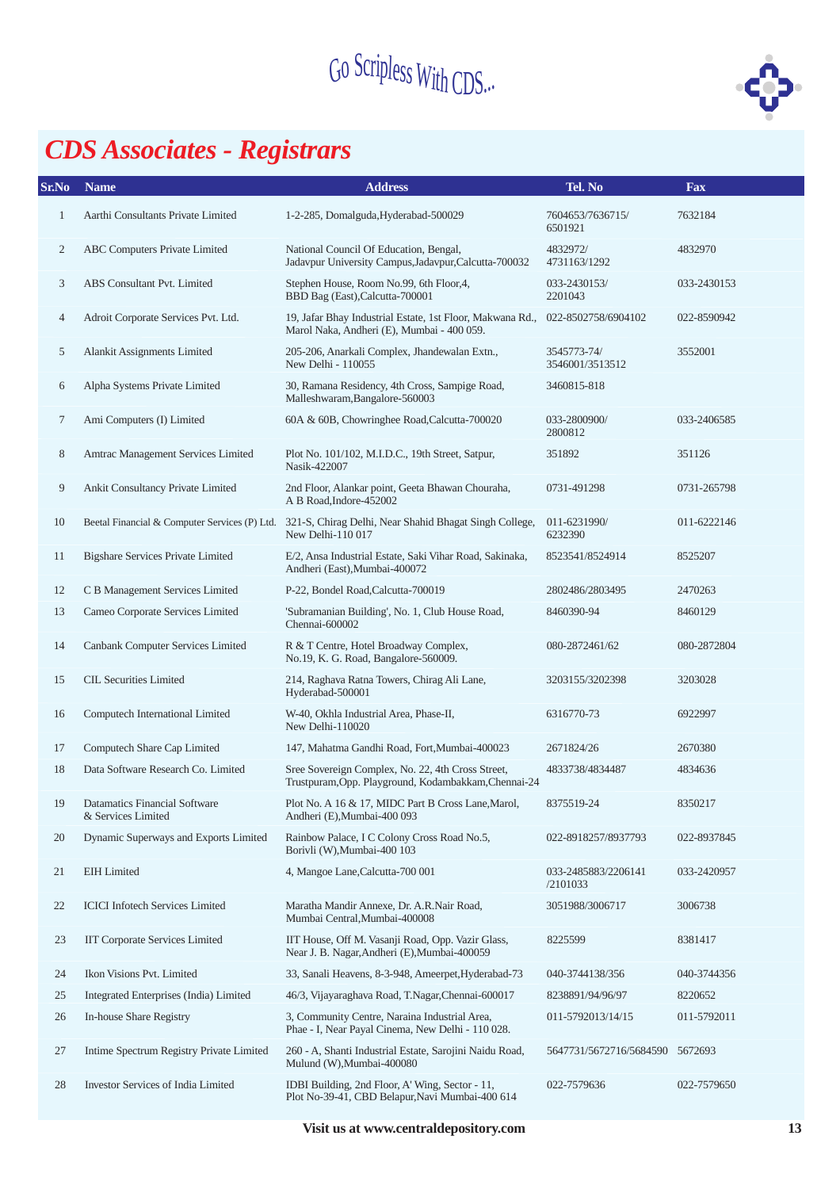Go Scripless With CDS...

# CDS Associates - Registrars

| Sr.No | Name | Address | Tel. No | Fax |
|---|---|---|---|---|
| 1 | Aarthi Consultants Private Limited | 1-2-285, Domalguda,Hyderabad-500029 | 7604653/7636715/ 6501921 | 7632184 |
| 2 | ABC Computers Private Limited | National Council Of Education, Bengal, Jadavpur University Campus,Jadavpur,Calcutta-700032 | 4832972/ 4731163/1292 | 4832970 |
| 3 | ABS Consultant Pvt. Limited | Stephen House, Room No.99, 6th Floor,4, BBD Bag (East),Calcutta-700001 | 033-2430153/ 2201043 | 033-2430153 |
| 4 | Adroit Corporate Services Pvt. Ltd. | 19, Jafar Bhay Industrial Estate, 1st Floor, Makwana Rd., Marol Naka, Andheri (E), Mumbai - 400 059. | 022-8502758/6904102 | 022-8590942 |
| 5 | Alankit Assignments Limited | 205-206, Anarkali Complex, Jhandewalan Extn., New Delhi - 110055 | 3545773-74/ 3546001/3513512 | 3552001 |
| 6 | Alpha Systems Private Limited | 30, Ramana Residency, 4th Cross, Sampige Road, Malleshwaram,Bangalore-560003 | 3460815-818 | |
| 7 | Ami Computers (I) Limited | 60A & 60B, Chowringhee Road,Calcutta-700020 | 033-2800900/ 2800812 | 033-2406585 |
| 8 | Amtrac Management Services Limited | Plot No. 101/102, M.I.D.C., 19th Street, Satpur, Nasik-422007 | 351892 | 351126 |
| 9 | Ankit Consultancy Private Limited | 2nd Floor, Alankar point, Geeta Bhawan Chouraha, A B Road,Indore-452002 | 0731-491298 | 0731-265798 |
| 10 | Beetal Financial & Computer Services (P) Ltd. | 321-S, Chirag Delhi, Near Shahid Bhagat Singh College, New Delhi-110 017 | 011-6231990/ 6232390 | 011-6222146 |
| 11 | Bigshare Services Private Limited | E/2, Ansa Industrial Estate, Saki Vihar Road, Sakinaka, Andheri (East),Mumbai-400072 | 8523541/8524914 | 8525207 |
| 12 | C B Management Services Limited | P-22, Bondel Road,Calcutta-700019 | 2802486/2803495 | 2470263 |
| 13 | Cameo Corporate Services Limited | 'Subramanian Building', No. 1, Club House Road, Chennai-600002 | 8460390-94 | 8460129 |
| 14 | Canbank Computer Services Limited | R & T Centre, Hotel Broadway Complex, No.19, K. G. Road, Bangalore-560009. | 080-2872461/62 | 080-2872804 |
| 15 | CIL Securities Limited | 214, Raghava Ratna Towers, Chirag Ali Lane, Hyderabad-500001 | 3203155/3202398 | 3203028 |
| 16 | Computech International Limited | W-40, Okhla Industrial Area, Phase-II, New Delhi-110020 | 6316770-73 | 6922997 |
| 17 | Computech Share Cap Limited | 147, Mahatma Gandhi Road, Fort,Mumbai-400023 | 2671824/26 | 2670380 |
| 18 | Data Software Research Co. Limited | Sree Sovereign Complex, No. 22, 4th Cross Street, Trustpuram,Opp. Playground, Kodambakkam,Chennai-24 | 4833738/4834487 | 4834636 |
| 19 | Datamatics Financial Software & Services Limited | Plot No. A 16 & 17, MIDC Part B Cross Lane,Marol, Andheri (E),Mumbai-400 093 | 8375519-24 | 8350217 |
| 20 | Dynamic Superways and Exports Limited | Rainbow Palace, I C Colony Cross Road No.5, Borivli (W),Mumbai-400 103 | 022-8918257/8937793 | 022-8937845 |
| 21 | EIH Limited | 4, Mangoe Lane,Calcutta-700 001 | 033-2485883/2206141 /2101033 | 033-2420957 |
| 22 | ICICI Infotech Services Limited | Maratha Mandir Annexe, Dr. A.R.Nair Road, Mumbai Central,Mumbai-400008 | 3051988/3006717 | 3006738 |
| 23 | IIT Corporate Services Limited | IIT House, Off M. Vasanji Road, Opp. Vazir Glass, Near J. B. Nagar,Andheri (E),Mumbai-400059 | 8225599 | 8381417 |
| 24 | Ikon Visions Pvt. Limited | 33, Sanali Heavens, 8-3-948, Ameerpet,Hyderabad-73 | 040-3744138/356 | 040-3744356 |
| 25 | Integrated Enterprises (India) Limited | 46/3, Vijayaraghava Road, T.Nagar,Chennai-600017 | 8238891/94/96/97 | 8220652 |
| 26 | In-house Share Registry | 3, Community Centre, Naraina Industrial Area, Phae - I, Near Payal Cinema, New Delhi - 110 028. | 011-5792013/14/15 | 011-5792011 |
| 27 | Intime Spectrum Registry Private Limited | 260 - A, Shanti Industrial Estate, Sarojini Naidu Road, Mulund (W),Mumbai-400080 | 5647731/5672716/5684590 | 5672693 |
| 28 | Investor Services of India Limited | IDBI Building, 2nd Floor, A' Wing, Sector - 11, Plot No-39-41, CBD Belapur,Navi Mumbai-400 614 | 022-7579636 | 022-7579650 |

**Visit us at www.centraldepository.com**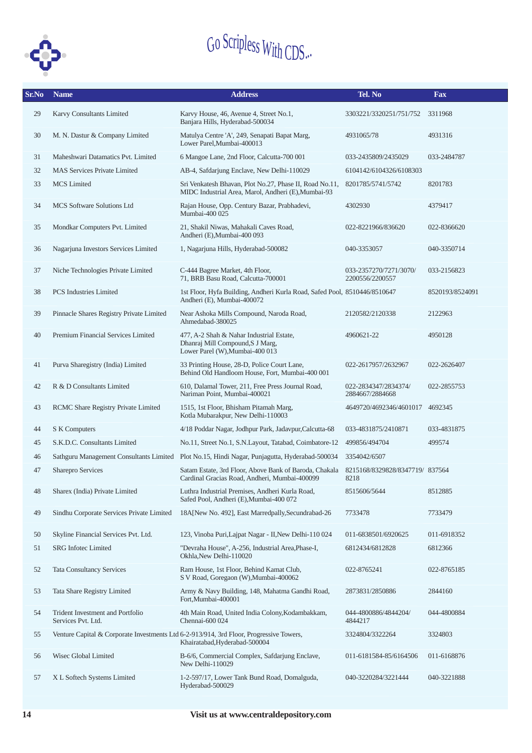Go Scripless With CDS...

| Sr.No | Name | Address | Tel. No | Fax |
|---|---|---|---|---|
| 29 | Karvy Consultants Limited | Karvy House, 46, Avenue 4, Street No.1, Banjara Hills, Hyderabad-500034 | 3303221/3320251/751/752 | 3311968 |
| 30 | M. N. Dastur & Company Limited | Matulya Centre 'A', 249, Senapati Bapat Marg, Lower Parel,Mumbai-400013 | 4931065/78 | 4931316 |
| 31 | Maheshwari Datamatics Pvt. Limited | 6 Mangoe Lane, 2nd Floor, Calcutta-700 001 | 033-2435809/2435029 | 033-2484787 |
| 32 | MAS Services Private Limited | AB-4, Safdarjung Enclave, New Delhi-110029 | 6104142/6104326/6108303 | |
| 33 | MCS Limited | Sri Venkatesh Bhavan, Plot No.27, Phase II, Road No.11, MIDC Industrial Area, Marol, Andheri (E),Mumbai-93 | 8201785/5741/5742 | 8201783 |
| 34 | MCS Software Solutions Ltd | Rajan House, Opp. Century Bazar, Prabhadevi, Mumbai-400 025 | 4302930 | 4379417 |
| 35 | Mondkar Computers Pvt. Limited | 21, Shakil Niwas, Mahakali Caves Road, Andheri (E),Mumbai-400 093 | 022-8221966/836620 | 022-8366620 |
| 36 | Nagarjuna Investors Services Limited | 1, Nagarjuna Hills, Hyderabad-500082 | 040-3353057 | 040-3350714 |
| 37 | Niche Technologies Private Limited | C-444 Bagree Market, 4th Floor, 71, BRB Basu Road, Calcutta-700001 | 033-2357270/7271/3070/ 2200556/2200557 | 033-2156823 |
| 38 | PCS Industries Limited | 1st Floor, Hyfa Building, Andheri Kurla Road, Safed Pool, Andheri (E), Mumbai-400072 | 8510446/8510647 | 8520193/8524091 |
| 39 | Pinnacle Shares Registry Private Limited | Near Ashoka Mills Compound, Naroda Road, Ahmedabad-380025 | 2120582/2120338 | 2122963 |
| 40 | Premium Financial Services Limited | 477, A-2 Shah & Nahar Industrial Estate, Dhanraj Mill Compound,S J Marg, Lower Parel (W),Mumbai-400 013 | 4960621-22 | 4950128 |
| 41 | Purva Sharegistry (India) Limited | 33 Printing House, 28-D, Police Court Lane, Behind Old Handloom House, Fort, Mumbai-400 001 | 022-2617957/2632967 | 022-2626407 |
| 42 | R & D Consultants Limited | 610, Dalamal Tower, 211, Free Press Journal Road, Nariman Point, Mumbai-400021 | 022-2834347/2834374/ 2884667/2884668 | 022-2855753 |
| 43 | RCMC Share Registry Private Limited | 1515, 1st Floor, Bhisham Pitamah Marg, Kotla Mubarakpur, New Delhi-110003 | 4649720/4692346/4601017 | 4692345 |
| 44 | S K Computers | 4/18 Poddar Nagar, Jodhpur Park, Jadavpur,Calcutta-68 | 033-4831875/2410871 | 033-4831875 |
| 45 | S.K.D.C. Consultants Limited | No.11, Street No.1, S.N.Layout, Tatabad, Coimbatore-12 | 499856/494704 | 499574 |
| 46 | Sathguru Management Consultants Limited | Plot No.15, Hindi Nagar, Punjagutta, Hyderabad-500034 | 3354042/6507 | |
| 47 | Sharepro Services | Satam Estate, 3rd Floor, Above Bank of Baroda, Chakala Cardinal Gracias Road, Andheri, Mumbai-400099 | 8215168/8329828/8347719/ 8218 | 837564 |
| 48 | Sharex (India) Private Limited | Luthra Industrial Premises, Andheri Kurla Road, Safed Pool, Andheri (E),Mumbai-400 072 | 8515606/5644 | 8512885 |
| 49 | Sindhu Corporate Services Private Limited | 18A[New No. 492], East Marredpally,Secundrabad-26 | 7733478 | 7733479 |
| 50 | Skyline Financial Services Pvt. Ltd. | 123, Vinoba Puri,Lajpat Nagar - II,New Delhi-110 024 | 011-6838501/6920625 | 011-6918352 |
| 51 | SRG Infotec Limited | "Devraha House", A-256, Industrial Area,Phase-I, Okhla,New Delhi-110020 | 6812434/6812828 | 6812366 |
| 52 | Tata Consultancy Services | Ram House, 1st Floor, Behind Kamat Club, S V Road, Goregaon (W),Mumbai-400062 | 022-8765241 | 022-8765185 |
| 53 | Tata Share Registry Limited | Army & Navy Building, 148, Mahatma Gandhi Road, Fort,Mumbai-400001 | 2873831/2850886 | 2844160 |
| 54 | Trident Investment and Portfolio Services Pvt. Ltd. | 4th Main Road, United India Colony,Kodambakkam, Chennai-600 024 | 044-4800886/4844204/ 4844217 | 044-4800884 |
| 55 | Venture Capital & Corporate Investments Ltd | 6-2-913/914, 3rd Floor, Progressive Towers, Khairatabad,Hyderabad-500004 | 3324804/3322264 | 3324803 |
| 56 | Wisec Global Limited | B-6/6, Commercial Complex, Safdarjung Enclave, New Delhi-110029 | 011-6181584-85/6164506 | 011-6168876 |
| 57 | X L Softech Systems Limited | 1-2-597/17, Lower Tank Bund Road, Domalguda, Hyderabad-500029 | 040-3220284/3221444 | 040-3221888 |

**Visit us at www.centraldepository.com**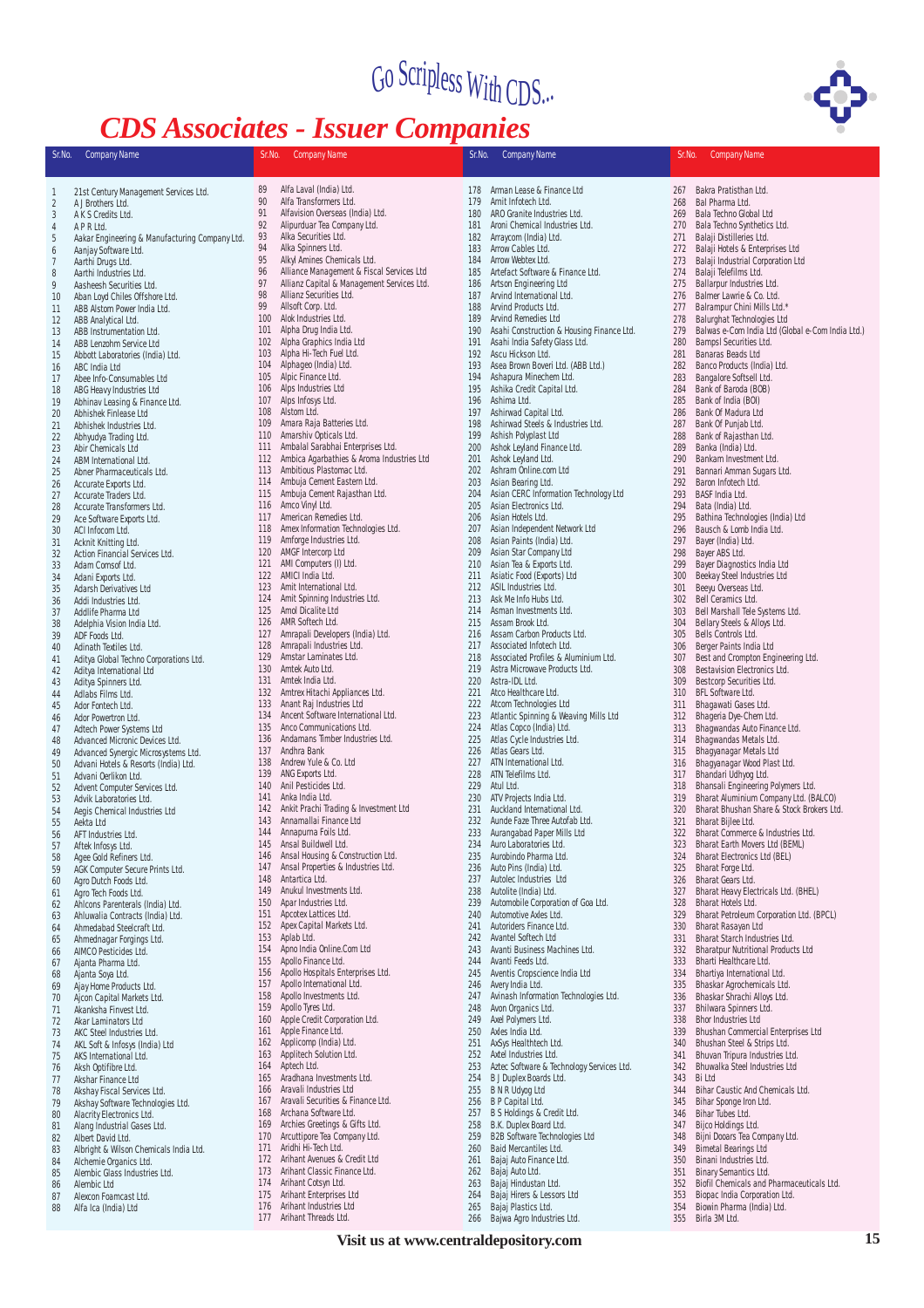Go Scripless With CDS...

# CDS Associates - Issuer Companies

| Sr.No. | Company Name |
|---|---|
| 1 | 21st Century Management Services Ltd. |
| 2 | A J Brothers Ltd. |
| 3 | A K S Credits Ltd. |
| 4 | A P R Ltd. |
| 5 | Aakar Engineering & Manufacturing Company Ltd. |
| 6 | Aanjay Software Ltd. |
| 7 | Aarthi Drugs Ltd. |
| 8 | Aarthi Industries Ltd. |
| 9 | Aasheesh Securities Ltd. |
| 10 | Aban Loyd Chiles Offshore Ltd. |
| 11 | ABB Alstom Power India Ltd. |
| 12 | ABB Analytical Ltd. |
| 13 | ABB Instrumentation Ltd. |
| 14 | ABB Lenzohm Service Ltd |
| 15 | Abbott Laboratories (India) Ltd. |
| 16 | ABC India Ltd |
| 17 | Abee Info-Consumables Ltd |
| 18 | ABG Heavy Industries Ltd |
| 19 | Abhinav Leasing & Finance Ltd. |
| 20 | Abhishek Finlease Ltd |
| 21 | Abhishek Industries Ltd. |
| 22 | Abhyudya Trading Ltd. |
| 23 | Abir Chemicals Ltd |
| 24 | ABM International Ltd. |
| 25 | Abner Pharmaceuticals Ltd. |
| 26 | Accurate Exports Ltd. |
| 27 | Accurate Traders Ltd. |
| 28 | Accurate Transformers Ltd. |
| 29 | Ace Software Exports Ltd. |
| 30 | ACI Infocom Ltd. |
| 31 | Acknit Knitting Ltd. |
| 32 | Action Financial Services Ltd. |
| 33 | Adam Comsof Ltd. |
| 34 | Adani Exports Ltd. |
| 35 | Adarsh Derivatives Ltd |
| 36 | Addi Industries Ltd. |
| 37 | Addlife Pharma Ltd |
| 38 | Adelphia Vision India Ltd. |
| 39 | ADF Foods Ltd. |
| 40 | Adinath Textiles Ltd. |
| 41 | Aditya Global Techno Corporations Ltd. |
| 42 | Aditya International Ltd |
| 43 | Aditya Spinners Ltd. |
| 44 | Adlabs Films Ltd. |
| 45 | Ador Fontech Ltd. |
| 46 | Ador Powertron Ltd. |
| 47 | Adtech Power Systems Ltd |
| 48 | Advanced Micronic Devices Ltd. |
| 49 | Advanced Synergic Microsystems Ltd. |
| 50 | Advani Hotels & Resorts (India) Ltd. |
| 51 | Advani Oerlikon Ltd. |
| 52 | Advent Computer Services Ltd. |
| 53 | Advik Laboratories Ltd. |
| 54 | Aegis Chemical Industries Ltd |
| 55 | Aekta Ltd |
| 56 | AFT Industries Ltd. |
| 57 | Aftek Infosys Ltd. |
| 58 | Agee Gold Refiners Ltd. |
| 59 | AGK Computer Secure Prints Ltd. |
| 60 | Agro Dutch Foods Ltd. |
| 61 | Agro Tech Foods Ltd. |
| 62 | Ahlcons Parenterals (India) Ltd. |
| 63 | Ahluwalia Contracts (India) Ltd. |
| 64 | Ahmedabad Steelcraft Ltd. |
| 65 | Ahmednagar Forgings Ltd. |
| 66 | AIMCO Pesticides Ltd. |
| 67 | Ajanta Pharma Ltd. |
| 68 | Ajanta Soya Ltd. |
| 69 | Ajay Home Products Ltd. |
| 70 | Ajcon Capital Markets Ltd. |
| 71 | Akanksha Finvest Ltd. |
| 72 | Akar Laminators Ltd |
| 73 | AKC Steel Industries Ltd. |
| 74 | AKL Soft & Infosys (India) Ltd |
| 75 | AKS International Ltd. |
| 76 | Aksh Optifibre Ltd. |
| 77 | Akshar Finance Ltd |
| 78 | Akshay Fiscal Services Ltd. |
| 79 | Akshay Software Technologies Ltd. |
| 80 | Alacrity Electronics Ltd. |
| 81 | Alang Industrial Gases Ltd. |
| 82 | Albert David Ltd. |
| 83 | Albright & Wilson Chemicals India Ltd. |
| 84 | Alchemie Organics Ltd. |
| 85 | Alembic Glass Industries Ltd. |
| 86 | Alembic Ltd |
| 87 | Alexcon Foamcast Ltd. |
| 88 | Alfa Ica (India) Ltd |
| 89 | Alfa Laval (India) Ltd. |
| 90 | Alfa Transformers Ltd. |
| 91 | Alfavision Overseas (India) Ltd. |
| 92 | Alipurduar Tea Company Ltd. |
| 93 | Alka Securities Ltd. |
| 94 | Alka Spinners Ltd. |
| 95 | Alkyl Amines Chemicals Ltd. |
| 96 | Alliance Management & Fiscal Services Ltd |
| 97 | Allianz Capital & Management Services Ltd. |
| 98 | Allianz Securities Ltd. |
| 99 | Allsoft Corp. Ltd. |
| 100 | Alok Industries Ltd. |
| 101 | Alpha Drug India Ltd. |
| 102 | Alpha Graphics India Ltd |
| 103 | Alpha Hi-Tech Fuel Ltd. |
| 104 | Alphageo (India) Ltd. |
| 105 | Alpic Finance Ltd. |
| 106 | Alps Industries Ltd |
| 107 | Alps Infosys Ltd. |
| 108 | Alstom Ltd. |
| 109 | Amara Raja Batteries Ltd. |
| 110 | Amarshiv Opticals Ltd. |
| 111 | Ambalal Sarabhai Enterprises Ltd. |
| 112 | Ambica Agarbathies & Aroma Industries Ltd |
| 113 | Ambitious Plastomac Ltd. |
| 114 | Ambuja Cement Eastern Ltd. |
| 115 | Ambuja Cement Rajasthan Ltd. |
| 116 | Amco Vinyl Ltd. |
| 117 | American Remedies Ltd. |
| 118 | Amex Information Technologies Ltd. |
| 119 | Amforge Industries Ltd. |
| 120 | AMGF Intercorp Ltd |
| 121 | AMI Computers (I) Ltd. |
| 122 | AMICI India Ltd. |
| 123 | Amit International Ltd. |
| 124 | Amit Spinning Industries Ltd. |
| 125 | Amol Dicalite Ltd |
| 126 | AMR Softech Ltd. |
| 127 | Amrapali Developers (India) Ltd. |
| 128 | Amrapali Industries Ltd. |
| 129 | Amstar Laminates Ltd. |
| 130 | Amtek Auto Ltd. |
| 131 | Amtek India Ltd. |
| 132 | Amtrex Hitachi Appliances Ltd. |
| 133 | Anant Raj Industries Ltd |
| 134 | Ancent Software International Ltd. |
| 135 | Anco Communications Ltd. |
| 136 | Andamans Timber Industries Ltd. |
| 137 | Andhra Bank |
| 138 | Andrew Yule & Co. Ltd |
| 139 | ANG Exports Ltd. |
| 140 | Anil Pesticides Ltd. |
| 141 | Anka India Ltd. |
| 142 | Ankit Prachi Trading & Investment Ltd |
| 143 | Annamallai Finance Ltd |
| 144 | Annapurna Foils Ltd. |
| 145 | Ansal Buildwell Ltd. |
| 146 | Ansal Housing & Construction Ltd. |
| 147 | Ansal Properties & Industries Ltd. |
| 148 | Antartica Ltd. |
| 149 | Anukul Investments Ltd. |
| 150 | Apar Industries Ltd. |
| 151 | Apcotex Lattices Ltd. |
| 152 | Apex Capital Markets Ltd. |
| 153 | Aplab Ltd. |
| 154 | Apno India Online.Com Ltd |
| 155 | Apollo Finance Ltd. |
| 156 | Apollo Hospitals Enterprises Ltd. |
| 157 | Apollo International Ltd. |
| 158 | Apollo Investments Ltd. |
| 159 | Apollo Tyres Ltd. |
| 160 | Apple Credit Corporation Ltd. |
| 161 | Apple Finance Ltd. |
| 162 | Applicomp (India) Ltd. |
| 163 | Applitech Solution Ltd. |
| 164 | Aptech Ltd. |
| 165 | Aradhana Investments Ltd. |
| 166 | Aravali Industries Ltd |
| 167 | Aravali Securities & Finance Ltd. |
| 168 | Archana Software Ltd. |
| 169 | Archies Greetings & Gifts Ltd. |
| 170 | Arcuttipore Tea Company Ltd. |
| 171 | Aridhi Hi-Tech Ltd. |
| 172 | Arihant Avenues & Credit Ltd |
| 173 | Arihant Classic Finance Ltd. |
| 174 | Arihant Cotsyn Ltd. |
| 175 | Arihant Enterprises Ltd |
| 176 | Arihant Industries Ltd |
| 177 | Arihant Threads Ltd. |
| 178 | Arman Lease & Finance Ltd |
| 179 | Amit Infotech Ltd. |
| 180 | ARO Granite Industries Ltd. |
| 181 | Aroni Chemical Industries Ltd. |
| 182 | Arraycom (India) Ltd. |
| 183 | Arrow Cables Ltd. |
| 184 | Arrow Webtex Ltd. |
| 185 | Artefact Software & Finance Ltd. |
| 186 | Artson Engineering Ltd |
| 187 | Arvind International Ltd. |
| 188 | Arvind Products Ltd. |
| 189 | Arvind Remedies Ltd |
| 190 | Asahi Construction & Housing Finance Ltd. |
| 191 | Asahi India Safety Glass Ltd. |
| 192 | Ascu Hickson Ltd. |
| 193 | Asea Brown Boveri Ltd. (ABB Ltd.) |
| 194 | Ashapura Minechem Ltd. |
| 195 | Ashika Credit Capital Ltd. |
| 196 | Ashima Ltd. |
| 197 | Ashirwad Capital Ltd. |
| 198 | Ashirwad Steels & Industries Ltd. |
| 199 | Ashish Polyplast Ltd |
| 200 | Ashok Leyland Finance Ltd. |
| 201 | Ashok Leyland Ltd. |
| 202 | Ashram Online.com Ltd |
| 203 | Asian Bearing Ltd. |
| 204 | Asian CERC Information Technology Ltd |
| 205 | Asian Electronics Ltd. |
| 206 | Asian Hotels Ltd. |
| 207 | Asian Independent Network Ltd |
| 208 | Asian Paints (India) Ltd. |
| 209 | Asian Star Company Ltd |
| 210 | Asian Tea & Exports Ltd. |
| 211 | Asiatic Food (Exports) Ltd |
| 212 | ASIL Industries Ltd. |
| 213 | Ask Me Info Hubs Ltd. |
| 214 | Asman Investments Ltd. |
| 215 | Assam Brook Ltd. |
| 216 | Assam Carbon Products Ltd. |
| 217 | Associated Infotech Ltd. |
| 218 | Associated Profiles & Aluminium Ltd. |
| 219 | Astra Microwave Products Ltd. |
| 220 | Astra-IDL Ltd. |
| 221 | Atco Healthcare Ltd. |
| 222 | Atcom Technologies Ltd |
| 223 | Atlantic Spinning & Weaving Mills Ltd |
| 224 | Atlas Copco (India) Ltd. |
| 225 | Atlas Cycle Industries Ltd. |
| 226 | Atlas Gears Ltd. |
| 227 | ATN International Ltd. |
| 228 | ATN Telefilms Ltd. |
| 229 | Atul Ltd. |
| 230 | ATV Projects India Ltd. |
| 231 | Auckland International Ltd. |
| 232 | Aunde Faze Three Autofab Ltd. |
| 233 | Aurangabad Paper Mills Ltd |
| 234 | Auro Laboratories Ltd. |
| 235 | Aurobindo Pharma Ltd. |
| 236 | Auto Pins (India) Ltd. |
| 237 | Autolec Industries Ltd |
| 238 | Autolite (India) Ltd. |
| 239 | Automobile Corporation of Goa Ltd. |
| 240 | Automotive Axles Ltd. |
| 241 | Autoriders Finance Ltd. |
| 242 | Avantel Softech Ltd |
| 243 | Avanti Business Machines Ltd. |
| 244 | Avanti Feeds Ltd. |
| 245 | Aventis Cropscience India Ltd |
| 246 | Avery India Ltd. |
| 247 | Avinash Information Technologies Ltd. |
| 248 | Avon Organics Ltd. |
| 249 | Axel Polymers Ltd. |
| 250 | Axles India Ltd. |
| 251 | AxSys Healthtech Ltd. |
| 252 | Axtel Industries Ltd. |
| 253 | Aztec Software & Technology Services Ltd. |
| 254 | B J Duplex Boards Ltd. |
| 255 | B N R Udyog Ltd |
| 256 | B P Capital Ltd. |
| 257 | B S Holdings & Credit Ltd. |
| 258 | B.K. Duplex Board Ltd. |
| 259 | B2B Software Technologies Ltd |
| 260 | Baid Mercantiles Ltd. |
| 261 | Bajaj Auto Finance Ltd. |
| 262 | Bajaj Auto Ltd. |
| 263 | Bajaj Hindustan Ltd. |
| 264 | Bajaj Hirers & Lessors Ltd |
| 265 | Bajaj Plastics Ltd. |
| 266 | Bajwa Agro Industries Ltd. |
| 267 | Bakra Pratisthan Ltd. |
| 268 | Bal Pharma Ltd. |
| 269 | Bala Techno Global Ltd |
| 270 | Bala Techno Synthetics Ltd. |
| 271 | Balaji Distilleries Ltd. |
| 272 | Balaji Hotels & Enterprises Ltd |
| 273 | Balaji Industrial Corporation Ltd |
| 274 | Balaji Telefilms Ltd. |
| 275 | Ballarpur Industries Ltd. |
| 276 | Balmer Lawrie & Co. Ltd. |
| 277 | Balrampur Chini Mills Ltd.* |
| 278 | Balurghat Technologies Ltd |
| 279 | Balwas e-Com India Ltd (Global e-Com India Ltd.) |
| 280 | Bampsl Securities Ltd. |
| 281 | Banaras Beads Ltd |
| 282 | Banco Products (India) Ltd. |
| 283 | Bangalore Softsell Ltd. |
| 284 | Bank of Baroda (BOB) |
| 285 | Bank of India (BOI) |
| 286 | Bank Of Madura Ltd |
| 287 | Bank Of Punjab Ltd. |
| 288 | Bank of Rajasthan Ltd. |
| 289 | Banka (India) Ltd. |
| 290 | Bankam Investment Ltd. |
| 291 | Bannari Amman Sugars Ltd. |
| 292 | Baron Infotech Ltd. |
| 293 | BASF India Ltd. |
| 294 | Bata (India) Ltd. |
| 295 | Bathina Technologies (India) Ltd |
| 296 | Bausch & Lomb India Ltd. |
| 297 | Bayer (India) Ltd. |
| 298 | Bayer ABS Ltd. |
| 299 | Bayer Diagnostics India Ltd |
| 300 | Beekay Steel Industries Ltd |
| 301 | Beeyu Overseas Ltd. |
| 302 | Bell Ceramics Ltd. |
| 303 | Bell Marshall Tele Systems Ltd. |
| 304 | Bellary Steels & Alloys Ltd. |
| 305 | Bells Controls Ltd. |
| 306 | Berger Paints India Ltd |
| 307 | Best and Crompton Engineering Ltd. |
| 308 | Bestavision Electronics Ltd. |
| 309 | Bestcorp Securities Ltd. |
| 310 | BFL Software Ltd. |
| 311 | Bhagawati Gases Ltd. |
| 312 | Bhageria Dye-Chem Ltd. |
| 313 | Bhagwandas Auto Finance Ltd. |
| 314 | Bhagwandas Metals Ltd. |
| 315 | Bhagyanagar Metals Ltd |
| 316 | Bhagyanagar Wood Plast Ltd. |
| 317 | Bhandari Udhyog Ltd. |
| 318 | Bhansali Engineering Polymers Ltd. |
| 319 | Bharat Aluminium Company Ltd. (BALCO) |
| 320 | Bharat Bhushan Share & Stock Brokers Ltd. |
| 321 | Bharat Bijlee Ltd. |
| 322 | Bharat Commerce & Industries Ltd. |
| 323 | Bharat Earth Movers Ltd (BEML) |
| 324 | Bharat Electronics Ltd (BEL) |
| 325 | Bharat Forge Ltd. |
| 326 | Bharat Gears Ltd. |
| 327 | Bharat Heavy Electricals Ltd. (BHEL) |
| 328 | Bharat Hotels Ltd. |
| 329 | Bharat Petroleum Corporation Ltd. (BPCL) |
| 330 | Bharat Rasayan Ltd |
| 331 | Bharat Starch Industries Ltd. |
| 332 | Bharatpur Nutritional Products Ltd |
| 333 | Bharti Healthcare Ltd. |
| 334 | Bhartiya International Ltd. |
| 335 | Bhaskar Agrochemicals Ltd. |
| 336 | Bhaskar Shrachi Alloys Ltd. |
| 337 | Bhilwara Spinners Ltd. |
| 338 | Bhor Industries Ltd |
| 339 | Bhushan Commercial Enterprises Ltd |
| 340 | Bhushan Steel & Strips Ltd. |
| 341 | Bhuvan Tripura Industries Ltd. |
| 342 | Bhuwalka Steel Industries Ltd |
| 343 | Bi Ltd |
| 344 | Bihar Caustic And Chemicals Ltd. |
| 345 | Bihar Sponge Iron Ltd. |
| 346 | Bihar Tubes Ltd. |
| 347 | Bijco Holdings Ltd. |
| 348 | Bijni Dooars Tea Company Ltd. |
| 349 | Bimetal Bearings Ltd |
| 350 | Binani Industries Ltd. |
| 351 | Binary Semantics Ltd. |
| 352 | Biofil Chemicals and Pharmaceuticals Ltd. |
| 353 | Biopac India Corporation Ltd. |
| 354 | Biowin Pharma (India) Ltd. |
| 355 | Birla 3M Ltd. |

**Visit us at www.centraldepository.com**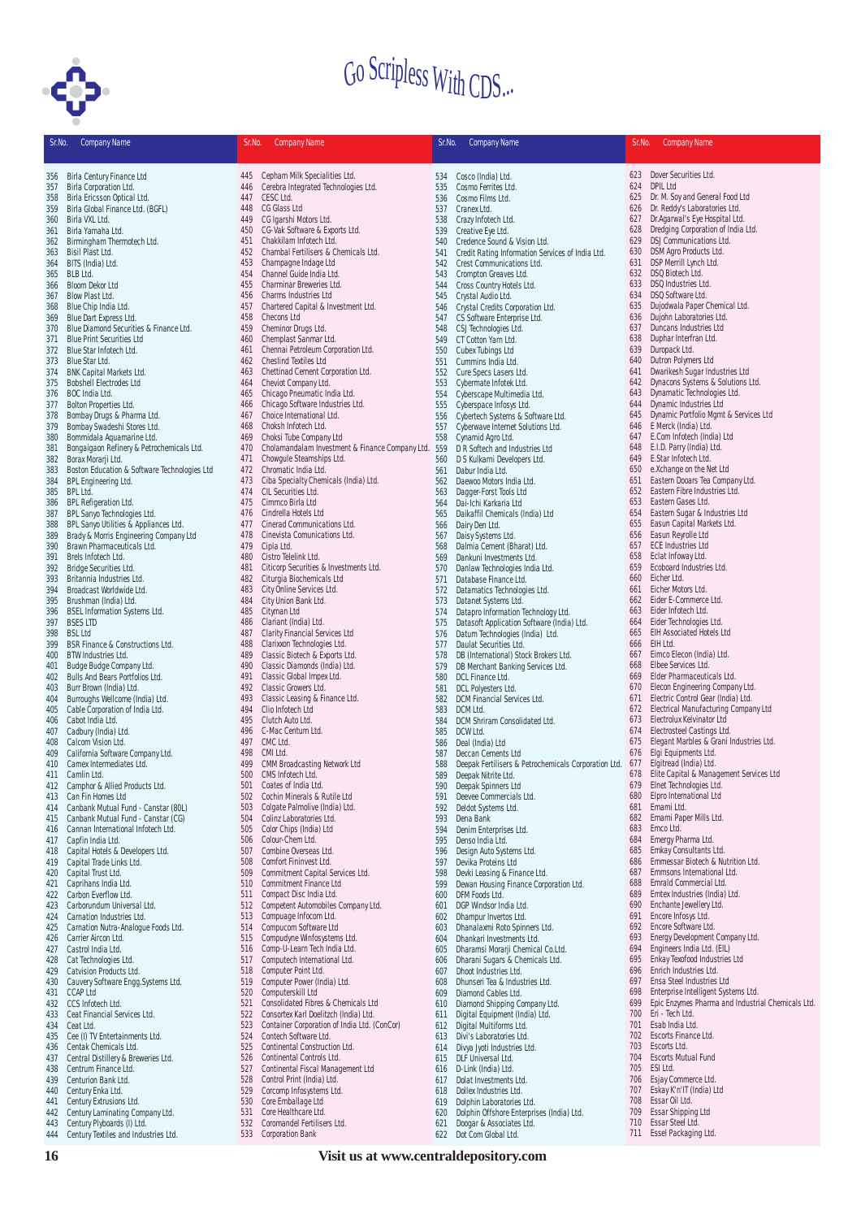# Go Scripless With CDS...

| Sr.No. | Company Name |
|---|---|
| 356 | Birla Century Finance Ltd |
| 357 | Birla Corporation Ltd. |
| 358 | Birla Ericsson Optical Ltd. |
| 359 | Birla Global Finance Ltd. (BGFL) |
| 360 | Birla VXL Ltd. |
| 361 | Birla Yamaha Ltd. |
| 362 | Birmingham Thermotech Ltd. |
| 363 | Bisil Plast Ltd. |
| 364 | BITS (India) Ltd. |
| 365 | BLB Ltd. |
| 366 | Bloom Dekor Ltd |
| 367 | Blow Plast Ltd. |
| 368 | Blue Chip India Ltd. |
| 369 | Blue Dart Express Ltd. |
| 370 | Blue Diamond Securities & Finance Ltd. |
| 371 | Blue Print Securities Ltd |
| 372 | Blue Star Infotech Ltd. |
| 373 | Blue Star Ltd. |
| 374 | BNK Capital Markets Ltd. |
| 375 | Bobshell Electrodes Ltd |
| 376 | BOC India Ltd. |
| 377 | Bolton Properties Ltd. |
| 378 | Bombay Drugs & Pharma Ltd. |
| 379 | Bombay Swadeshi Stores Ltd. |
| 380 | Bommidala Aquamarine Ltd. |
| 381 | Bongaigaon Refinery & Petrochemicals Ltd. |
| 382 | Borax Morarji Ltd. |
| 383 | Boston Education & Software Technologies Ltd |
| 384 | BPL Engineering Ltd. |
| 385 | BPL Ltd. |
| 386 | BPL Refrigeration Ltd. |
| 387 | BPL Sanyo Technologies Ltd. |
| 388 | BPL Sanyo Utilities & Appliances Ltd. |
| 389 | Brady & Morris Engineering Company Ltd |
| 390 | Brawn Pharmaceuticals Ltd. |
| 391 | Brels Infotech Ltd. |
| 392 | Bridge Securities Ltd. |
| 393 | Britannia Industries Ltd. |
| 394 | Broadcast Worldwide Ltd. |
| 395 | Brushman (India) Ltd. |
| 396 | BSEL Information Systems Ltd. |
| 397 | BSES LTD |
| 398 | BSL Ltd |
| 399 | BSR Finance & Constructions Ltd. |
| 400 | BTW Industries Ltd. |
| 401 | Budge Budge Company Ltd. |
| 402 | Bulls And Bears Portfolios Ltd. |
| 403 | Burr Brown (India) Ltd. |
| 404 | Burroughs Wellcome (India) Ltd. |
| 405 | Cable Corporation of India Ltd. |
| 406 | Cabot India Ltd. |
| 407 | Cadbury (India) Ltd. |
| 408 | Calcom Vision Ltd. |
| 409 | California Software Company Ltd. |
| 410 | Camex Intermediates Ltd. |
| 411 | Camlin Ltd. |
| 412 | Camphor & Allied Products Ltd. |
| 413 | Can Fin Homes Ltd |
| 414 | Canbank Mutual Fund - Canstar (80L) |
| 415 | Canbank Mutual Fund - Canstar (CG) |
| 416 | Cannan International Infotech Ltd. |
| 417 | Capfin India Ltd. |
| 418 | Capital Hotels & Developers Ltd. |
| 419 | Capital Trade Links Ltd. |
| 420 | Capital Trust Ltd. |
| 421 | Caprihans India Ltd. |
| 422 | Carbon Everflow Ltd. |
| 423 | Carborundum Universal Ltd. |
| 424 | Carnation Industries Ltd. |
| 425 | Carnation Nutra-Analogue Foods Ltd. |
| 426 | Carrier Aircon Ltd. |
| 427 | Castrol India Ltd. |
| 428 | Cat Technologies Ltd. |
| 429 | Catvision Products Ltd. |
| 430 | Cauvery Software Engg.Systems Ltd. |
| 431 | CCAP Ltd |
| 432 | CCS Infotech Ltd. |
| 433 | Ceat Financial Services Ltd. |
| 434 | Ceat Ltd. |
| 435 | Cee (I) TV Entertainments Ltd. |
| 436 | Centak Chemicals Ltd. |
| 437 | Central Distillery & Breweries Ltd. |
| 438 | Centrum Finance Ltd. |
| 439 | Centurion Bank Ltd. |
| 440 | Century Enka Ltd. |
| 441 | Century Extrusions Ltd. |
| 442 | Century Laminating Company Ltd. |
| 443 | Century Plyboards (I) Ltd. |
| 444 | Century Textiles and Industries Ltd. |
| 445 | Cepham Milk Specialities Ltd. |
| 446 | Cerebra Integrated Technologies Ltd. |
| 447 | CESC Ltd. |
| 448 | CG Glass Ltd |
| 449 | CG Igarshi Motors Ltd. |
| 450 | CG-Vak Software & Exports Ltd. |
| 451 | Chakkilam Infotech Ltd. |
| 452 | Chambal Fertilisers & Chemicals Ltd. |
| 453 | Champagne Indage Ltd |
| 454 | Channel Guide India Ltd. |
| 455 | Charminar Breweries Ltd. |
| 456 | Charms Industries Ltd |
| 457 | Chartered Capital & Investment Ltd. |
| 458 | Checons Ltd |
| 459 | Cheminor Drugs Ltd. |
| 460 | Chemplast Sanmar Ltd. |
| 461 | Chennai Petroleum Corporation Ltd. |
| 462 | Cheslind Textiles Ltd |
| 463 | Chettinad Cement Corporation Ltd. |
| 464 | Cheviot Company Ltd. |
| 465 | Chicago Pneumatic India Ltd. |
| 466 | Chicago Software Industries Ltd. |
| 467 | Choice International Ltd. |
| 468 | Choksh Infotech Ltd. |
| 469 | Choksi Tube Company Ltd |
| 470 | Cholamandalam Investment & Finance Company Ltd. |
| 471 | Chowgule Steamships Ltd. |
| 472 | Chromatic India Ltd. |
| 473 | Ciba Specialty Chemicals (India) Ltd. |
| 474 | CIL Securities Ltd. |
| 475 | Cimmco Birla Ltd |
| 476 | Cindrella Hotels Ltd |
| 477 | Cinerad Communications Ltd. |
| 478 | Cinevista Comunications Ltd. |
| 479 | Cipla Ltd. |
| 480 | Cistro Telelink Ltd. |
| 481 | Citicorp Securities & Investments Ltd. |
| 482 | Citurgia Biochemicals Ltd |
| 483 | City Online Services Ltd. |
| 484 | City Union Bank Ltd. |
| 485 | Cityman Ltd |
| 486 | Clariant (India) Ltd. |
| 487 | Clarity Financial Services Ltd |
| 488 | Clarixxon Technologies Ltd. |
| 489 | Classic Biotech & Exports Ltd. |
| 490 | Classic Diamonds (India) Ltd. |
| 491 | Classic Global Impex Ltd. |
| 492 | Classic Growers Ltd. |
| 493 | Classic Leasing & Finance Ltd. |
| 494 | Clio Infotech Ltd |
| 495 | Clutch Auto Ltd. |
| 496 | C-Mac Centum Ltd. |
| 497 | CMC Ltd. |
| 498 | CMI Ltd. |
| 499 | CMM Broadcasting Network Ltd |
| 500 | CMS Infotech Ltd. |
| 501 | Coates of India Ltd. |
| 502 | Cochin Minerals & Rutile Ltd |
| 503 | Colgate Palmolive (India) Ltd. |
| 504 | Colinz Laboratories Ltd. |
| 505 | Color Chips (India) Ltd |
| 506 | Colour-Chem Ltd. |
| 507 | Combine Overseas Ltd. |
| 508 | Comfort Fininvest Ltd. |
| 509 | Commitment Capital Services Ltd. |
| 510 | Commitment Finance Ltd |
| 511 | Compact Disc India Ltd. |
| 512 | Competent Automobiles Company Ltd. |
| 513 | Compuage Infocom Ltd. |
| 514 | Compucom Software Ltd |
| 515 | Compudyne Winfosystems Ltd. |
| 516 | Comp-U-Learn Tech India Ltd. |
| 517 | Computech International Ltd. |
| 518 | Computer Point Ltd. |
| 519 | Computer Power (India) Ltd. |
| 520 | Computerskill Ltd |
| 521 | Consolidated Fibres & Chemicals Ltd |
| 522 | Consortex Karl Doelitzch (India) Ltd. |
| 523 | Container Corporation of India Ltd. (ConCor) |
| 524 | Contech Software Ltd. |
| 525 | Continental Construction Ltd. |
| 526 | Continental Controls Ltd. |
| 527 | Continental Fiscal Management Ltd |
| 528 | Control Print (India) Ltd. |
| 529 | Corcomp Infosystems Ltd. |
| 530 | Core Emballage Ltd |
| 531 | Core Healthcare Ltd. |
| 532 | Coromandel Fertilisers Ltd. |
| 533 | Corporation Bank |
| 534 | Cosco (India) Ltd. |
| 535 | Cosmo Ferrites Ltd. |
| 536 | Cosmo Films Ltd. |
| 537 | Cranex Ltd. |
| 538 | Crazy Infotech Ltd. |
| 539 | Creative Eye Ltd. |
| 540 | Credence Sound & Vision Ltd. |
| 541 | Credit Rating Information Services of India Ltd. |
| 542 | Crest Communications Ltd. |
| 543 | Crompton Greaves Ltd. |
| 544 | Cross Country Hotels Ltd. |
| 545 | Crystal Audio Ltd. |
| 546 | Crystal Credits Corporation Ltd. |
| 547 | CS Software Enterprise Ltd. |
| 548 | CSJ Technologies Ltd. |
| 549 | CT Cotton Yarn Ltd. |
| 550 | Cubex Tubings Ltd |
| 551 | Cummins India Ltd. |
| 552 | Cure Specs Lasers Ltd. |
| 553 | Cybermate Infotek Ltd. |
| 554 | Cyberscape Multimedia Ltd. |
| 555 | Cyberspace Infosys Ltd. |
| 556 | Cybertech Systems & Software Ltd. |
| 557 | Cyberwave Internet Solutions Ltd. |
| 558 | Cynamid Agro Ltd. |
| 559 | D R Softech and Industries Ltd |
| 560 | D S Kulkarni Developers Ltd. |
| 561 | Dabur India Ltd. |
| 562 | Daewoo Motors India Ltd. |
| 563 | Dagger-Forst Tools Ltd |
| 564 | Dai-Ichi Karkaria Ltd |
| 565 | Daikaffil Chemicals (India) Ltd |
| 566 | Dairy Den Ltd. |
| 567 | Daisy Systems Ltd. |
| 568 | Dalmia Cement (Bharat) Ltd. |
| 569 | Dankuni Investments Ltd. |
| 570 | Danlaw Technologies India Ltd. |
| 571 | Database Finance Ltd. |
| 572 | Datamatics Technologies Ltd. |
| 573 | Datanet Systems Ltd. |
| 574 | Datapro Information Technology Ltd. |
| 575 | Datasoft Application Software (India) Ltd. |
| 576 | Datum Technologies (India) Ltd. |
| 577 | Daulat Securities Ltd. |
| 578 | DB (International) Stock Brokers Ltd. |
| 579 | DB Merchant Banking Services Ltd. |
| 580 | DCL Finance Ltd. |
| 581 | DCL Polyesters Ltd. |
| 582 | DCM Financial Services Ltd. |
| 583 | DCM Ltd. |
| 584 | DCM Shriram Consolidated Ltd. |
| 585 | DCW Ltd. |
| 586 | Deal (India) Ltd |
| 587 | Deccan Cements Ltd |
| 588 | Deepak Fertilisers & Petrochemicals Corporation Ltd. |
| 589 | Deepak Nitrite Ltd. |
| 590 | Deepak Spinners Ltd |
| 591 | Deevee Commercials Ltd. |
| 592 | Deldot Systems Ltd. |
| 593 | Dena Bank |
| 594 | Denim Enterprises Ltd. |
| 595 | Denso India Ltd. |
| 596 | Design Auto Systems Ltd. |
| 597 | Devika Proteins Ltd |
| 598 | Devki Leasing & Finance Ltd. |
| 599 | Dewan Housing Finance Corporation Ltd. |
| 600 | DFM Foods Ltd. |
| 601 | DGP Windsor India Ltd. |
| 602 | Dhampur Invertos Ltd. |
| 603 | Dhanalaxmi Roto Spinners Ltd. |
| 604 | Dhankari Investments Ltd. |
| 605 | Dharamsi Morarji Chemical Co.Ltd. |
| 606 | Dharani Sugars & Chemicals Ltd. |
| 607 | Dhoot Industries Ltd. |
| 608 | Dhunseri Tea & Industries Ltd. |
| 609 | Diamond Cables Ltd. |
| 610 | Diamond Shipping Company Ltd. |
| 611 | Digital Equipment (India) Ltd. |
| 612 | Digital Multiforms Ltd. |
| 613 | Divi's Laboratories Ltd. |
| 614 | Divya Jyoti Industries Ltd. |
| 615 | DLF Universal Ltd. |
| 616 | D-Link (India) Ltd. |
| 617 | Dolat Investments Ltd. |
| 618 | Dollex Industries Ltd. |
| 619 | Dolphin Laboratories Ltd. |
| 620 | Dolphin Offshore Enterprises (India) Ltd. |
| 621 | Doogar & Associates Ltd. |
| 622 | Dot Com Global Ltd. |
| 623 | Dover Securities Ltd. |
| 624 | DPIL Ltd |
| 625 | Dr. M. Soy and General Food Ltd |
| 626 | Dr. Reddy's Laboratories Ltd. |
| 627 | Dr.Agarwal's Eye Hospital Ltd. |
| 628 | Dredging Corporation of India Ltd. |
| 629 | DSJ Communications Ltd. |
| 630 | DSM Agro Products Ltd. |
| 631 | DSP Merrill Lynch Ltd. |
| 632 | DSQ Biotech Ltd. |
| 633 | DSQ Industries Ltd. |
| 634 | DSQ Software Ltd. |
| 635 | Dujodwala Paper Chemical Ltd. |
| 636 | Dujohn Laboratories Ltd. |
| 637 | Duncans Industries Ltd |
| 638 | Duphar Interfran Ltd. |
| 639 | Duropack Ltd. |
| 640 | Dutron Polymers Ltd |
| 641 | Dwarikesh Sugar Industries Ltd |
| 642 | Dynacons Systems & Solutions Ltd. |
| 643 | Dynamatic Technologies Ltd. |
| 644 | Dynamic Industries Ltd |
| 645 | Dynamic Portfolio Mgmt & Services Ltd |
| 646 | E Merck (India) Ltd. |
| 647 | E.Com Infotech (India) Ltd |
| 648 | E.I.D. Parry (India) Ltd. |
| 649 | E.Star Infotech Ltd. |
| 650 | e.Xchange on the Net Ltd |
| 651 | Eastern Dooars Tea Company Ltd. |
| 652 | Eastern Fibre Industries Ltd. |
| 653 | Eastern Gases Ltd. |
| 654 | Eastern Sugar & Industries Ltd |
| 655 | Easun Capital Markets Ltd. |
| 656 | Easun Reyrolle Ltd |
| 657 | ECE Industries Ltd |
| 658 | Eclat Infoway Ltd. |
| 659 | Ecoboard Industries Ltd. |
| 660 | Eicher Ltd. |
| 661 | Eicher Motors Ltd. |
| 662 | Eider E-Commerce Ltd. |
| 663 | Eider Infotech Ltd. |
| 664 | Eider Technologies Ltd. |
| 665 | EIH Associated Hotels Ltd |
| 666 | EIH Ltd. |
| 667 | Eimco Elecon (India) Ltd. |
| 668 | Elbee Services Ltd. |
| 669 | Elder Pharmaceuticals Ltd. |
| 670 | Elecon Engineering Company Ltd. |
| 671 | Electric Control Gear (India) Ltd. |
| 672 | Electrical Manufacturing Company Ltd |
| 673 | Electrolux Kelvinator Ltd |
| 674 | Electrosteel Castings Ltd. |
| 675 | Elegant Marbles & Grani Industries Ltd. |
| 676 | Elgi Equipments Ltd. |
| 677 | Elgitread (India) Ltd. |
| 678 | Elite Capital & Management Services Ltd |
| 679 | Elnet Technologies Ltd. |
| 680 | Elpro International Ltd |
| 681 | Emami Ltd. |
| 682 | Emami Paper Mills Ltd. |
| 683 | Emco Ltd. |
| 684 | Emergy Pharma Ltd. |
| 685 | Emkay Consultants Ltd. |
| 686 | Emmessar Biotech & Nutrition Ltd. |
| 687 | Emmsons International Ltd. |
| 688 | Emrald Commercial Ltd. |
| 689 | Emtex Industries (India) Ltd. |
| 690 | Enchante Jewellery Ltd. |
| 691 | Encore Infosys Ltd. |
| 692 | Encore Software Ltd. |
| 693 | Energy Development Company Ltd. |
| 694 | Engineers India Ltd. (EIL) |
| 695 | Enkay Texofood Industries Ltd |
| 696 | Enrich Industries Ltd. |
| 697 | Ensa Steel Industries Ltd |
| 698 | Enterprise Intelligent Systems Ltd. |
| 699 | Epic Enzymes Pharma and Industrial Chemicals Ltd. |
| 700 | Eri - Tech Ltd. |
| 701 | Esab India Ltd. |
| 702 | Escorts Finance Ltd. |
| 703 | Escorts Ltd. |
| 704 | Escorts Mutual Fund |
| 705 | ESI Ltd. |
| 706 | Esjay Commerce Ltd. |
| 707 | Eskay K'n'IT (India) Ltd |
| 708 | Essar Oil Ltd. |
| 709 | Essar Shipping Ltd |
| 710 | Essar Steel Ltd. |
| 711 | Essel Packaging Ltd. |

Visit us at www.centraldepository.com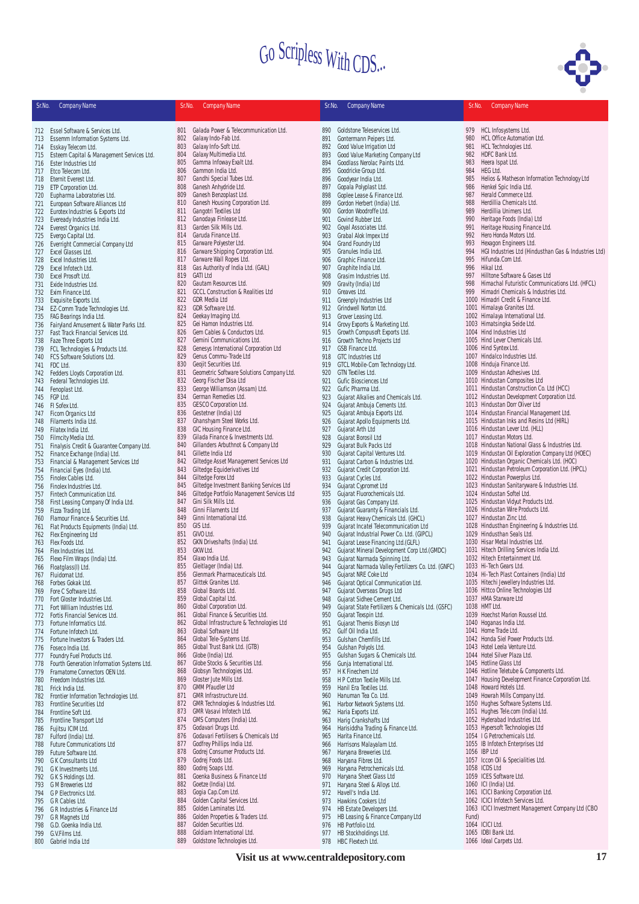# Go Scripless With CDS...

| Sr.No. | Company Name |
|---|---|
| 712 | Essel Software & Services Ltd. |
| 713 | Essemm Information Systems Ltd. |
| 714 | Esskay Telecom Ltd. |
| 715 | Esteem Capital & Management Services Ltd. |
| 716 | Ester Industries Ltd |
| 717 | Etco Telecom Ltd. |
| 718 | Eternit Everest Ltd. |
| 719 | ETP Corporation Ltd. |
| 720 | Eupharma Laboratories Ltd. |
| 721 | European Software Alliances Ltd |
| 722 | Eurotex Industries & Exports Ltd |
| 723 | Eveready Industries India Ltd. |
| 724 | Everest Organics Ltd. |
| 725 | Evergo Capital Ltd. |
| 726 | Everlight Commercial Company Ltd |
| 727 | Excel Glasses Ltd. |
| 728 | Excel Industries Ltd. |
| 729 | Excel Infotech Ltd. |
| 730 | Excel Prosoft Ltd. |
| 731 | Exide Industries Ltd. |
| 732 | Exim Finance Ltd. |
| 733 | Exquisite Exports Ltd. |
| 734 | EZ-Comm Trade Technologies Ltd. |
| 735 | FAG Bearings India Ltd. |
| 736 | Fairyland Amusement & Water Parks Ltd. |
| 737 | Fast Track Financial Services Ltd. |
| 738 | Faze Three Exports Ltd |
| 739 | FCL Technologies & Products Ltd. |
| 740 | FCS Software Solutions Ltd. |
| 741 | FDC Ltd. |
| 742 | Fedders Lloyds Corporation Ltd. |
| 743 | Federal Technologies Ltd. |
| 744 | Fenoplast Ltd. |
| 745 | FGP Ltd. |
| 746 | FI Sofex Ltd. |
| 747 | Ficom Organics Ltd |
| 748 | Filaments India Ltd. |
| 749 | Filatex India Ltd. |
| 750 | Filmcity Media Ltd. |
| 751 | Finalysis Credit & Guarantee Company Ltd. |
| 752 | Finance Exchange (India) Ltd. |
| 753 | Financial & Management Services Ltd |
| 754 | Financial Eyes (India) Ltd. |
| 755 | Finolex Cables Ltd. |
| 756 | Finolex Industries Ltd. |
| 757 | Fintech Communication Ltd. |
| 758 | First Leasing Company Of India Ltd. |
| 759 | Fizza Trading Ltd. |
| 760 | Flamour Finance & Securities Ltd. |
| 761 | Flat Products Equipments (India) Ltd. |
| 762 | Flex Engineering Ltd |
| 763 | Flex Foods Ltd. |
| 764 | Flex Industries Ltd. |
| 765 | Flexo Film Wraps (India) Ltd. |
| 766 | Floatglass(I) Ltd. |
| 767 | Fluidomat Ltd. |
| 768 | Forbes Gokak Ltd. |
| 769 | Fore C Software Ltd. |
| 770 | Fort Gloster Industries Ltd. |
| 771 | Fort William Industries Ltd. |
| 772 | Fortis Financial Services Ltd. |
| 773 | Fortune Informatics Ltd. |
| 774 | Fortune Infotech Ltd. |
| 775 | Fortune Investors & Traders Ltd. |
| 776 | Foseco India Ltd. |
| 777 | Foundry Fuel Products Ltd. |
| 778 | Fourth Generation Information Systems Ltd. |
| 779 | Framatome Connectors OEN Ltd. |
| 780 | Freedom Industries Ltd. |
| 781 | Frick India Ltd. |
| 782 | Frontier Information Technologies Ltd. |
| 783 | Frontline Securities Ltd |
| 784 | Frontline Soft Ltd. |
| 785 | Frontline Transport Ltd |
| 786 | Fujitsu ICIM Ltd. |
| 787 | Fulford (India) Ltd. |
| 788 | Future Communications Ltd |
| 789 | Future Software Ltd. |
| 790 | G K Consultants Ltd |
| 791 | G K Investments Ltd. |
| 792 | G K S Holdings Ltd. |
| 793 | G M Breweries Ltd |
| 794 | G P Electronics Ltd. |
| 795 | G R Cables Ltd. |
| 796 | G R Industries & Finance Ltd |
| 797 | G R Magnets Ltd |
| 798 | G.D. Goenka India Ltd. |
| 799 | G.V.Films Ltd. |
| 800 | Gabriel India Ltd |
| 801 | Galada Power & Telecommunication Ltd. |
| 802 | Galaxy Indo-Fab Ltd. |
| 803 | Galaxy Info-Soft Ltd. |
| 804 | Galaxy Multimedia Ltd. |
| 805 | Gamma Infoway Exalt Ltd. |
| 806 | Gammon India Ltd. |
| 807 | Gandhi Special Tubes Ltd. |
| 808 | Ganesh Anhydride Ltd. |
| 809 | Ganesh Benzoplast Ltd. |
| 810 | Ganesh Housing Corporation Ltd. |
| 811 | Gangotri Textiles Ltd |
| 812 | Ganodaya Finlease Ltd. |
| 813 | Garden Silk Mills Ltd. |
| 814 | Garuda Finance Ltd. |
| 815 | Garware Polyester Ltd. |
| 816 | Garware Shipping Corporation Ltd. |
| 817 | Garware Wall Ropes Ltd. |
| 818 | Gas Authority of India Ltd. (GAIL) |
| 819 | GATI Ltd |
| 820 | Gautam Resources Ltd. |
| 821 | GCCL Construction & Realities Ltd |
| 822 | GDR Media Ltd |
| 823 | GDR Software Ltd. |
| 824 | Geekay Imaging Ltd. |
| 825 | Gei Hamon Industries Ltd. |
| 826 | Gem Cables & Conductors Ltd. |
| 827 | Gemini Communications Ltd. |
| 828 | Genesys International Corporation Ltd |
| 829 | Genus Commu-Trade Ltd |
| 830 | Geojit Securities Ltd. |
| 831 | Geometric Software Solutions Company Ltd. |
| 832 | Georg Fischer Disa Ltd |
| 833 | George Williamson (Assam) Ltd. |
| 834 | German Remedies Ltd. |
| 835 | GESCO Corporation Ltd. |
| 836 | Gestetner (India) Ltd |
| 837 | Ghanshyam Steel Works Ltd. |
| 838 | GIC Housing Finance Ltd. |
| 839 | Gilada Finance & Investments Ltd. |
| 840 | Gillanders Arbuthnot & Company Ltd |
| 841 | Gillette India Ltd |
| 842 | Giltedge Asset Management Services Ltd |
| 843 | Giltedge Equiderivatives Ltd |
| 844 | Giltedge Forex Ltd |
| 845 | Giltedge Investment Banking Services Ltd |
| 846 | Giltedge Portfolio Management Services Ltd |
| 847 | Gini Silk Mills Ltd. |
| 848 | Ginni Filaments Ltd |
| 849 | Ginni International Ltd. |
| 850 | GIS Ltd. |
| 851 | GIVO Ltd. |
| 852 | GKN Driveshafts (India) Ltd. |
| 853 | GKW Ltd. |
| 854 | Glaxo India Ltd. |
| 855 | Gleitlager (India) Ltd. |
| 856 | Glenmark Pharmaceuticals Ltd. |
| 857 | Glittek Granites Ltd. |
| 858 | Global Boards Ltd. |
| 859 | Global Capital Ltd. |
| 860 | Global Corporation Ltd. |
| 861 | Global Finance & Securities Ltd. |
| 862 | Global Infrastructure & Technologies Ltd |
| 863 | Global Software Ltd |
| 864 | Global Tele-Systems Ltd. |
| 865 | Global Trust Bank Ltd. (GTB) |
| 866 | Globe (India) Ltd. |
| 867 | Globe Stocks & Securities Ltd. |
| 868 | Globsyn Technologies Ltd. |
| 869 | Gloster Jute Mills Ltd. |
| 870 | GMM Pfaudler Ltd |
| 871 | GMR Infrastructure Ltd. |
| 872 | GMR Technologies & Industries Ltd. |
| 873 | GMR Vasavi Infotech Ltd. |
| 874 | GMS Computers (India) Ltd. |
| 875 | Godavari Drugs Ltd. |
| 876 | Godavari Fertilisers & Chemicals Ltd |
| 877 | Godfrey Phillips India Ltd. |
| 878 | Godrej Consumer Products Ltd. |
| 879 | Godrej Foods Ltd. |
| 880 | Godrej Soaps Ltd. |
| 881 | Goenka Business & Finance Ltd |
| 882 | Goetze (India) Ltd. |
| 883 | Gogia Cap.Com Ltd. |
| 884 | Golden Capital Services Ltd. |
| 885 | Golden Laminates Ltd. |
| 886 | Golden Properties & Traders Ltd. |
| 887 | Golden Securities Ltd. |
| 888 | Goldiam International Ltd. |
| 889 | Goldstone Technologies Ltd. |
| 890 | Goldstone Teleservices Ltd. |
| 891 | Gontermann Peipers Ltd. |
| 892 | Good Value Irrigation Ltd |
| 893 | Good Value Marketing Company Ltd |
| 894 | Goodlass Nerolac Paints Ltd. |
| 895 | Goodricke Group Ltd. |
| 896 | Goodyear India Ltd. |
| 897 | Gopala Polyplast Ltd. |
| 898 | Goplee Lease & Finance Ltd. |
| 899 | Gordon Herbert (India) Ltd. |
| 900 | Gordon Woodroffe Ltd. |
| 901 | Govind Rubber Ltd. |
| 902 | Goyal Associates Ltd. |
| 903 | Grabal Alok Impex Ltd |
| 904 | Grand Foundry Ltd |
| 905 | Granules India Ltd. |
| 906 | Graphic Finance Ltd. |
| 907 | Graphite India Ltd. |
| 908 | Grasim Industries Ltd. |
| 909 | Gravity (India) Ltd |
| 910 | Greaves Ltd. |
| 911 | Greenply Industries Ltd |
| 912 | Grindwell Norton Ltd. |
| 913 | Grover Leasing Ltd. |
| 914 | Grovy Exports & Marketing Ltd. |
| 915 | Growth Compusoft Exports Ltd. |
| 916 | Growth Techno Projects Ltd |
| 917 | GSB Finance Ltd. |
| 918 | GTC Industries Ltd |
| 919 | GTCL Mobile-Com Technology Ltd. |
| 920 | GTN Textiles Ltd. |
| 921 | Gufic Biosciences Ltd |
| 922 | Gufic Pharma Ltd. |
| 923 | Gujarat Alkalies and Chemicals Ltd. |
| 924 | Gujarat Ambuja Cements Ltd. |
| 925 | Gujarat Ambuja Exports Ltd. |
| 926 | Gujarat Apollo Equipments Ltd. |
| 927 | Gujarat Arth Ltd |
| 928 | Gujarat Borosil Ltd |
| 929 | Gujarat Bulk Packs Ltd |
| 930 | Gujarat Capital Ventures Ltd. |
| 931 | Gujarat Carbon & Industries Ltd. |
| 932 | Gujarat Credit Corporation Ltd. |
| 933 | Gujarat Cycles Ltd. |
| 934 | Gujarat Cypromet Ltd |
| 935 | Gujarat Fluorochemicals Ltd. |
| 936 | Gujarat Gas Company Ltd. |
| 937 | Gujarat Guaranty & Financials Ltd. |
| 938 | Gujarat Heavy Chemicals Ltd. (GHCL) |
| 939 | Gujarat Incatel Telecommunication Ltd |
| 940 | Gujarat Industrial Power Co. Ltd. (GIPCL) |
| 941 | Gujarat Lease Financing Ltd.(GLFL) |
| 942 | Gujarat Mineral Development Corp Ltd.(GMDC) |
| 943 | Gujarat Narmada Spinning Ltd. |
| 944 | Gujarat Narmada Valley Fertilizers Co. Ltd. (GNFC) |
| 945 | Gujarat NRE Coke Ltd |
| 946 | Gujarat Optical Communication Ltd. |
| 947 | Gujarat Overseas Drugs Ltd |
| 948 | Gujarat Sidhee Cement Ltd. |
| 949 | Gujarat State Fertilizers & Chemicals Ltd. (GSFC) |
| 950 | Gujarat Texspin Ltd. |
| 951 | Gujarat Themis Biosyn Ltd |
| 952 | Gulf Oil India Ltd. |
| 953 | Gulshan Chemfills Ltd. |
| 954 | Gulshan Polyols Ltd. |
| 955 | Gulshan Sugars & Chemicals Ltd. |
| 956 | Gunja International Ltd. |
| 957 | H K Finechem Ltd |
| 958 | H P Cotton Textile Mills Ltd. |
| 959 | Hanil Era Textiles Ltd. |
| 960 | Hanuman Tea Co. Ltd. |
| 961 | Harbor Network Systems Ltd. |
| 962 | Haria Exports Ltd. |
| 963 | Harig Crankshafts Ltd |
| 964 | Harisiddha Trading & Finance Ltd. |
| 965 | Harita Finance Ltd. |
| 966 | Harrisons Malayalam Ltd. |
| 967 | Haryana Breweries Ltd. |
| 968 | Haryana Fibres Ltd. |
| 969 | Haryana Petrochemicals Ltd. |
| 970 | Haryana Sheet Glass Ltd |
| 971 | Haryana Steel & Alloys Ltd. |
| 972 | Havell's India Ltd. |
| 973 | Hawkins Cookers Ltd |
| 974 | HB Estate Developers Ltd. |
| 975 | HB Leasing & Finance Company Ltd |
| 976 | HB Portfolio Ltd. |
| 977 | HB Stockholdings Ltd. |
| 978 | HBC Flextech Ltd. |
| 979 | HCL Infosystems Ltd. |
| 980 | HCL Office Automation Ltd. |
| 981 | HCL Technologies Ltd. |
| 982 | HDFC Bank Ltd. |
| 983 | Heera Ispat Ltd. |
| 984 | HEG Ltd. |
| 985 | Helios & Matheson Information Technology Ltd |
| 986 | Henkel Spic India Ltd. |
| 987 | Herald Commerce Ltd. |
| 988 | Herdillia Chemicals Ltd. |
| 989 | Herdillia Unimers Ltd. |
| 990 | Heritage Foods (India) Ltd |
| 991 | Heritage Housing Finance Ltd. |
| 992 | Hero Honda Motors Ltd. |
| 993 | Hexagon Engineers Ltd. |
| 994 | HGI Industries Ltd (Hindusthan Gas & Industries Ltd) |
| 995 | Hifunda.Com Ltd. |
| 996 | Hikal Ltd. |
| 997 | Hilltone Software & Gases Ltd |
| 998 | Himachal Futuristic Communications Ltd. (HFCL) |
| 999 | Himadri Chemicals & Industries Ltd. |
| 1000 | Himadri Credit & Finance Ltd. |
| 1001 | Himalaya Granites Ltd. |
| 1002 | Himalaya International Ltd. |
| 1003 | Himatsingka Seide Ltd. |
| 1004 | Hind Industries Ltd |
| 1005 | Hind Lever Chemicals Ltd. |
| 1006 | Hind Syntex Ltd. |
| 1007 | Hindalco Industries Ltd. |
| 1008 | Hinduja Finance Ltd. |
| 1009 | Hindustan Adhesives Ltd. |
| 1010 | Hindustan Composites Ltd |
| 1011 | Hindustan Construction Co. Ltd (HCC) |
| 1012 | Hindustan Development Corporation Ltd. |
| 1013 | Hindustan Dorr Oliver Ltd |
| 1014 | Hindustan Financial Management Ltd. |
| 1015 | Hindustan Inks and Resins Ltd (HIRL) |
| 1016 | Hindustan Lever Ltd. (HLL) |
| 1017 | Hindustan Motors Ltd. |
| 1018 | Hindustan National Glass & Industries Ltd. |
| 1019 | Hindustan Oil Exploration Company Ltd (HOEC) |
| 1020 | Hindustan Organic Chemicals Ltd. (HOC) |
| 1021 | Hindustan Petroleum Corporation Ltd. (HPCL) |
| 1022 | Hindustan Powerplus Ltd. |
| 1023 | Hindustan Sanitaryware & Industries Ltd. |
| 1024 | Hindustan Softel Ltd. |
| 1025 | Hindustan Vidyut Products Ltd. |
| 1026 | Hindustan Wire Products Ltd. |
| 1027 | Hindustan Zinc Ltd. |
| 1028 | Hindusthan Engineering & Industries Ltd. |
| 1029 | Hindusthan Seals Ltd. |
| 1030 | Hisar Metal Industries Ltd. |
| 1031 | Hitech Drilling Services India Ltd. |
| 1032 | Hitech Entertainment Ltd. |
| 1033 | Hi-Tech Gears Ltd. |
| 1034 | Hi-Tech Plast Containers (India) Ltd |
| 1035 | Hitechi Jewellery Industries Ltd. |
| 1036 | Hittco Online Technologies Ltd |
| 1037 | HMA Starware Ltd |
| 1038 | HMT Ltd. |
| 1039 | Hoechst Marion Roussel Ltd. |
| 1040 | Hoganas India Ltd. |
| 1041 | Home Trade Ltd. |
| 1042 | Honda Siel Power Products Ltd. |
| 1043 | Hotel Leela Venture Ltd. |
| 1044 | Hotel Silver Plaza Ltd. |
| 1045 | Hotline Glass Ltd |
| 1046 | Hotline Teletube & Components Ltd. |
| 1047 | Housing Development Finance Corporation Ltd. |
| 1048 | Howard Hotels Ltd. |
| 1049 | Howrah Mills Company Ltd. |
| 1050 | Hughes Software Systems Ltd. |
| 1051 | Hughes Tele.com (India) Ltd. |
| 1052 | Hyderabad Industries Ltd. |
| 1053 | Hypersoft Technologies Ltd |
| 1054 | I G Petrochemicals Ltd. |
| 1055 | IB Infotech Enterprises Ltd |
| 1056 | IBP Ltd |
| 1057 | Iccon Oil & Specialities Ltd. |
| 1058 | ICDS Ltd |
| 1059 | ICES Software Ltd. |
| 1060 | ICI (India) Ltd. |
| 1061 | ICICI Banking Corporation Ltd. |
| 1062 | ICICI Infotech Services Ltd. |
| 1063 | ICICI Investment Management Company Ltd (CBO Fund) |
| 1064 | ICICI Ltd. |
| 1065 | IDBI Bank Ltd. |
| 1066 | Ideal Carpets Ltd. |

**Visit us at www.centraldepository.com**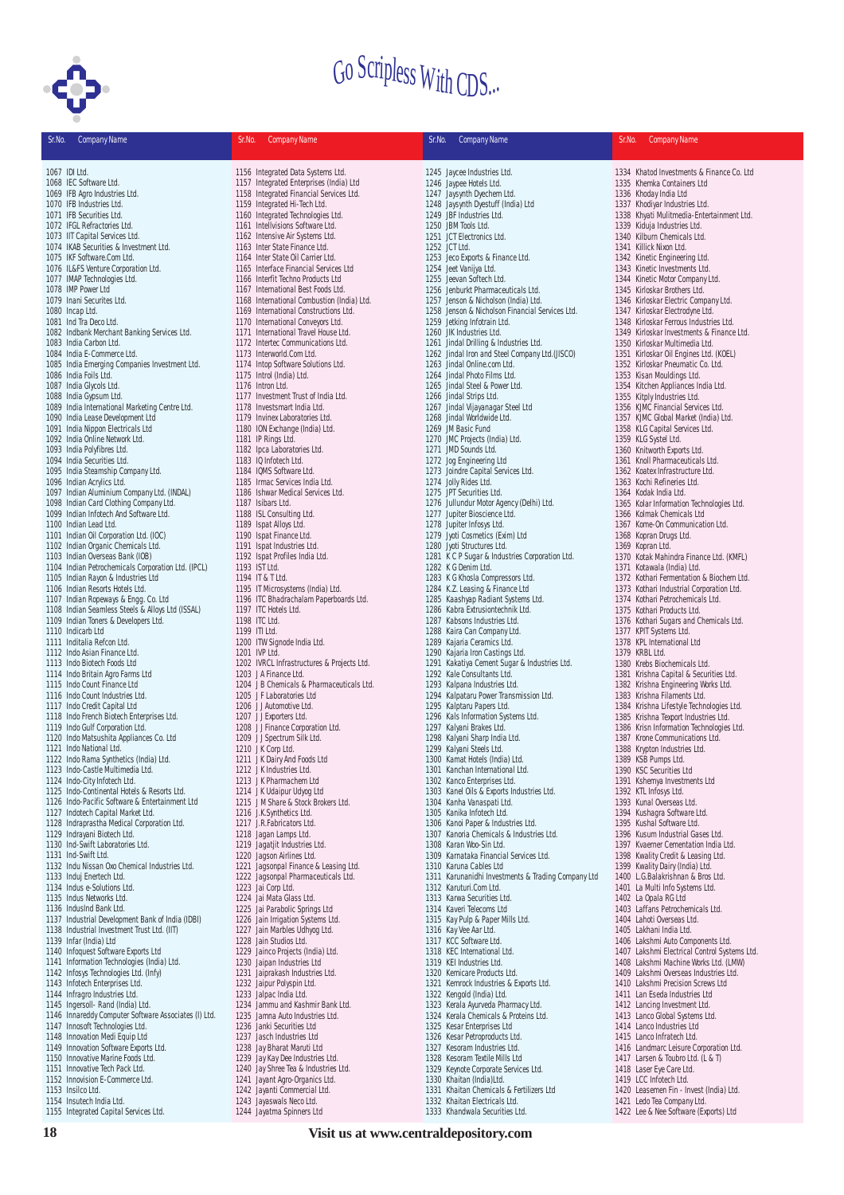Go Scripless With CDS...

| Sr.No. | Company Name |
|---|---|
| 1067 | IDI Ltd. |
| 1068 | IEC Software Ltd. |
| 1069 | IFB Agro Industries Ltd. |
| 1070 | IFB Industries Ltd. |
| 1071 | IFB Securities Ltd. |
| 1072 | IFGL Refractories Ltd. |
| 1073 | IIT Capital Services Ltd. |
| 1074 | IKAB Securities & Investment Ltd. |
| 1075 | IKF Software.Com Ltd. |
| 1076 | IL&FS Venture Corporation Ltd. |
| 1077 | IMAP Technologies Ltd. |
| 1078 | IMP Power Ltd |
| 1079 | Inani Securites Ltd. |
| 1080 | Incap Ltd. |
| 1081 | Ind Tra Deco Ltd. |
| 1082 | Indbank Merchant Banking Services Ltd. |
| 1083 | India Carbon Ltd. |
| 1084 | India E-Commerce Ltd. |
| 1085 | India Emerging Companies Investment Ltd. |
| 1086 | India Foils Ltd. |
| 1087 | India Glycols Ltd. |
| 1088 | India Gypsum Ltd. |
| 1089 | India International Marketing Centre Ltd. |
| 1090 | India Lease Development Ltd |
| 1091 | India Nippon Electricals Ltd |
| 1092 | India Online Network Ltd. |
| 1093 | India Polyfibres Ltd. |
| 1094 | India Securities Ltd. |
| 1095 | India Steamship Company Ltd. |
| 1096 | Indian Acrylics Ltd. |
| 1097 | Indian Aluminium Company Ltd. (INDAL) |
| 1098 | Indian Card Clothing Company Ltd. |
| 1099 | Indian Infotech And Software Ltd. |
| 1100 | Indian Lead Ltd. |
| 1101 | Indian Oil Corporation Ltd. (IOC) |
| 1102 | Indian Organic Chemicals Ltd. |
| 1103 | Indian Overseas Bank (IOB) |
| 1104 | Indian Petrochemicals Corporation Ltd. (IPCL) |
| 1105 | Indian Rayon & Industries Ltd |
| 1106 | Indian Resorts Hotels Ltd. |
| 1107 | Indian Ropeways & Engg. Co. Ltd |
| 1108 | Indian Seamless Steels & Alloys Ltd (ISSAL) |
| 1109 | Indian Toners & Developers Ltd. |
| 1110 | Indicarb Ltd |
| 1111 | Inditalia Refcon Ltd. |
| 1112 | Indo Asian Finance Ltd. |
| 1113 | Indo Biotech Foods Ltd |
| 1114 | Indo Britain Agro Farms Ltd |
| 1115 | Indo Count Finance Ltd |
| 1116 | Indo Count Industries Ltd. |
| 1117 | Indo Credit Capital Ltd |
| 1118 | Indo French Biotech Enterprises Ltd. |
| 1119 | Indo Gulf Corporation Ltd. |
| 1120 | Indo Matsushita Appliances Co. Ltd |
| 1121 | Indo National Ltd. |
| 1122 | Indo Rama Synthetics (India) Ltd. |
| 1123 | Indo-Castle Multimedia Ltd. |
| 1124 | Indo-City Infotech Ltd. |
| 1125 | Indo-Continental Hotels & Resorts Ltd. |
| 1126 | Indo-Pacific Software & Entertainment Ltd |
| 1127 | Indotech Capital Market Ltd. |
| 1128 | Indraprastha Medical Corporation Ltd. |
| 1129 | Indrayani Biotech Ltd. |
| 1130 | Ind-Swift Laboratories Ltd. |
| 1131 | Ind-Swift Ltd. |
| 1132 | Indu Nissan Oxo Chemical Industries Ltd. |
| 1133 | Induj Enertech Ltd. |
| 1134 | Indus e-Solutions Ltd. |
| 1135 | Indus Networks Ltd. |
| 1136 | IndusInd Bank Ltd. |
| 1137 | Industrial Development Bank of India (IDBI) |
| 1138 | Industrial Investment Trust Ltd. (IIT) |
| 1139 | Infar (India) Ltd |
| 1140 | Infoquest Software Exports Ltd |
| 1141 | Information Technologies (India) Ltd. |
| 1142 | Infosys Technologies Ltd. (Infy) |
| 1143 | Infotech Enterprises Ltd. |
| 1144 | Infragro Industries Ltd. |
| 1145 | Ingersoll- Rand (India) Ltd. |
| 1146 | Innareddy Computer Software Associates (I) Ltd. |
| 1147 | Innosoft Technologies Ltd. |
| 1148 | Innovation Medi Equip Ltd |
| 1149 | Innovation Software Exports Ltd. |
| 1150 | Innovative Marine Foods Ltd. |
| 1151 | Innovative Tech Pack Ltd. |
| 1152 | Innovision E-Commerce Ltd. |
| 1153 | Insilco Ltd. |
| 1154 | Insutech India Ltd. |
| 1155 | Integrated Capital Services Ltd. |
| 1156 | Integrated Data Systems Ltd. |
| 1157 | Integrated Enterprises (India) Ltd |
| 1158 | Integrated Financial Services Ltd. |
| 1159 | Integrated Hi-Tech Ltd. |
| 1160 | Integrated Technologies Ltd. |
| 1161 | Intellvisions Software Ltd. |
| 1162 | Intensive Air Systems Ltd. |
| 1163 | Inter State Finance Ltd. |
| 1164 | Inter State Oil Carrier Ltd. |
| 1165 | Interface Financial Services Ltd |
| 1166 | Interfit Techno Products Ltd |
| 1167 | International Best Foods Ltd. |
| 1168 | International Combustion (India) Ltd. |
| 1169 | International Constructions Ltd. |
| 1170 | International Conveyors Ltd. |
| 1171 | International Travel House Ltd. |
| 1172 | Intertec Communications Ltd. |
| 1173 | Interworld.Com Ltd. |
| 1174 | Intop Software Solutions Ltd. |
| 1175 | Introl (India) Ltd. |
| 1176 | Intron Ltd. |
| 1177 | Investment Trust of India Ltd. |
| 1178 | Investsmart India Ltd. |
| 1179 | Invinex Laboratories Ltd. |
| 1180 | ION Exchange (India) Ltd. |
| 1181 | IP Rings Ltd. |
| 1182 | Ipca Laboratories Ltd. |
| 1183 | IQ Infotech Ltd. |
| 1184 | IQMS Software Ltd. |
| 1185 | Irmac Services India Ltd. |
| 1186 | Ishwar Medical Services Ltd. |
| 1187 | Isibars Ltd. |
| 1188 | ISL Consulting Ltd. |
| 1189 | Ispat Alloys Ltd. |
| 1190 | Ispat Finance Ltd. |
| 1191 | Ispat Industries Ltd. |
| 1192 | Ispat Profiles India Ltd. |
| 1193 | IST Ltd. |
| 1194 | IT & T Ltd. |
| 1195 | IT Microsystems (India) Ltd. |
| 1196 | ITC Bhadrachalam Paperboards Ltd. |
| 1197 | ITC Hotels Ltd. |
| 1198 | ITC Ltd. |
| 1199 | ITI Ltd. |
| 1200 | ITW Signode India Ltd. |
| 1201 | IVP Ltd. |
| 1202 | IVRCL Infrastructures & Projects Ltd. |
| 1203 | J A Finance Ltd. |
| 1204 | J B Chemicals & Pharmaceuticals Ltd. |
| 1205 | J F Laboratories Ltd |
| 1206 | J J Automotive Ltd. |
| 1207 | J J Exporters Ltd. |
| 1208 | J J Finance Corporation Ltd. |
| 1209 | J J Spectrum Silk Ltd. |
| 1210 | J K Corp Ltd. |
| 1211 | J K Dairy And Foods Ltd |
| 1212 | J K Industries Ltd. |
| 1213 | J K Pharmachem Ltd |
| 1214 | J K Udaipur Udyog Ltd |
| 1215 | J M Share & Stock Brokers Ltd. |
| 1216 | J.K.Synthetics Ltd. |
| 1217 | J.R.Fabricators Ltd. |
| 1218 | Jagan Lamps Ltd. |
| 1219 | Jagatjit Industries Ltd. |
| 1220 | Jagson Airlines Ltd. |
| 1221 | Jagsonpal Finance & Leasing Ltd. |
| 1222 | Jagsonpal Pharmaceuticals Ltd. |
| 1223 | Jai Corp Ltd. |
| 1224 | Jai Mata Glass Ltd. |
| 1225 | Jai Parabolic Springs Ltd |
| 1226 | Jain Irrigation Systems Ltd. |
| 1227 | Jain Marbles Udhyog Ltd. |
| 1228 | Jain Studios Ltd. |
| 1229 | Jainco Projects (India) Ltd. |
| 1230 | Jaipan Industries Ltd |
| 1231 | Jaiprakash Industries Ltd. |
| 1232 | Jaipur Polyspin Ltd. |
| 1233 | Jalpac India Ltd. |
| 1234 | Jammu and Kashmir Bank Ltd. |
| 1235 | Jamna Auto Industries Ltd. |
| 1236 | Janki Securities Ltd |
| 1237 | Jasch Industries Ltd |
| 1238 | Jay Bharat Maruti Ltd |
| 1239 | Jay Kay Dee Industries Ltd. |
| 1240 | Jay Shree Tea & Industries Ltd. |
| 1241 | Jayant Agro-Organics Ltd. |
| 1242 | Jayanti Commercial Ltd. |
| 1243 | Jayaswals Neco Ltd. |
| 1244 | Jayatma Spinners Ltd |
| 1245 | Jaycee Industries Ltd. |
| 1246 | Jaypee Hotels Ltd. |
| 1247 | Jaysynth Dyechem Ltd. |
| 1248 | Jaysynth Dyestuff (India) Ltd |
| 1249 | JBF Industries Ltd. |
| 1250 | JBM Tools Ltd. |
| 1251 | JCT Electronics Ltd. |
| 1252 | JCT Ltd. |
| 1253 | Jeco Exports & Finance Ltd. |
| 1254 | Jeet Vanijya Ltd. |
| 1255 | Jeevan Softech Ltd. |
| 1256 | Jenburkt Pharmaceuticals Ltd. |
| 1257 | Jenson & Nicholson (India) Ltd. |
| 1258 | Jenson & Nicholson Financial Services Ltd. |
| 1259 | Jetking Infotrain Ltd. |
| 1260 | JIK Industries Ltd. |
| 1261 | Jindal Drilling & Industries Ltd. |
| 1262 | Jindal Iron and Steel Company Ltd.(JISCO) |
| 1263 | Jindal Online.com Ltd. |
| 1264 | Jindal Photo Films Ltd. |
| 1265 | Jindal Steel & Power Ltd. |
| 1266 | Jindal Strips Ltd. |
| 1267 | Jindal Vijayanagar Steel Ltd |
| 1268 | Jindal Worldwide Ltd. |
| 1269 | JM Basic Fund |
| 1270 | JMC Projects (India) Ltd. |
| 1271 | JMD Sounds Ltd. |
| 1272 | Jog Engineering Ltd |
| 1273 | Joindre Capital Services Ltd. |
| 1274 | Jolly Rides Ltd. |
| 1275 | JPT Securities Ltd. |
| 1276 | Jullundur Motor Agency (Delhi) Ltd. |
| 1277 | Jupiter Bioscience Ltd. |
| 1278 | Jupiter Infosys Ltd. |
| 1279 | Jyoti Cosmetics (Exim) Ltd |
| 1280 | Jyoti Structures Ltd. |
| 1281 | K C P Sugar & Industries Corporation Ltd. |
| 1282 | K G Denim Ltd. |
| 1283 | K G Khosla Compressors Ltd. |
| 1284 | K.Z. Leasing & Finance Ltd |
| 1285 | Kaashyap Radiant Systems Ltd. |
| 1286 | Kabra Extrusiontechnik Ltd. |
| 1287 | Kabsons Industries Ltd. |
| 1288 | Kaira Can Company Ltd. |
| 1289 | Kajaria Ceramics Ltd. |
| 1290 | Kajaria Iron Castings Ltd. |
| 1291 | Kakatiya Cement Sugar & Industries Ltd. |
| 1292 | Kale Consultants Ltd. |
| 1293 | Kalpana Industries Ltd. |
| 1294 | Kalpataru Power Transmission Ltd. |
| 1295 | Kalptaru Papers Ltd. |
| 1296 | Kals Information Systems Ltd. |
| 1297 | Kalyani Brakes Ltd. |
| 1298 | Kalyani Sharp India Ltd. |
| 1299 | Kalyani Steels Ltd. |
| 1300 | Kamat Hotels (India) Ltd. |
| 1301 | Kanchan International Ltd. |
| 1302 | Kanco Enterprises Ltd. |
| 1303 | Kanel Oils & Exports Industries Ltd. |
| 1304 | Kanha Vanaspati Ltd. |
| 1305 | Kanika Infotech Ltd. |
| 1306 | Kanoi Paper & Industries Ltd. |
| 1307 | Kanoria Chemicals & Industries Ltd. |
| 1308 | Karan Woo-Sin Ltd. |
| 1309 | Karnataka Financial Services Ltd. |
| 1310 | Karuna Cables Ltd |
| 1311 | Karunanidhi Investments & Trading Company Ltd |
| 1312 | Karuturi.Com Ltd. |
| 1313 | Karwa Securities Ltd. |
| 1314 | Kaveri Telecoms Ltd |
| 1315 | Kay Pulp & Paper Mills Ltd. |
| 1316 | Kay Vee Aar Ltd. |
| 1317 | KCC Software Ltd. |
| 1318 | KEC International Ltd. |
| 1319 | KEI Industries Ltd. |
| 1320 | Kemicare Products Ltd. |
| 1321 | Kemrock Industries & Exports Ltd. |
| 1322 | Kengold (India) Ltd. |
| 1323 | Kerala Ayurveda Pharmacy Ltd. |
| 1324 | Kerala Chemicals & Proteins Ltd. |
| 1325 | Kesar Enterprises Ltd |
| 1326 | Kesar Petroproducts Ltd. |
| 1327 | Kesoram Industries Ltd. |
| 1328 | Kesoram Textile Mills Ltd |
| 1329 | Keynote Corporate Services Ltd. |
| 1330 | Khaitan (India)Ltd. |
| 1331 | Khaitan Chemicals & Fertilizers Ltd |
| 1332 | Khaitan Electricals Ltd. |
| 1333 | Khandwala Securities Ltd. |
| 1334 | Khatod Investments & Finance Co. Ltd |
| 1335 | Khemka Containers Ltd |
| 1336 | Khoday India Ltd |
| 1337 | Khodiyar Industries Ltd. |
| 1338 | Khyati Mulitmedia-Entertainment Ltd. |
| 1339 | Kiduja Industries Ltd. |
| 1340 | Kilburn Chemicals Ltd. |
| 1341 | Killick Nixon Ltd. |
| 1342 | Kinetic Engineering Ltd. |
| 1343 | Kinetic Investments Ltd. |
| 1344 | Kinetic Motor Company Ltd. |
| 1345 | Kirloskar Brothers Ltd. |
| 1346 | Kirloskar Electric Company Ltd. |
| 1347 | Kirloskar Electrodyne Ltd. |
| 1348 | Kirloskar Ferrous Industries Ltd. |
| 1349 | Kirloskar Investments & Finance Ltd. |
| 1350 | Kirloskar Multimedia Ltd. |
| 1351 | Kirloskar Oil Engines Ltd. (KOEL) |
| 1352 | Kirloskar Pneumatic Co. Ltd. |
| 1353 | Kisan Mouldings Ltd. |
| 1354 | Kitchen Appliances India Ltd. |
| 1355 | Kitply Industries Ltd. |
| 1356 | KJMC Financial Services Ltd. |
| 1357 | KJMC Global Market (India) Ltd. |
| 1358 | KLG Capital Services Ltd. |
| 1359 | KLG Systel Ltd. |
| 1360 | Knitworth Exports Ltd. |
| 1361 | Knoll Pharmaceuticals Ltd. |
| 1362 | Koatex Infrastructure Ltd. |
| 1363 | Kochi Refineries Ltd. |
| 1364 | Kodak India Ltd. |
| 1365 | Kolar Information Technologies Ltd. |
| 1366 | Kolmak Chemicals Ltd |
| 1367 | Kome-On Communication Ltd. |
| 1368 | Kopran Drugs Ltd. |
| 1369 | Kopran Ltd. |
| 1370 | Kotak Mahindra Finance Ltd. (KMFL) |
| 1371 | Kotawala (India) Ltd. |
| 1372 | Kothari Fermentation & Biochem Ltd. |
| 1373 | Kothari Industrial Corporation Ltd. |
| 1374 | Kothari Petrochemicals Ltd. |
| 1375 | Kothari Products Ltd. |
| 1376 | Kothari Sugars and Chemicals Ltd. |
| 1377 | KPIT Systems Ltd. |
| 1378 | KPL International Ltd |
| 1379 | KRBL Ltd. |
| 1380 | Krebs Biochemicals Ltd. |
| 1381 | Krishna Capital & Securities Ltd. |
| 1382 | Krishna Engineering Works Ltd. |
| 1383 | Krishna Filaments Ltd. |
| 1384 | Krishna Lifestyle Technologies Ltd. |
| 1385 | Krishna Texport Industries Ltd. |
| 1386 | Krisn Information Technologies Ltd. |
| 1387 | Krone Communications Ltd. |
| 1388 | Krypton Industries Ltd. |
| 1389 | KSB Pumps Ltd. |
| 1390 | KSC Securities Ltd |
| 1391 | Kshemya Investments Ltd |
| 1392 | KTL Infosys Ltd. |
| 1393 | Kunal Overseas Ltd. |
| 1394 | Kushagra Software Ltd. |
| 1395 | Kushal Software Ltd. |
| 1396 | Kusum Industrial Gases Ltd. |
| 1397 | Kvaerner Cementation India Ltd. |
| 1398 | Kwality Credit & Leasing Ltd. |
| 1399 | Kwality Dairy (India) Ltd. |
| 1400 | L.G.Balakrishnan & Bros Ltd. |
| 1401 | La Multi Info Systems Ltd. |
| 1402 | La Opala RG Ltd |
| 1403 | Laffans Petrochemicals Ltd. |
| 1404 | Lahoti Overseas Ltd. |
| 1405 | Lakhani India Ltd. |
| 1406 | Lakshmi Auto Components Ltd. |
| 1407 | Lakshmi Electrical Control Systems Ltd. |
| 1408 | Lakshmi Machine Works Ltd. (LMW) |
| 1409 | Lakshmi Overseas Industries Ltd. |
| 1410 | Lakshmi Precision Screws Ltd |
| 1411 | Lan Eseda Industries Ltd |
| 1412 | Lancing Investment Ltd. |
| 1413 | Lanco Global Systems Ltd. |
| 1414 | Lanco Industries Ltd |
| 1415 | Lanco Infratech Ltd. |
| 1416 | Landmarc Leisure Corporation Ltd. |
| 1417 | Larsen & Toubro Ltd. (L & T) |
| 1418 | Laser Eye Care Ltd. |
| 1419 | LCC Infotech Ltd. |
| 1420 | Leasemen Fin - Invest (India) Ltd. |
| 1421 | Ledo Tea Company Ltd. |
| 1422 | Lee & Nee Software (Exports) Ltd |

Visit us at www.centraldepository.com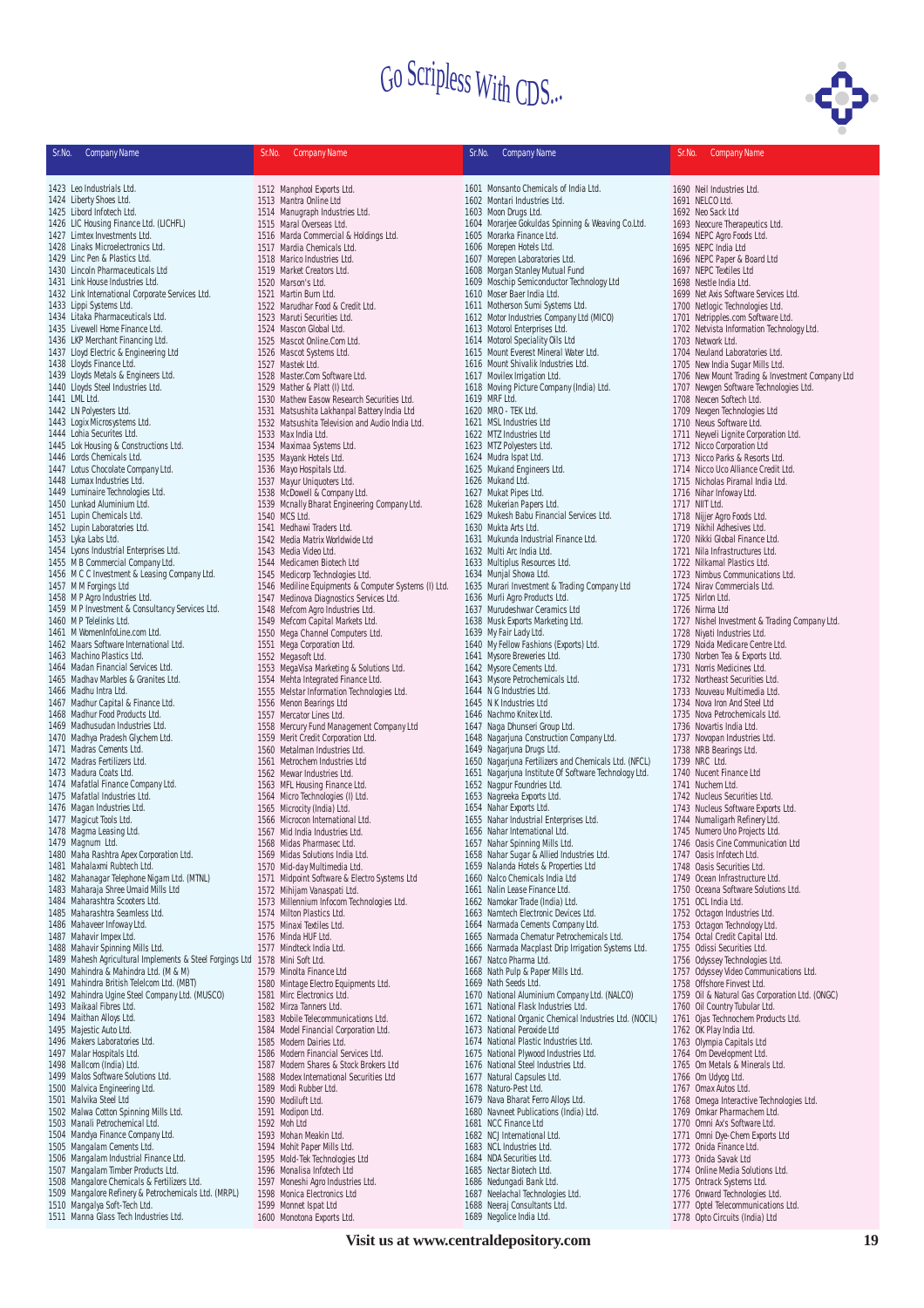# Go Scripless With CDS...

| Sr.No. | Company Name |
|---|---|
| 1423 | Leo Industrials Ltd. |
| 1424 | Liberty Shoes Ltd. |
| 1425 | Libord Infotech Ltd. |
| 1426 | LIC Housing Finance Ltd. (LICHFL) |
| 1427 | Limtex Investments Ltd. |
| 1428 | Linaks Microelectronics Ltd. |
| 1429 | Linc Pen & Plastics Ltd. |
| 1430 | Lincoln Pharmaceuticals Ltd |
| 1431 | Link House Industries Ltd. |
| 1432 | Link International Corporate Services Ltd. |
| 1433 | Lippi Systems Ltd. |
| 1434 | Litaka Pharmaceuticals Ltd. |
| 1435 | Livewell Home Finance Ltd. |
| 1436 | LKP Merchant Financing Ltd. |
| 1437 | Lloyd Electric & Engineering Ltd |
| 1438 | Lloyds Finance Ltd. |
| 1439 | Lloyds Metals & Engineers Ltd. |
| 1440 | Lloyds Steel Industries Ltd. |
| 1441 | LML Ltd. |
| 1442 | LN Polyesters Ltd. |
| 1443 | Logix Microsystems Ltd. |
| 1444 | Lohia Securites Ltd. |
| 1445 | Lok Housing & Constructions Ltd. |
| 1446 | Lords Chemicals Ltd. |
| 1447 | Lotus Chocolate Company Ltd. |
| 1448 | Lumax Industries Ltd. |
| 1449 | Luminaire Technologies Ltd. |
| 1450 | Lunkad Aluminium Ltd. |
| 1451 | Lupin Chemicals Ltd. |
| 1452 | Lupin Laboratories Ltd. |
| 1453 | Lyka Labs Ltd. |
| 1454 | Lyons Industrial Enterprises Ltd. |
| 1455 | M B Commercial Company Ltd. |
| 1456 | M C C Investment & Leasing Company Ltd. |
| 1457 | M M Forgings Ltd |
| 1458 | M P Agro Industries Ltd. |
| 1459 | M P Investment & Consultancy Services Ltd. |
| 1460 | M P Telelinks Ltd. |
| 1461 | M WomenInfoLine.com Ltd. |
| 1462 | Maars Software International Ltd. |
| 1463 | Machino Plastics Ltd. |
| 1464 | Madan Financial Services Ltd. |
| 1465 | Madhav Marbles & Granites Ltd. |
| 1466 | Madhu Intra Ltd. |
| 1467 | Madhur Capital & Finance Ltd. |
| 1468 | Madhur Food Products Ltd. |
| 1469 | Madhusudan Industries Ltd. |
| 1470 | Madhya Pradesh Glychem Ltd. |
| 1471 | Madras Cements Ltd. |
| 1472 | Madras Fertilizers Ltd. |
| 1473 | Madura Coats Ltd. |
| 1474 | Mafatlal Finance Company Ltd. |
| 1475 | Mafatlal Industries Ltd. |
| 1476 | Magan Industries Ltd. |
| 1477 | Magicut Tools Ltd. |
| 1478 | Magma Leasing Ltd. |
| 1479 | Magnum Ltd. |
| 1480 | Maha Rashtra Apex Corporation Ltd. |
| 1481 | Mahalaxmi Rubtech Ltd. |
| 1482 | Mahanagar Telephone Nigam Ltd. (MTNL) |
| 1483 | Maharaja Shree Umaid Mills Ltd |
| 1484 | Maharashtra Scooters Ltd. |
| 1485 | Maharashtra Seamless Ltd. |
| 1486 | Mahaveer Infoway Ltd. |
| 1487 | Mahavir Impex Ltd. |
| 1488 | Mahavir Spinning Mills Ltd. |
| 1489 | Mahesh Agricultural Implements & Steel Forgings Ltd |
| 1490 | Mahindra & Mahindra Ltd. (M & M) |
| 1491 | Mahindra British Telelcom Ltd. (MBT) |
| 1492 | Mahindra Ugine Steel Company Ltd. (MUSCO) |
| 1493 | Maikaal Fibres Ltd. |
| 1494 | Maithan Alloys Ltd. |
| 1495 | Majestic Auto Ltd. |
| 1496 | Makers Laboratories Ltd. |
| 1497 | Malar Hospitals Ltd. |
| 1498 | Mallcom (India) Ltd. |
| 1499 | Malos Software Solutions Ltd. |
| 1500 | Malvica Engineering Ltd. |
| 1501 | Malvika Steel Ltd |
| 1502 | Malwa Cotton Spinning Mills Ltd. |
| 1503 | Manali Petrochemical Ltd. |
| 1504 | Mandya Finance Company Ltd. |
| 1505 | Mangalam Cements Ltd. |
| 1506 | Mangalam Industrial Finance Ltd. |
| 1507 | Mangalam Timber Products Ltd. |
| 1508 | Mangalore Chemicals & Fertilizers Ltd. |
| 1509 | Mangalore Refinery & Petrochemicals Ltd. (MRPL) |
| 1510 | Mangalya Soft-Tech Ltd. |
| 1511 | Manna Glass Tech Industries Ltd. |
| 1512 | Manphool Exports Ltd. |
| 1513 | Mantra Online Ltd |
| 1514 | Manugraph Industries Ltd. |
| 1515 | Maral Overseas Ltd. |
| 1516 | Marda Commercial & Holdings Ltd. |
| 1517 | Mardia Chemicals Ltd. |
| 1518 | Marico Industries Ltd. |
| 1519 | Market Creators Ltd. |
| 1520 | Marson's Ltd. |
| 1521 | Martin Burn Ltd. |
| 1522 | Marudhar Food & Credit Ltd. |
| 1523 | Maruti Securities Ltd. |
| 1524 | Mascon Global Ltd. |
| 1525 | Mascot Online.Com Ltd. |
| 1526 | Mascot Systems Ltd. |
| 1527 | Mastek Ltd. |
| 1528 | Master.Com Software Ltd. |
| 1529 | Mather & Platt (I) Ltd. |
| 1530 | Mathew Easow Research Securities Ltd. |
| 1531 | Matsushita Lakhanpal Battery India Ltd |
| 1532 | Matsushita Television and Audio India Ltd. |
| 1533 | Max India Ltd. |
| 1534 | Maximaa Systems Ltd. |
| 1535 | Mayank Hotels Ltd. |
| 1536 | Mayo Hospitals Ltd. |
| 1537 | Mayur Uniquoters Ltd. |
| 1538 | McDowell & Company Ltd. |
| 1539 | Mcnally Bharat Engineering Company Ltd. |
| 1540 | MCS Ltd. |
| 1541 | Medhawi Traders Ltd. |
| 1542 | Media Matrix Worldwide Ltd |
| 1543 | Media Video Ltd. |
| 1544 | Medicamen Biotech Ltd |
| 1545 | Medicorp Technologies Ltd. |
| 1546 | Mediline Equipments & Computer Systems (I) Ltd. |
| 1547 | Medinova Diagnostics Services Ltd. |
| 1548 | Mefcom Agro Industries Ltd. |
| 1549 | Mefcom Capital Markets Ltd. |
| 1550 | Mega Channel Computers Ltd. |
| 1551 | Mega Corporation Ltd. |
| 1552 | Megasoft Ltd. |
| 1553 | MegaVisa Marketing & Solutions Ltd. |
| 1554 | Mehta Integrated Finance Ltd. |
| 1555 | Melstar Information Technologies Ltd. |
| 1556 | Menon Bearings Ltd |
| 1557 | Mercator Lines Ltd. |
| 1558 | Mercury Fund Management Company Ltd |
| 1559 | Merit Credit Corporation Ltd. |
| 1560 | Metalman Industries Ltd. |
| 1561 | Metrochem Industries Ltd |
| 1562 | Mewar Industries Ltd. |
| 1563 | MFL Housing Finance Ltd. |
| 1564 | Micro Technologies (I) Ltd. |
| 1565 | Microcity (India) Ltd. |
| 1566 | Microcon International Ltd. |
| 1567 | Mid India Industries Ltd. |
| 1568 | Midas Pharmasec Ltd. |
| 1569 | Midas Solutions India Ltd. |
| 1570 | Mid-day Multimedia Ltd. |
| 1571 | Midpoint Software & Electro Systems Ltd |
| 1572 | Mihijam Vanaspati Ltd. |
| 1573 | Millennium Infocom Technologies Ltd. |
| 1574 | Milton Plastics Ltd. |
| 1575 | Minaxi Textiles Ltd. |
| 1576 | Minda HUF Ltd. |
| 1577 | Mindteck India Ltd. |
| 1578 | Mini Soft Ltd. |
| 1579 | Minolta Finance Ltd |
| 1580 | Mintage Electro Equipments Ltd. |
| 1581 | Mirc Electronics Ltd. |
| 1582 | Mirza Tanners Ltd. |
| 1583 | Mobile Telecommunications Ltd. |
| 1584 | Model Financial Corporation Ltd. |
| 1585 | Modern Dairies Ltd. |
| 1586 | Modern Financial Services Ltd. |
| 1587 | Modern Shares & Stock Brokers Ltd |
| 1588 | Modex International Securities Ltd |
| 1589 | Modi Rubber Ltd. |
| 1590 | Modiluft Ltd. |
| 1591 | Modipon Ltd. |
| 1592 | Moh Ltd |
| 1593 | Mohan Meakin Ltd. |
| 1594 | Mohit Paper Mills Ltd. |
| 1595 | Mold-Tek Technologies Ltd |
| 1596 | Monalisa Infotech Ltd |
| 1597 | Moneshi Agro Industries Ltd. |
| 1598 | Monica Electronics Ltd |
| 1599 | Monnet Ispat Ltd |
| 1600 | Monotona Exports Ltd. |
| 1601 | Monsanto Chemicals of India Ltd. |
| 1602 | Montari Industries Ltd. |
| 1603 | Moon Drugs Ltd. |
| 1604 | Morarjee Gokuldas Spinning & Weaving Co.Ltd. |
| 1605 | Moraria Finance Ltd. |
| 1606 | Morepen Hotels Ltd. |
| 1607 | Morepen Laboratories Ltd. |
| 1608 | Morgan Stanley Mutual Fund |
| 1609 | Moschip Semiconductor Technology Ltd |
| 1610 | Moser Baer India Ltd. |
| 1611 | Motherson Sumi Systems Ltd. |
| 1612 | Motor Industries Company Ltd (MICO) |
| 1613 | Motorol Enterprises Ltd. |
| 1614 | Motorol Speciality Oils Ltd |
| 1615 | Mount Everest Mineral Water Ltd. |
| 1616 | Mount Shivalik Industries Ltd. |
| 1617 | Movilex Irrigation Ltd. |
| 1618 | Moving Picture Company (India) Ltd. |
| 1619 | MRF Ltd. |
| 1620 | MRO - TEK Ltd. |
| 1621 | MSL Industries Ltd |
| 1622 | MTZ Industries Ltd |
| 1623 | MTZ Polyesters Ltd. |
| 1624 | Mudra Ispat Ltd. |
| 1625 | Mukand Engineers Ltd. |
| 1626 | Mukand Ltd. |
| 1627 | Mukat Pipes Ltd. |
| 1628 | Mukerian Papers Ltd. |
| 1629 | Mukta Babu Financial Services Ltd. |
| 1630 | Mukta Arts Ltd. |
| 1631 | Mukunda Industrial Finance Ltd. |
| 1632 | Multi Arc India Ltd. |
| 1633 | Multiplus Resources Ltd. |
| 1634 | Munjal Showa Ltd. |
| 1635 | Murari Investment & Trading Company Ltd |
| 1636 | Murli Agro Products Ltd. |
| 1637 | Murudeshwar Ceramics Ltd |
| 1638 | Musk Exports Marketing Ltd. |
| 1639 | My Fair Lady Ltd. |
| 1640 | My Fellow Fashions (Exports) Ltd. |
| 1641 | Mysore Breweries Ltd. |
| 1642 | Mysore Cements Ltd. |
| 1643 | Mysore Petrochemicals Ltd. |
| 1644 | N G Industries Ltd. |
| 1645 | N K Industries Ltd |
| 1646 | Nachmo Knitex Ltd. |
| 1647 | Naga Dhunseri Group Ltd. |
| 1648 | Nagarjuna Construction Company Ltd. |
| 1649 | Nagarjuna Drugs Ltd. |
| 1650 | Nagarjuna Fertilizers and Chemicals Ltd. (NFCL) |
| 1651 | Nagarjuna Institute Of Software Technology Ltd. |
| 1652 | Nagpur Foundries Ltd. |
| 1653 | Nagreeka Exports Ltd. |
| 1654 | Nahar Exports Ltd. |
| 1655 | Nahar Industrial Enterprises Ltd. |
| 1656 | Nahar International Ltd. |
| 1657 | Nahar Spinning Mills Ltd. |
| 1658 | Nahar Sugar & Allied Industries Ltd. |
| 1659 | Nalanda Hotels & Properties Ltd |
| 1660 | Nalco Chemicals India Ltd |
| 1661 | Nalin Lease Finance Ltd. |
| 1662 | Namokar Trade (India) Ltd. |
| 1663 | Namtech Electronic Devices Ltd. |
| 1664 | Narmada Cements Company Ltd. |
| 1665 | Narmada Chematur Petrochemicals Ltd. |
| 1666 | Narmada Macplast Drip Irrigation Systems Ltd. |
| 1667 | Natco Pharma Ltd. |
| 1668 | Nath Pulp & Paper Mills Ltd. |
| 1669 | Nath Seeds Ltd. |
| 1670 | National Aluminium Company Ltd. (NALCO) |
| 1671 | National Flask Industries Ltd. |
| 1672 | National Organic Chemical Industries Ltd. (NOCIL) |
| 1673 | National Peroxide Ltd |
| 1674 | National Plastic Industries Ltd. |
| 1675 | National Plywood Industries Ltd. |
| 1676 | National Steel Industries Ltd. |
| 1677 | Natural Capsules Ltd. |
| 1678 | Naturo-Pest Ltd. |
| 1679 | Nava Bharat Ferro Alloys Ltd. |
| 1680 | Navneet Publications (India) Ltd. |
| 1681 | NCC Finance Ltd |
| 1682 | NCJ International Ltd. |
| 1683 | NCL Industries Ltd. |
| 1684 | NDA Securities Ltd. |
| 1685 | Nectar Biotech Ltd. |
| 1686 | Nedungadi Bank Ltd. |
| 1687 | Neelachal Technologies Ltd. |
| 1688 | Neeraj Consultants Ltd. |
| 1689 | Negolice India Ltd. |
| 1690 | Neil Industries Ltd. |
| 1691 | NELCO Ltd. |
| 1692 | Neo Sack Ltd |
| 1693 | Neocure Therapeutics Ltd. |
| 1694 | NEPC Agro Foods Ltd. |
| 1695 | NEPC India Ltd |
| 1696 | NEPC Paper & Board Ltd |
| 1697 | NEPC Textiles Ltd |
| 1698 | Nestle India Ltd. |
| 1699 | Net Axis Software Services Ltd. |
| 1700 | Netlogic Technologies Ltd. |
| 1701 | Netripples.com Software Ltd. |
| 1702 | Netvista Information Technology Ltd. |
| 1703 | Network Ltd. |
| 1704 | Neuland Laboratories Ltd. |
| 1705 | New India Sugar Mills Ltd. |
| 1706 | New Mount Trading & Investment Company Ltd |
| 1707 | Newgen Software Technologies Ltd. |
| 1708 | Nexcen Softech Ltd. |
| 1709 | Nexgen Technologies Ltd |
| 1710 | Nexus Software Ltd. |
| 1711 | Neyveli Lignite Corporation Ltd. |
| 1712 | Nicco Corporation Ltd |
| 1713 | Nicco Parks & Resorts Ltd. |
| 1714 | Nicco Uco Alliance Credit Ltd. |
| 1715 | Nicholas Piramal India Ltd. |
| 1716 | Nihar Infoway Ltd. |
| 1717 | NIIT Ltd. |
| 1718 | Nijjer Agro Foods Ltd. |
| 1719 | Nikhil Adhesives Ltd. |
| 1720 | Nikki Global Finance Ltd. |
| 1721 | Nila Infrastructures Ltd. |
| 1722 | Nilkamal Plastics Ltd. |
| 1723 | Nimbus Communications Ltd. |
| 1724 | Nirav Commercials Ltd. |
| 1725 | Nirlon Ltd. |
| 1726 | Nirma Ltd |
| 1727 | Nishel Investment & Trading Company Ltd. |
| 1728 | Niyati Industries Ltd. |
| 1729 | Noida Medicare Centre Ltd. |
| 1730 | Norben Tea & Exports Ltd. |
| 1731 | Norris Medicines Ltd. |
| 1732 | Northeast Securities Ltd. |
| 1733 | Nouveau Multimedia Ltd. |
| 1734 | Nova Iron And Steel Ltd |
| 1735 | Nova Petrochemicals Ltd. |
| 1736 | Novartis India Ltd. |
| 1737 | Novopan Industries Ltd. |
| 1738 | NRB Bearings Ltd. |
| 1739 | NRC Ltd. |
| 1740 | Nucent Finance Ltd |
| 1741 | Nuchem Ltd. |
| 1742 | Nucleus Securities Ltd. |
| 1743 | Nucleus Software Exports Ltd. |
| 1744 | Numaligarh Refinery Ltd. |
| 1745 | Numero Uno Projects Ltd. |
| 1746 | Oasis Cine Communication Ltd |
| 1747 | Oasis Infotech Ltd. |
| 1748 | Oasis Securities Ltd. |
| 1749 | Ocean Infrastructure Ltd. |
| 1750 | Oceana Software Solutions Ltd. |
| 1751 | OCL India Ltd. |
| 1752 | Octagon Industries Ltd. |
| 1753 | Octagon Technology Ltd. |
| 1754 | Octal Credit Capital Ltd. |
| 1755 | Odissi Securities Ltd. |
| 1756 | Odyssey Technologies Ltd. |
| 1757 | Odyssey Video Communications Ltd. |
| 1758 | Offshore Finvest Ltd. |
| 1759 | Oil & Natural Gas Corporation Ltd. (ONGC) |
| 1760 | Oil Country Tubular Ltd. |
| 1761 | Ojas Technochem Products Ltd. |
| 1762 | OK Play India Ltd. |
| 1763 | Olympia Capitals Ltd |
| 1764 | Om Development Ltd. |
| 1765 | Om Metals & Minerals Ltd. |
| 1766 | Om Udyog Ltd. |
| 1767 | Omax Autos Ltd. |
| 1768 | Omega Interactive Technologies Ltd. |
| 1769 | Omkar Pharmachem Ltd. |
| 1770 | Omni Ax's Software Ltd. |
| 1771 | Omni Dye-Chem Exports Ltd |
| 1772 | Onida Finance Ltd. |
| 1773 | Onida Savak Ltd |
| 1774 | Online Media Solutions Ltd. |
| 1775 | Ontrack Systems Ltd. |
| 1776 | Onward Technologies Ltd. |
| 1777 | Optel Telecommunications Ltd. |
| 1778 | Opto Circuits (India) Ltd |

Visit us at www.centraldepository.com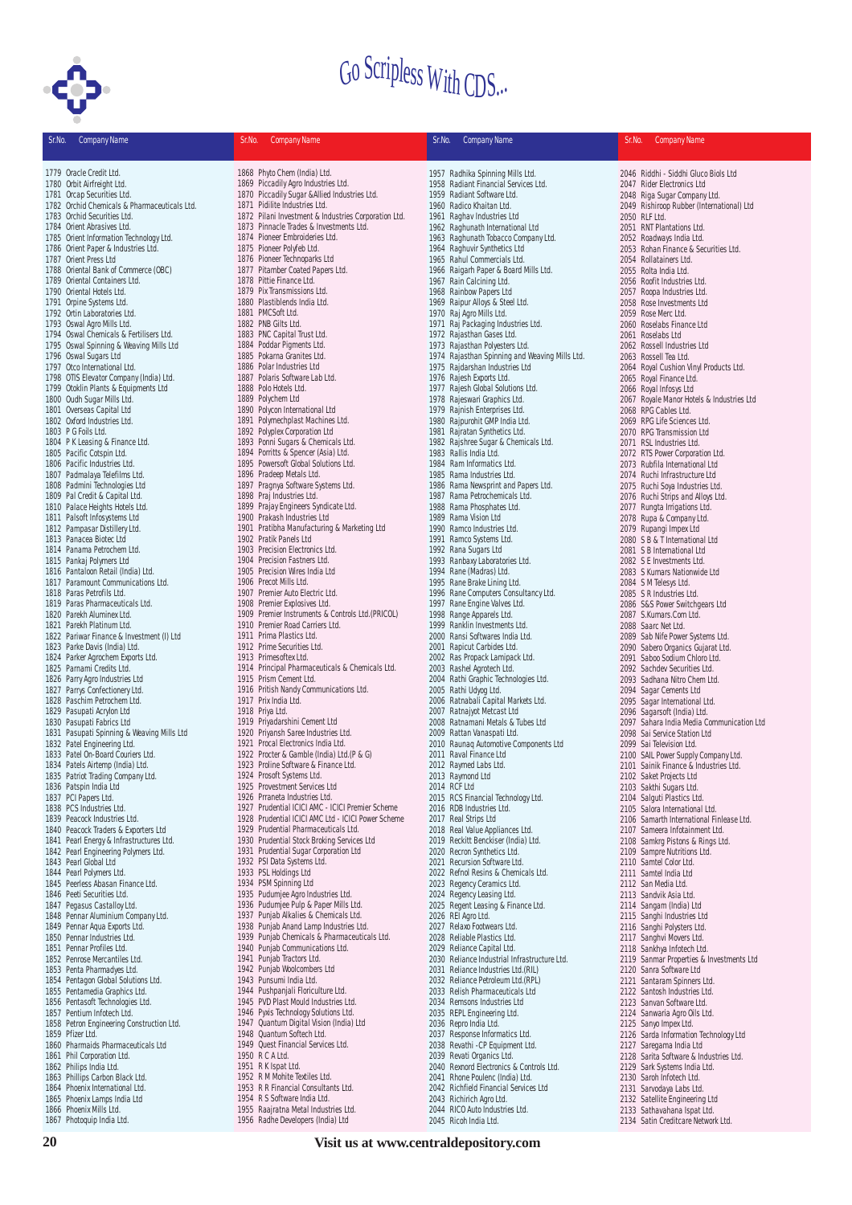# Go Scripless With CDS...

| Sr.No. | Company Name |
|---|---|
| 1779 | Oracle Credit Ltd. |
| 1780 | Orbit Airfreight Ltd. |
| 1781 | Orcap Securities Ltd. |
| 1782 | Orchid Chemicals & Pharmaceuticals Ltd. |
| 1783 | Orchid Securities Ltd. |
| 1784 | Orient Abrasives Ltd. |
| 1785 | Orient Information Technology Ltd. |
| 1786 | Orient Paper & Industries Ltd. |
| 1787 | Orient Press Ltd |
| 1788 | Oriental Bank of Commerce (OBC) |
| 1789 | Oriental Containers Ltd. |
| 1790 | Oriental Hotels Ltd. |
| 1791 | Orpine Systems Ltd. |
| 1792 | Ortin Laboratories Ltd. |
| 1793 | Oswal Agro Mills Ltd. |
| 1794 | Oswal Chemicals & Fertilisers Ltd. |
| 1795 | Oswal Spinning & Weaving Mills Ltd |
| 1796 | Oswal Sugars Ltd |
| 1797 | Otco International Ltd. |
| 1798 | OTIS Elevator Company (India) Ltd. |
| 1799 | Otoklin Plants & Equipments Ltd |
| 1800 | Oudh Sugar Mills Ltd. |
| 1801 | Overseas Capital Ltd |
| 1802 | Oxford Industries Ltd. |
| 1803 | P G Foils Ltd. |
| 1804 | P K Leasing & Finance Ltd. |
| 1805 | Pacific Cotspin Ltd. |
| 1806 | Pacific Industries Ltd. |
| 1807 | Padmalaya Telefilms Ltd. |
| 1808 | Padmini Technologies Ltd |
| 1809 | Pal Credit & Capital Ltd. |
| 1810 | Palace Heights Hotels Ltd. |
| 1811 | Palsoft Infosystems Ltd |
| 1812 | Pampasar Distillery Ltd. |
| 1813 | Panacea Biotec Ltd |
| 1814 | Panama Petrochem Ltd. |
| 1815 | Pankaj Polymers Ltd |
| 1816 | Pantaloon Retail (India) Ltd. |
| 1817 | Paramount Communications Ltd. |
| 1818 | Paras Petrofils Ltd. |
| 1819 | Paras Pharmaceuticals Ltd. |
| 1820 | Parekh Aluminex Ltd. |
| 1821 | Parekh Platinum Ltd. |
| 1822 | Pariwar Finance & Investment (I) Ltd |
| 1823 | Parke Davis (India) Ltd. |
| 1824 | Parker Agrochem Exports Ltd. |
| 1825 | Parnami Credits Ltd. |
| 1826 | Parry Agro Industries Ltd |
| 1827 | Parrys Confectionery Ltd. |
| 1828 | Paschim Petrochem Ltd. |
| 1829 | Pasupati Acrylon Ltd |
| 1830 | Pasupati Fabrics Ltd |
| 1831 | Pasupati Spinning & Weaving Mills Ltd |
| 1832 | Patel Engineering Ltd. |
| 1833 | Patel On-Board Couriers Ltd. |
| 1834 | Patels Airtemp (India) Ltd. |
| 1835 | Patriot Trading Company Ltd. |
| 1836 | Patspin India Ltd |
| 1837 | PCI Papers Ltd. |
| 1838 | PCS Industries Ltd. |
| 1839 | Peacock Industries Ltd. |
| 1840 | Peacock Traders & Exporters Ltd |
| 1841 | Pearl Energy & Infrastructures Ltd. |
| 1842 | Pearl Engineering Polymers Ltd. |
| 1843 | Pearl Global Ltd |
| 1844 | Pearl Polymers Ltd. |
| 1845 | Peerless Abasan Finance Ltd. |
| 1846 | Peeti Securities Ltd. |
| 1847 | Pegasus Castalloy Ltd. |
| 1848 | Pennar Aluminium Company Ltd. |
| 1849 | Pennar Aqua Exports Ltd. |
| 1850 | Pennar Industries Ltd. |
| 1851 | Pennar Profiles Ltd. |
| 1852 | Penrose Mercantiles Ltd. |
| 1853 | Penta Pharmadyes Ltd. |
| 1854 | Pentagon Global Solutions Ltd. |
| 1855 | Pentamedia Graphics Ltd. |
| 1856 | Pentasoft Technologies Ltd. |
| 1857 | Pentium Infotech Ltd. |
| 1858 | Petron Engineering Construction Ltd. |
| 1859 | Pfizer Ltd. |
| 1860 | Pharmaids Pharmaceuticals Ltd |
| 1861 | Phil Corporation Ltd. |
| 1862 | Philips India Ltd. |
| 1863 | Phillips Carbon Black Ltd. |
| 1864 | Phoenix International Ltd. |
| 1865 | Phoenix Lamps India Ltd |
| 1866 | Phoenix Mills Ltd. |
| 1867 | Photoquip India Ltd. |
| 1868 | Phyto Chem (India) Ltd. |
| 1869 | Piccadily Agro Industries Ltd. |
| 1870 | Piccadily Sugar &Allied Industries Ltd. |
| 1871 | Pidilite Industries Ltd. |
| 1872 | Pilani Investment & Industries Corporation Ltd. |
| 1873 | Pinnacle Trades & Investments Ltd. |
| 1874 | Pioneer Embroideries Ltd. |
| 1875 | Pioneer Polyfeb Ltd. |
| 1876 | Pioneer Technoparks Ltd |
| 1877 | Pitamber Coated Papers Ltd. |
| 1878 | Pittie Finance Ltd. |
| 1879 | Pix Transmissions Ltd. |
| 1880 | Plastiblends India Ltd. |
| 1881 | PMCSoft Ltd. |
| 1882 | PNB Gilts Ltd. |
| 1883 | PNC Capital Trust Ltd. |
| 1884 | Poddar Pigments Ltd. |
| 1885 | Pokarna Granites Ltd. |
| 1886 | Polar Industries Ltd. |
| 1887 | Polaris Software Lab Ltd. |
| 1888 | Polo Hotels Ltd. |
| 1889 | Polychem Ltd |
| 1890 | Polycon International Ltd |
| 1891 | Polymechplast Machines Ltd. |
| 1892 | Polyplex Corporation Ltd |
| 1893 | Ponni Sugars & Chemicals Ltd. |
| 1894 | Porritts & Spencer (Asia) Ltd. |
| 1895 | Powersoft Global Solutions Ltd. |
| 1896 | Pradeep Metals Ltd. |
| 1897 | Pragnya Software Systems Ltd. |
| 1898 | Praj Industries Ltd. |
| 1899 | Prajay Engineers Syndicate Ltd. |
| 1900 | Prakash Industries Ltd |
| 1901 | Pratibha Manufacturing & Marketing Ltd |
| 1902 | Pratik Panels Ltd |
| 1903 | Precision Electronics Ltd. |
| 1904 | Precision Fastners Ltd. |
| 1905 | Precision Wires India Ltd |
| 1906 | Precot Mills Ltd. |
| 1907 | Premier Auto Electric Ltd. |
| 1908 | Premier Explosives Ltd. |
| 1909 | Premier Instruments & Controls Ltd.(PRICOL) |
| 1910 | Premier Road Carriers Ltd. |
| 1911 | Prima Plastics Ltd. |
| 1912 | Prime Securities Ltd. |
| 1913 | Primesoftex Ltd. |
| 1914 | Principal Pharmaceuticals & Chemicals Ltd. |
| 1915 | Prism Cement Ltd. |
| 1916 | Pritish Nandy Communications Ltd. |
| 1917 | Prix India Ltd. |
| 1918 | Priya Ltd. |
| 1919 | Priyadarshini Cement Ltd |
| 1920 | Priyansh Saree Industries Ltd. |
| 1921 | Procal Electronics India Ltd. |
| 1922 | Procter & Gamble (India) Ltd.(P & G) |
| 1923 | Proline Software & Finance Ltd. |
| 1924 | Prosoft Systems Ltd. |
| 1925 | Provestment Services Ltd |
| 1926 | Praneta Industries Ltd. |
| 1927 | Prudential ICICI AMC - ICICI Premier Scheme |
| 1928 | Prudential ICICI AMC Ltd - ICICI Power Scheme |
| 1929 | Prudential Pharmaceuticals Ltd. |
| 1930 | Prudential Stock Broking Services Ltd |
| 1931 | Prudential Sugar Corporation Ltd |
| 1932 | PSI Data Systems Ltd. |
| 1933 | PSL Holdings Ltd |
| 1934 | PSM Spinning Ltd |
| 1935 | Pudumjee Agro Industries Ltd. |
| 1936 | Pudumjee Pulp & Paper Mills Ltd. |
| 1937 | Punjab Alkalies & Chemicals Ltd. |
| 1938 | Punjab Anand Lamp Industries Ltd. |
| 1939 | Punjab Chemicals & Pharmaceuticals Ltd. |
| 1940 | Punjab Communications Ltd. |
| 1941 | Punjab Tractors Ltd. |
| 1942 | Punjab Woolcombers Ltd |
| 1943 | Punsumi India Ltd. |
| 1944 | Pushpanjali Floriculture Ltd. |
| 1945 | PVD Plast Mould Industries Ltd. |
| 1946 | Pyxis Technology Solutions Ltd. |
| 1947 | Quantum Digital Vision (India) Ltd |
| 1948 | Quantum Softech Ltd. |
| 1949 | Quest Financial Services Ltd. |
| 1950 | R C A Ltd. |
| 1951 | R K Ispat Ltd. |
| 1952 | R M Mohite Textiles Ltd. |
| 1953 | R R Financial Consultants Ltd. |
| 1954 | R S Software India Ltd. |
| 1955 | Raajratna Metal Industries Ltd. |
| 1956 | Radhe Developers (India) Ltd |
| 1957 | Radhika Spinning Mills Ltd. |
| 1958 | Radiant Financial Services Ltd. |
| 1959 | Radiant Software Ltd. |
| 1960 | Radico Khaitan Ltd. |
| 1961 | Raghav Industries Ltd |
| 1962 | Raghunath International Ltd |
| 1963 | Raghunath Tobacco Company Ltd. |
| 1964 | Raghuvir Synthetics Ltd |
| 1965 | Rahul Commercials Ltd. |
| 1966 | Raigarh Paper & Board Mills Ltd. |
| 1967 | Rain Calcining Ltd. |
| 1968 | Rainbow Papers Ltd |
| 1969 | Raipur Alloys & Steel Ltd. |
| 1970 | Raj Agro Mills Ltd. |
| 1971 | Raj Packaging Industries Ltd. |
| 1972 | Rajasthan Gases Ltd. |
| 1973 | Rajasthan Polyesters Ltd. |
| 1974 | Rajasthan Spinning and Weaving Mills Ltd. |
| 1975 | Rajdarshan Industries Ltd |
| 1976 | Rajesh Exports Ltd. |
| 1977 | Rajesh Global Solutions Ltd. |
| 1978 | Rajeswari Graphics Ltd. |
| 1979 | Rajnish Enterprises Ltd. |
| 1980 | Rajpurohit GMP India Ltd. |
| 1981 | Rajratan Synthetics Ltd. |
| 1982 | Rajshree Sugar & Chemicals Ltd. |
| 1983 | Rallis India Ltd. |
| 1984 | Ram Informatics Ltd. |
| 1985 | Rama Industries Ltd. |
| 1986 | Rama Newsprint and Papers Ltd. |
| 1987 | Rama Petrochemicals Ltd. |
| 1988 | Rama Phosphates Ltd. |
| 1989 | Rama Vision Ltd |
| 1990 | Ramco Industries Ltd. |
| 1991 | Ramco Systems Ltd. |
| 1992 | Rana Sugars Ltd |
| 1993 | Ranbaxy Laboratories Ltd. |
| 1994 | Rane (Madras) Ltd. |
| 1995 | Rane Brake Lining Ltd. |
| 1996 | Rane Computers Consultancy Ltd. |
| 1997 | Rane Engine Valves Ltd. |
| 1998 | Range Apparels Ltd. |
| 1999 | Ranklin Investments Ltd. |
| 2000 | Ransi Softwares India Ltd. |
| 2001 | Rapicut Carbides Ltd. |
| 2002 | Ras Propack Lamipack Ltd. |
| 2003 | Rashel Agrotech Ltd. |
| 2004 | Rathi Graphic Technologies Ltd. |
| 2005 | Rathi Udyog Ltd. |
| 2006 | Ratnabali Capital Markets Ltd. |
| 2007 | Ratnajyot Metcast Ltd |
| 2008 | Ratnamani Metals & Tubes Ltd |
| 2009 | Rattan Vanaspati Ltd. |
| 2010 | Raunaq Automotive Components Ltd |
| 2011 | Raval Finance Ltd |
| 2012 | Raymed Labs Ltd. |
| 2013 | Raymond Ltd |
| 2014 | RCF Ltd |
| 2015 | RCS Financial Technology Ltd. |
| 2016 | RDB Industries Ltd. |
| 2017 | Real Strips Ltd |
| 2018 | Real Value Appliances Ltd. |
| 2019 | Reckitt Benckiser (India) Ltd. |
| 2020 | Recron Synthetics Ltd. |
| 2021 | Recursion Software Ltd. |
| 2022 | Refnol Resins & Chemicals Ltd. |
| 2023 | Regency Ceramics Ltd. |
| 2024 | Regency Leasing Ltd. |
| 2025 | Regent Leasing & Finance Ltd. |
| 2026 | REI Agro Ltd. |
| 2027 | Relaxo Footwears Ltd. |
| 2028 | Reliable Plastics Ltd. |
| 2029 | Reliance Capital Ltd. |
| 2030 | Reliance Industrial Infrastructure Ltd. |
| 2031 | Reliance Industries Ltd.(RIL) |
| 2032 | Reliance Petroleum Ltd.(RPL) |
| 2033 | Relish Pharmaceuticals Ltd |
| 2034 | Remsons Industries Ltd |
| 2035 | REPL Engineering Ltd. |
| 2036 | Repro India Ltd. |
| 2037 | Response Informatics Ltd. |
| 2038 | Revathi -CP Equipment Ltd. |
| 2039 | Revati Organics Ltd. |
| 2040 | Rexnord Electronics & Controls Ltd. |
| 2041 | Rhone Poulenc (India) Ltd. |
| 2042 | Richfield Financial Services Ltd |
| 2043 | Richirich Agro Ltd. |
| 2044 | RICO Auto Industries Ltd. |
| 2045 | Ricoh India Ltd. |
| 2046 | Riddhi - Siddhi Gluco Biols Ltd |
| 2047 | Rider Electronics Ltd |
| 2048 | Riga Sugar Company Ltd. |
| 2049 | Rishiroop Rubber (International) Ltd |
| 2050 | RLF Ltd. |
| 2051 | RNT Plantations Ltd. |
| 2052 | Roadways India Ltd. |
| 2053 | Rohan Finance & Securities Ltd. |
| 2054 | Rollatainers Ltd. |
| 2055 | Rolta India Ltd. |
| 2056 | Roofit Industries Ltd. |
| 2057 | Roopa Industries Ltd. |
| 2058 | Rose Investments Ltd |
| 2059 | Rose Merc Ltd. |
| 2060 | Roselabs Finance Ltd |
| 2061 | Roselabs Ltd |
| 2062 | Rossell Industries Ltd |
| 2063 | Rossell Tea Ltd. |
| 2064 | Royal Cushion Vinyl Products Ltd. |
| 2065 | Royal Finance Ltd. |
| 2066 | Royal Infosys Ltd |
| 2067 | Royale Manor Hotels & Industries Ltd |
| 2068 | RPG Cables Ltd. |
| 2069 | RPG Life Sciences Ltd. |
| 2070 | RPG Transmission Ltd |
| 2071 | RSL Industries Ltd. |
| 2072 | RTS Power Corporation Ltd. |
| 2073 | Rubfila International Ltd |
| 2074 | Ruchi Infrastructure Ltd |
| 2075 | Ruchi Soya Industries Ltd. |
| 2076 | Ruchi Strips and Alloys Ltd. |
| 2077 | Rungta Irrigations Ltd. |
| 2078 | Rupa & Company Ltd. |
| 2079 | Rupangi Impex Ltd |
| 2080 | S B & T International Ltd |
| 2081 | S B International Ltd |
| 2082 | S E Investments Ltd. |
| 2083 | S Kumars Nationwide Ltd |
| 2084 | S M Telesys Ltd. |
| 2085 | S R Industries Ltd. |
| 2086 | S&S Power Switchgears Ltd |
| 2087 | S.Kumars.Com Ltd. |
| 2088 | Saarc Net Ltd. |
| 2089 | Sab Nife Power Systems Ltd. |
| 2090 | Sabero Organics Gujarat Ltd. |
| 2091 | Saboo Sodium Chloro Ltd. |
| 2092 | Sachdev Securities Ltd. |
| 2093 | Sadhana Nitro Chem Ltd. |
| 2094 | Sagar Cements Ltd |
| 2095 | Sagar International Ltd. |
| 2096 | Sagarsoft (India) Ltd. |
| 2097 | Sahara India Media Communication Ltd |
| 2098 | Sai Service Station Ltd |
| 2099 | Sai Television Ltd. |
| 2100 | SAIL Power Supply Company Ltd. |
| 2101 | Sainik Finance & Industries Ltd. |
| 2102 | Saket Projects Ltd |
| 2103 | Sakthi Sugars Ltd. |
| 2104 | Salguti Plastics Ltd. |
| 2105 | Salora International Ltd. |
| 2106 | Samarth International Finlease Ltd. |
| 2107 | Sameera Infotainment Ltd. |
| 2108 | Samkrg Pistons & Rings Ltd. |
| 2109 | Sampre Nutritions Ltd. |
| 2110 | Samtel Color Ltd. |
| 2111 | Samtel India Ltd |
| 2112 | San Media Ltd. |
| 2113 | Sandvik Asia Ltd. |
| 2114 | Sangam (India) Ltd |
| 2115 | Sanghi Industries Ltd |
| 2116 | Sanghi Polysters Ltd. |
| 2117 | Sanghvi Movers Ltd. |
| 2118 | Sankhya Infotech Ltd. |
| 2119 | Sanmar Properties & Investments Ltd |
| 2120 | Sanra Software Ltd |
| 2121 | Santaram Spinners Ltd. |
| 2122 | Santosh Industries Ltd. |
| 2123 | Sanvan Software Ltd. |
| 2124 | Sanwaria Agro Oils Ltd. |
| 2125 | Sanyo Impex Ltd. |
| 2126 | Sarda Information Technology Ltd |
| 2127 | Saregama India Ltd |
| 2128 | Sarita Software & Industries Ltd. |
| 2129 | Sark Systems India Ltd. |
| 2130 | Saroh Infotech Ltd. |
| 2131 | Sarvodaya Labs Ltd. |
| 2132 | Satellite Engineering Ltd |
| 2133 | Sathavahana Ispat Ltd. |
| 2134 | Satin Creditcare Network Ltd. |

**Visit us at www.centraldepository.com**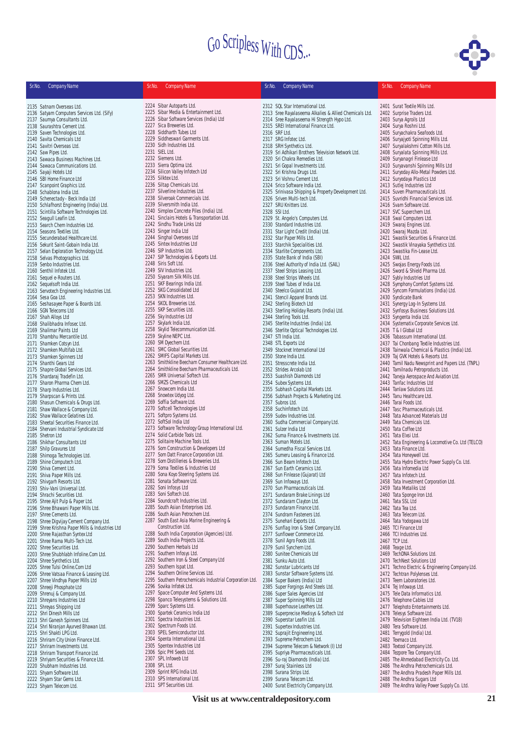# Go Scripless With CDS...

| Sr.No. | Company Name |
|---|---|
| 2135 | Satnam Overseas Ltd. |
| 2136 | Satyam Computers Services Ltd. (Sify) |
| 2137 | Saumya Consultants Ltd. |
| 2138 | Saurashtra Cement Ltd. |
| 2139 | Saven Technologies Ltd. |
| 2140 | Savita Chemicals Ltd |
| 2141 | Savitri Overseas Ltd. |
| 2142 | Saw Pipes Ltd. |
| 2143 | Sawaca Business Machines Ltd. |
| 2144 | Sawaca Communications Ltd. |
| 2145 | Sayaji Hotels Ltd |
| 2146 | SBI Home Finance Ltd |
| 2147 | Scanpoint Graphics Ltd. |
| 2148 | Schablona India Ltd. |
| 2149 | Schenectady - Beck India Ltd |
| 2150 | Schlafhorst Engineering (India) Ltd. |
| 2151 | Scintilla Software Technologies Ltd. |
| 2152 | Seagull Leafin Ltd. |
| 2153 | Search Chem Industries Ltd. |
| 2154 | Seasons Textiles Ltd. |
| 2155 | Secunderabad Healthcare Ltd. |
| 2156 | Sekurit Saint-Gobain India Ltd. |
| 2157 | Selan Exploration Technology Ltd. |
| 2158 | Selvas Photographics Ltd. |
| 2159 | Senbo Industries Ltd. |
| 2160 | Senthil Infotek Ltd. |
| 2161 | Sequel e-Routers Ltd. |
| 2162 | Sequelsoft India Ltd. |
| 2163 | Servotech Engineering Industries Ltd. |
| 2164 | Sesa Goa Ltd. |
| 2165 | Seshasayee Paper & Boards Ltd. |
| 2166 | SGN Telecoms Ltd |
| 2167 | Shah Alloys Ltd |
| 2168 | Shalibhadra Infosec Ltd. |
| 2169 | Shalimar Paints Ltd |
| 2170 | Shambhu Mercantile Ltd. |
| 2171 | Shamken Cotsyn Ltd. |
| 2172 | Shamken Multifab Ltd. |
| 2173 | Shamken Spinners Ltd |
| 2174 | Shanthi Gears Ltd |
| 2175 | Shapre Global Services Ltd. |
| 2176 | Shardaraj Tradefin Ltd. |
| 2177 | Sharon Pharma Chem Ltd. |
| 2178 | Sharp Industries Ltd. |
| 2179 | Sharpscan & Prints Ltd. |
| 2180 | Shasun Chemicals & Drugs Ltd. |
| 2181 | Shaw Wallace & Company Ltd. |
| 2182 | Shaw Wallace Gelatines Ltd. |
| 2183 | Sheetal Securities Finance Ltd. |
| 2184 | Shervani Industrial Syndicate Ltd |
| 2185 | Shetron Ltd |
| 2186 | Shikhar Consultants Ltd |
| 2187 | Shilp Gravures Ltd |
| 2188 | Shimoga Technologies Ltd. |
| 2189 | Shine Computech Ltd. |
| 2190 | Shiva Cement Ltd. |
| 2191 | Shiva Paper Mills Ltd. |
| 2192 | Shivgarh Resorts Ltd. |
| 2193 | Shiv-Vani Universal Ltd. |
| 2194 | Shrachi Securities Ltd. |
| 2195 | Shree Ajit Pulp & Paper Ltd. |
| 2196 | Shree Bhawani Paper Mills Ltd. |
| 2197 | Shree Cements Ltd. |
| 2198 | Shree Digvijay Cement Company Ltd. |
| 2199 | Shree Krishna Paper Mills & Industries Ltd |
| 2200 | Shree Rajasthan Syntex Ltd |
| 2201 | Shree Rama Multi-Tech Ltd. |
| 2202 | Shree Securities Ltd. |
| 2203 | Shree Shubhlabh Infoline.Com Ltd. |
| 2204 | Shree Synthetics Ltd. |
| 2205 | Shree Tulsi Online.Com Ltd |
| 2206 | Shree Vatsaa Finance & Leasing Ltd. |
| 2207 | Shree Vindhya Paper Mills Ltd |
| 2208 | Shreeji Phosphate Ltd |
| 2209 | Shrenuj & Company Ltd. |
| 2210 | Shreyans Industries Ltd |
| 2211 | Shreyas Shipping Ltd |
| 2212 | Shri Dinesh Mills Ltd |
| 2213 | Shri Ganesh Spinners Ltd. |
| 2214 | Shri Niranjan Ayurved Bhawan Ltd. |
| 2215 | Shri Shakti LPG Ltd. |
| 2216 | Shriram City Union Finance Ltd. |
| 2217 | Shriram Investments Ltd. |
| 2218 | Shriram Transport Finance Ltd. |
| 2219 | Shriyam Securities & Finance Ltd. |
| 2220 | Shubham Industries Ltd. |
| 2221 | Shyam Software Ltd. |
| 2222 | Shyam Star Gems Ltd. |
| 2223 | Shyam Telecom Ltd. |
| 2224 | Sibar Autoparts Ltd. |
| 2225 | Sibar Media & Entertainment Ltd. |
| 2226 | Sibar Software Services (India) Ltd |
| 2227 | Sica Breweries Ltd. |
| 2228 | Siddharth Tubes Ltd |
| 2229 | Siddheswari Garments Ltd. |
| 2230 | Sidh Industries Ltd. |
| 2231 | SIEL Ltd. |
| 2232 | Siemens Ltd. |
| 2233 | Sierra Optima Ltd. |
| 2234 | Silicon Valley Infotech Ltd |
| 2235 | Silktex Ltd. |
| 2236 | Siltap Chemicals Ltd. |
| 2237 | Silverline Industries Ltd. |
| 2238 | Silveroak Commercials Ltd. |
| 2239 | Silversmith India Ltd. |
| 2240 | Simplex Concrete Piles (India) Ltd. |
| 2241 | Sinclairs Hotels & Transportation Ltd. |
| 2242 | Sindhu Trade Links Ltd |
| 2243 | Singer India Ltd |
| 2244 | Singhal Overseas Ltd |
| 2245 | Sintex Industries Ltd |
| 2246 | SIP Industries Ltd. |
| 2247 | SIP Technologies & Exports Ltd. |
| 2248 | Siris Soft Ltd. |
| 2249 | SIV Industries Ltd. |
| 2250 | Siyaram Silk Mills Ltd. |
| 2251 | SKF Bearings India Ltd. |
| 2252 | SKG Consolidated Ltd |
| 2253 | SKN Industries Ltd. |
| 2254 | SKOL Breweries Ltd. |
| 2255 | SKP Securities Ltd. |
| 2256 | Sky Industries Ltd |
| 2257 | Skylark India Ltd. |
| 2258 | Skylid Telecommunication Ltd. |
| 2259 | Skyline NEPC Ltd. |
| 2260 | SM Dyechem Ltd. |
| 2261 | SMC Global Securities Ltd. |
| 2262 | SMIFS Capital Markets Ltd. |
| 2263 | Smithkline Beecham Consumer Healthcare Ltd. |
| 2264 | Smithkline Beecham Pharmaceuticals Ltd. |
| 2265 | SMR Universal Softech Ltd. |
| 2266 | SMZS Chemicals Ltd |
| 2267 | Snowcem India Ltd. |
| 2268 | Snowtex Udyog Ltd. |
| 2269 | Soffia Software Ltd. |
| 2270 | Softcell Technologies Ltd |
| 2271 | Softpro Systems Ltd. |
| 2272 | SoftSol India Ltd |
| 2273 | Software Technology Group International Ltd. |
| 2274 | Solid Carbide Tools Ltd. |
| 2275 | Solitaire Machine Tools Ltd. |
| 2276 | Som Construction & Developers Ltd |
| 2277 | Som Datt Finance Corporation Ltd. |
| 2278 | Som Distilleries & Breweries Ltd. |
| 2279 | Soma Textiles & Industries Ltd |
| 2280 | Sona Koyo Steering Systems Ltd. |
| 2281 | Sonata Software Ltd. |
| 2282 | Soni Infosys Ltd |
| 2283 | Soni Softech Ltd. |
| 2284 | Soundcraft Industries Ltd. |
| 2285 | South Asian Enterprises Ltd. |
| 2286 | South Asian Petrochem Ltd. |
| 2287 | South East Asia Marine Engineering & Construction Ltd. |
| 2288 | South India Corporation (Agencies) Ltd. |
| 2289 | South India Projects Ltd. |
| 2290 | Southern Herbals Ltd |
| 2291 | Southern Infosys Ltd. |
| 2292 | Southern Iron & Steel Company Ltd |
| 2293 | Southern Ispat Ltd. |
| 2294 | Southern Online Services Ltd. |
| 2295 | Southern Petrochemicals Industrial Corporation Ltd. |
| 2296 | Sovika Infotek Ltd. |
| 2297 | Space Computer And Systems Ltd. |
| 2298 | Spanco Telesystems & Solutions Ltd. |
| 2299 | Sparc Systems Ltd. |
| 2300 | Spartek Ceramics India Ltd |
| 2301 | Spectra Industries Ltd. |
| 2302 | Spectrum Foods Ltd. |
| 2303 | SPEL Semiconductor Ltd. |
| 2304 | Spenta International Ltd. |
| 2305 | Spentex Industries Ltd |
| 2306 | Spic PHI Seeds Ltd. |
| 2307 | SPL Infoweb Ltd |
| 2308 | SPL Ltd. |
| 2309 | Sprint RPG India Ltd. |
| 2310 | SPS International Ltd. |
| 2311 | SPT Securities Ltd. |
| 2312 | SQL Star International Ltd. |
| 2313 | Sree Rayalaseema Alkalies & Allied Chemicals Ltd. |
| 2314 | Sree Rayalaseema Hi Strength Hypo Ltd. |
| 2315 | SREI International Finance Ltd. |
| 2316 | SRF Ltd. |
| 2317 | SRG Infotec Ltd. |
| 2318 | SRH Synthetics Ltd. |
| 2319 | Sri Adhikari Brothers Television Network Ltd. |
| 2320 | Sri Chakra Remedies Ltd. |
| 2321 | Sri Gopal Investments Ltd. |
| 2322 | Sri Krishna Drugs Ltd. |
| 2323 | Sri Vishnu Cement Ltd. |
| 2324 | Srico Software India Ltd. |
| 2325 | Srinivasa Shipping & Property Development Ltd. |
| 2326 | Sriven Multi-tech Ltd. |
| 2327 | SRU Knitters Ltd. |
| 2328 | SSI Ltd. |
| 2329 | St. Angelo's Computers Ltd. |
| 2330 | Standard Industries Ltd. |
| 2331 | Star Light Credit (India) Ltd. |
| 2332 | Star Paper Mills Ltd. |
| 2333 | Starchik Specialities Ltd. |
| 2334 | Starlite Components Ltd. |
| 2335 | State Bank of India (SBI) |
| 2336 | Steel Authority of India Ltd. (SAIL) |
| 2337 | Steel Strips Leasing Ltd. |
| 2338 | Steel Strips Wheels Ltd. |
| 2339 | Steel Tubes of India Ltd. |
| 2340 | Steelco Gujarat Ltd. |
| 2341 | Stencil Apparel Brands Ltd. |
| 2342 | Sterling Biotech Ltd |
| 2343 | Sterling Holiday Resorts (India) Ltd. |
| 2344 | Sterling Tools Ltd. |
| 2345 | Sterlite Industries (India) Ltd. |
| 2346 | Sterlite Optical Technologies Ltd. |
| 2347 | STI India Ltd. |
| 2348 | STL Exports Ltd |
| 2349 | Stocknet International Ltd |
| 2350 | Stone India Ltd. |
| 2351 | Stresscrete India Ltd. |
| 2352 | Strides Arcolab Ltd |
| 2353 | Suashish Diamonds Ltd |
| 2354 | Subex Systems Ltd. |
| 2355 | Subhash Capital Markets Ltd. |
| 2356 | Subhash Projects & Marketing Ltd. |
| 2357 | Subros Ltd. |
| 2358 | Suchinfotech Ltd. |
| 2359 | Sudev Industries Ltd. |
| 2360 | Sudha Commercial Company Ltd. |
| 2361 | Sulzer India Ltd |
| 2362 | Suma Finance & Investments Ltd. |
| 2363 | Suman Motels Ltd. |
| 2364 | Sumedha Fiscal Services Ltd. |
| 2365 | Sumeru Leasing & Finance Ltd. |
| 2366 | Sun Beam Infotech Ltd. |
| 2367 | Sun Earth Ceramics Ltd. |
| 2368 | Sun Finlease (Gujarat) Ltd |
| 2369 | Sun Infoways Ltd. |
| 2370 | Sun Pharmaceuticals Ltd. |
| 2371 | Sundaram Brake Linings Ltd |
| 2372 | Sundaram Clayton Ltd. |
| 2373 | Sundaram Finance Ltd. |
| 2374 | Sundram Fasteners Ltd. |
| 2375 | Sunehari Exports Ltd. |
| 2376 | Sunflag Iron & Steel Company Ltd. |
| 2377 | Sunflower Commerce Ltd. |
| 2378 | Sunil Agro Foods Ltd. |
| 2379 | Sunil Synchem Ltd. |
| 2380 | Sunitee Chemicals Ltd |
| 2381 | Sunku Auto Ltd. |
| 2382 | Sunstar Lubricants Ltd |
| 2383 | Sunstar Software Systems Ltd. |
| 2384 | Super Bakers (India) Ltd |
| 2385 | Super Forgings And Steels Ltd. |
| 2386 | Super Sales Agencies Ltd |
| 2387 | Super Spinning Mills Ltd |
| 2388 | Superhouse Leathers Ltd. |
| 2389 | Superprecise Medisys & Softech Ltd |
| 2390 | Superstar Leafin Ltd. |
| 2391 | Supertex Industries Ltd. |
| 2392 | Suprajit Engineering Ltd. |
| 2393 | Supreme Petrochem Ltd. |
| 2394 | Supreme Telecom & Network (I) Ltd |
| 2395 | Supriya Pharmaceuticals Ltd. |
| 2396 | Su-raj Diamonds (India) Ltd. |
| 2397 | Suraj Stainless Ltd |
| 2398 | Surana Strips Ltd. |
| 2399 | Surana Telecom Ltd. |
| 2400 | Surat Electricity Company Ltd. |
| 2401 | Surat Textile Mills Ltd. |
| 2402 | Surprise Traders Ltd. |
| 2403 | Surya Agroils Ltd |
| 2404 | Surya Roshni Ltd. |
| 2405 | Suryachakra Seafoods Ltd. |
| 2406 | Suryajyoti Spinning Mills Ltd. |
| 2407 | Suryalakshmi Cotton Mills Ltd. |
| 2408 | Suryalata Spinning Mills Ltd. |
| 2409 | Suryanagri Finlease Ltd |
| 2410 | Suryavanshi Spinning Mills Ltd |
| 2411 | Suryoday Allo-Metal Powders Ltd. |
| 2412 | Suryodaya Plastics Ltd |
| 2413 | Sutlej Industries Ltd |
| 2414 | Suven Pharmaceuticals Ltd. |
| 2415 | Suvridhi Financial Services Ltd. |
| 2416 | Svam Software Ltd. |
| 2417 | SVC Superchem Ltd. |
| 2418 | Swal Computers Ltd. |
| 2419 | Swaraj Engines Ltd. |
| 2420 | Swaraj Mazda Ltd. |
| 2421 | Swastik Securities & Finance Ltd. |
| 2422 | Swastik Vinayaka Synthetics Ltd. |
| 2423 | Swastika Fin-Lease Ltd. |
| 2424 | SWIL Ltd. |
| 2425 | Swojas Energy Foods Ltd. |
| 2426 | Sword & Shield Pharma Ltd. |
| 2427 | Sybly Industries Ltd |
| 2428 | Symphony Comfort Systems Ltd. |
| 2429 | Syncom Formulations (India) Ltd. |
| 2430 | Syndicate Bank |
| 2431 | Synergy Log-In Systems Ltd. |
| 2432 | Synfosys Business Solutions Ltd. |
| 2433 | Syngenta India Ltd. |
| 2434 | Systematix Corporate Services Ltd. |
| 2435 | T & I Global Ltd |
| 2436 | Tabassum International Ltd. |
| 2437 | Tai Chonbang Textile Industries Ltd. |
| 2438 | Tainwala Chemical & Plastics (India) Ltd. |
| 2439 | Taj GVK Hotels & Resorts Ltd. |
| 2440 | Tamil Nadu Newsprint and Papers Ltd. (TNPL) |
| 2441 | Tamilnadu Petroproducts Ltd. |
| 2442 | Taneja Aerospace And Aviation Ltd. |
| 2443 | Tanfac Industries Ltd |
| 2444 | Tanlaw Solutions Ltd. |
| 2445 | Tanu Healthcare Ltd. |
| 2446 | Tarai Foods Ltd. |
| 2447 | Tasc Pharmaceuticals Ltd. |
| 2448 | Tata Advanced Materials Ltd |
| 2449 | Tata Chemicals Ltd. |
| 2450 | Tata Coffee Ltd |
| 2451 | Tata Elxsi Ltd. |
| 2452 | Tata Engineering & Locomotive Co. Ltd (TELCO) |
| 2453 | Tata Finance Ltd. |
| 2454 | Tata Honeywell Ltd. |
| 2455 | Tata Hydro Electric Power Supply Co. Ltd. |
| 2456 | Tata Infomedia Ltd |
| 2457 | Tata Infotech Ltd. |
| 2458 | Tata Investment Corporation Ltd. |
| 2459 | Tata Metaliks Ltd |
| 2460 | Tata Sponge Iron Ltd. |
| 2461 | Tata SSL Ltd |
| 2462 | Tata Tea Ltd. |
| 2463 | Tata Telecom Ltd. |
| 2464 | Tata Yodogawa Ltd |
| 2465 | TCI Finance Ltd |
| 2466 | TCI Industries Ltd. |
| 2467 | TCP Ltd. |
| 2468 | Teage Ltd. |
| 2469 | TechDNA Solutions Ltd. |
| 2470 | TechNest Solutions Ltd |
| 2471 | Techno Electric & Engineering Company Ltd. |
| 2472 | Techtran Polylenses Ltd. |
| 2473 | Teem Laboratories Ltd. |
| 2474 | Tej Infoways Ltd. |
| 2475 | Tele Data Informatics Ltd. |
| 2476 | Telephone Cables Ltd |
| 2477 | Telephoto Entertainments Ltd. |
| 2478 | Telesys Software Ltd. |
| 2479 | Television Eighteen India Ltd. (TV18) |
| 2480 | Tera Software Ltd. |
| 2481 | Terrygold (India) Ltd. |
| 2482 | Texmaco Ltd. |
| 2483 | Textool Company Ltd. |
| 2484 | Tezpore Tea Company Ltd. |
| 2485 | The Ahmedabad Electricity Co. Ltd. |
| 2486 | The Andhra Petrochemicals Ltd. |
| 2487 | The Andhra Pradesh Paper Mills Ltd. |
| 2488 | The Andhra Sugars Ltd |
| 2489 | The Andhra Valley Power Supply Co. Ltd. |

**Visit us at www.centraldepository.com**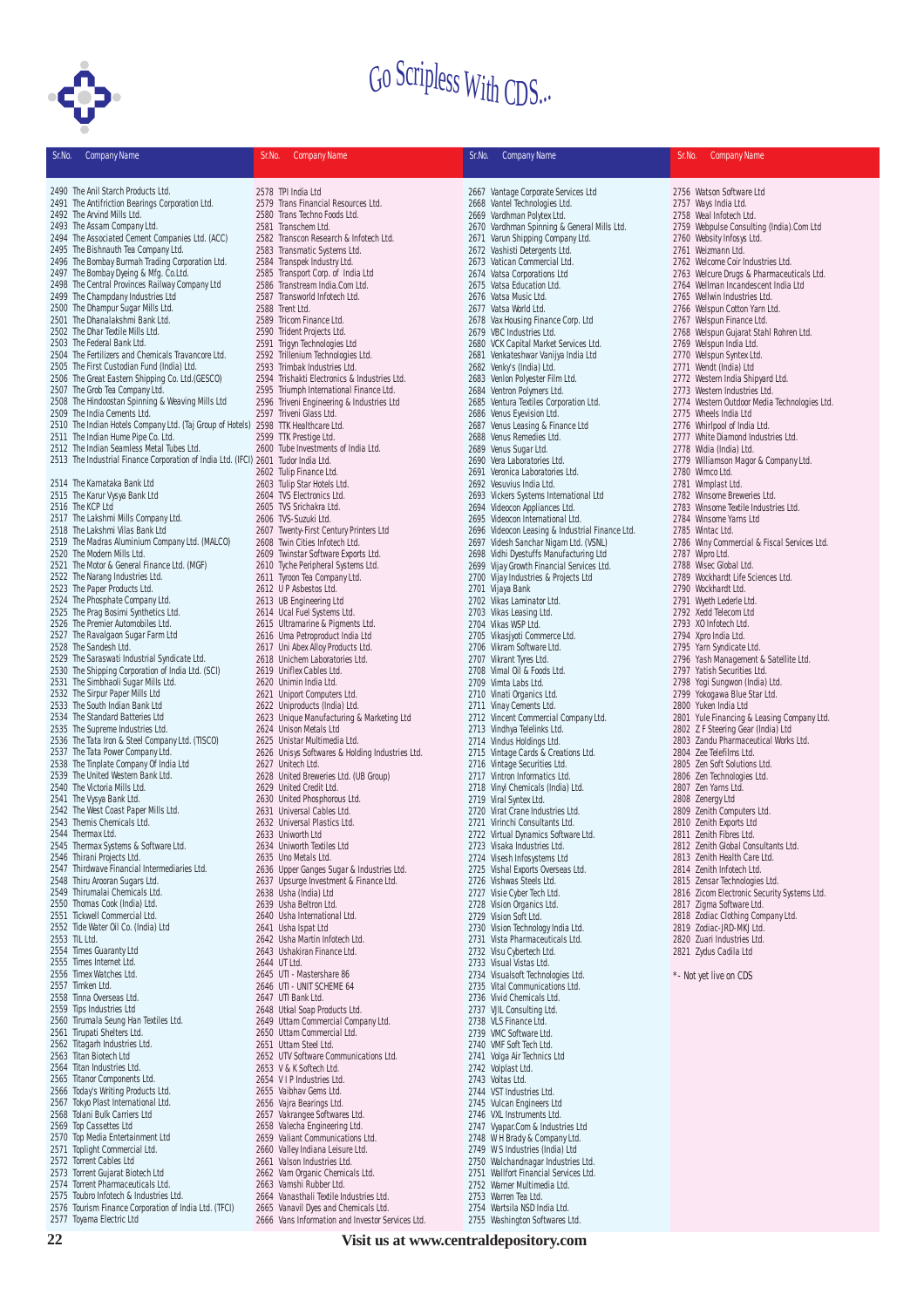# Go Scripless With CDS...

| Sr.No. | Company Name |
|---|---|
| 2490 | The Anil Starch Products Ltd. |
| 2491 | The Antifriction Bearings Corporation Ltd. |
| 2492 | The Arvind Mills Ltd. |
| 2493 | The Assam Company Ltd. |
| 2494 | The Associated Cement Companies Ltd. (ACC) |
| 2495 | The Bishnauth Tea Company Ltd. |
| 2496 | The Bombay Burmah Trading Corporation Ltd. |
| 2497 | The Bombay Dyeing & Mfg. Co.Ltd. |
| 2498 | The Central Provinces Railway Company Ltd |
| 2499 | The Champdany Industries Ltd |
| 2500 | The Dhampur Sugar Mills Ltd. |
| 2501 | The Dhanalakshmi Bank Ltd. |
| 2502 | The Dhar Textile Mills Ltd. |
| 2503 | The Federal Bank Ltd. |
| 2504 | The Fertilizers and Chemicals Travancore Ltd. |
| 2505 | The First Custodian Fund (India) Ltd. |
| 2506 | The Great Eastern Shipping Co. Ltd.(GESCO) |
| 2507 | The Grob Tea Company Ltd. |
| 2508 | The Hindoostan Spinning & Weaving Mills Ltd |
| 2509 | The India Cements Ltd. |
| 2510 | The Indian Hotels Company Ltd. (Taj Group of Hotels) |
| 2511 | The Indian Hume Pipe Co. Ltd. |
| 2512 | The Indian Seamless Metal Tubes Ltd. |
| 2513 | The Industrial Finance Corporation of India Ltd. (IFCI) |
| 2514 | The Karnataka Bank Ltd |
| 2515 | The Karur Vysya Bank Ltd |
| 2516 | The KCP Ltd |
| 2517 | The Lakshmi Mills Company Ltd. |
| 2518 | The Lakshmi Vilas Bank Ltd |
| 2519 | The Madras Aluminium Company Ltd. (MALCO) |
| 2520 | The Modern Mills Ltd. |
| 2521 | The Motor & General Finance Ltd. (MGF) |
| 2522 | The Narang Industries Ltd. |
| 2523 | The Paper Products Ltd. |
| 2524 | The Phosphate Company Ltd. |
| 2525 | The Prag Bosimi Synthetics Ltd. |
| 2526 | The Premier Automobiles Ltd. |
| 2527 | The Ravalgaon Sugar Farm Ltd |
| 2528 | The Sandesh Ltd. |
| 2529 | The Saraswati Industrial Syndicate Ltd. |
| 2530 | The Shipping Corporation of India Ltd. (SCI) |
| 2531 | The Simbhaoli Sugar Mills Ltd. |
| 2532 | The Sirpur Paper Mills Ltd |
| 2533 | The South Indian Bank Ltd |
| 2534 | The Standard Batteries Ltd |
| 2535 | The Supreme Industries Ltd. |
| 2536 | The Tata Iron & Steel Company Ltd. (TISCO) |
| 2537 | The Tata Power Company Ltd. |
| 2538 | The Tinplate Company Of India Ltd |
| 2539 | The United Western Bank Ltd. |
| 2540 | The Victoria Mills Ltd. |
| 2541 | The Vysya Bank Ltd. |
| 2542 | The West Coast Paper Mills Ltd. |
| 2543 | Themis Chemicals Ltd. |
| 2544 | Thermax Ltd. |
| 2545 | Thermax Systems & Software Ltd. |
| 2546 | Thirani Projects Ltd. |
| 2547 | Thirdwave Financial Intermediaries Ltd. |
| 2548 | Thiru Arooran Sugars Ltd. |
| 2549 | Thirumalai Chemicals Ltd. |
| 2550 | Thomas Cook (India) Ltd. |
| 2551 | Tickwell Commercial Ltd. |
| 2552 | Tide Water Oil Co. (India) Ltd |
| 2553 | TIL Ltd. |
| 2554 | Times Guaranty Ltd |
| 2555 | Times Internet Ltd. |
| 2556 | Timex Watches Ltd. |
| 2557 | Timken Ltd. |
| 2558 | Tinna Overseas Ltd. |
| 2559 | Tips Industries Ltd |
| 2560 | Tirumala Seung Han Textiles Ltd. |
| 2561 | Tirupati Shelters Ltd. |
| 2562 | Titagarh Industries Ltd. |
| 2563 | Titan Biotech Ltd |
| 2564 | Titan Industries Ltd. |
| 2565 | Titanor Components Ltd. |
| 2566 | Today's Writing Products Ltd. |
| 2567 | Tokyo Plast International Ltd. |
| 2568 | Tolani Bulk Carriers Ltd |
| 2569 | Top Cassettes Ltd |
| 2570 | Top Media Entertainment Ltd |
| 2571 | Toplight Commercial Ltd. |
| 2572 | Torrent Cables Ltd |
| 2573 | Torrent Gujarat Biotech Ltd |
| 2574 | Torrent Pharmaceuticals Ltd. |
| 2575 | Toubro Infotech & Industries Ltd. |
| 2576 | Tourism Finance Corporation of India Ltd. (TFCI) |
| 2577 | Toyama Electric Ltd |
| 2578 | TPI India Ltd |
| 2579 | Trans Financial Resources Ltd. |
| 2580 | Trans Techno Foods Ltd. |
| 2581 | Transchem Ltd. |
| 2582 | Transcon Research & Infotech Ltd. |
| 2583 | Transmatic Systems Ltd. |
| 2584 | Transpek Industry Ltd. |
| 2585 | Transport Corp. of India Ltd |
| 2586 | Transtream India.Com Ltd. |
| 2587 | Transworld Infotech Ltd. |
| 2588 | Trent Ltd. |
| 2589 | Tricom Finance Ltd. |
| 2590 | Trident Projects Ltd. |
| 2591 | Trigyn Technologies Ltd |
| 2592 | Trillenium Technologies Ltd. |
| 2593 | Trimbak Industries Ltd. |
| 2594 | Trishakti Electronics & Industries Ltd. |
| 2595 | Triumph International Finance Ltd. |
| 2596 | Triveni Engineering & Industries Ltd |
| 2597 | Triveni Glass Ltd. |
| 2598 | TTK Healthcare Ltd. |
| 2599 | TTK Prestige Ltd. |
| 2600 | Tube Investments of India Ltd. |
| 2601 | Tudor India Ltd. |
| 2602 | Tulip Finance Ltd. |
| 2603 | Tulip Star Hotels Ltd. |
| 2604 | TVS Electronics Ltd. |
| 2605 | TVS Srichakra Ltd. |
| 2606 | TVS-Suzuki Ltd. |
| 2607 | Twenty-First Century Printers Ltd |
| 2608 | Twin Cities Infotech Ltd. |
| 2609 | Twinstar Software Exports Ltd. |
| 2610 | Tyche Peripheral Systems Ltd. |
| 2611 | Tyroon Tea Company Ltd. |
| 2612 | U P Asbestos Ltd. |
| 2613 | UB Engineering Ltd |
| 2614 | Ucal Fuel Systems Ltd. |
| 2615 | Ultramarine & Pigments Ltd. |
| 2616 | Uma Petroproduct India Ltd |
| 2617 | Uni Abex Alloy Products Ltd. |
| 2618 | Unichem Laboratories Ltd. |
| 2619 | Uniflex Cables Ltd. |
| 2620 | Unimin India Ltd. |
| 2621 | Uniport Computers Ltd. |
| 2622 | Uniproducts (India) Ltd. |
| 2623 | Unique Manufacturing & Marketing Ltd |
| 2624 | Unison Metals Ltd |
| 2625 | Unistar Multimedia Ltd. |
| 2626 | Unisys Softwares & Holding Industries Ltd. |
| 2627 | Unitech Ltd. |
| 2628 | United Breweries Ltd. (UB Group) |
| 2629 | United Credit Ltd. |
| 2630 | United Phosphorous Ltd. |
| 2631 | Universal Cables Ltd. |
| 2632 | Universal Plastics Ltd. |
| 2633 | Uniworth Ltd |
| 2634 | Uniworth Textiles Ltd |
| 2635 | Uno Metals Ltd. |
| 2636 | Upper Ganges Sugar & Industries Ltd. |
| 2637 | Upsurge Investment & Finance Ltd. |
| 2638 | Usha (India) Ltd |
| 2639 | Usha Beltron Ltd. |
| 2640 | Usha International Ltd. |
| 2641 | Usha Ispat Ltd |
| 2642 | Usha Martin Infotech Ltd. |
| 2643 | Ushakiran Finance Ltd. |
| 2644 | UT Ltd. |
| 2645 | UTI - Mastershare 86 |
| 2646 | UTI - UNIT SCHEME 64 |
| 2647 | UTI Bank Ltd. |
| 2648 | Utkal Soap Products Ltd. |
| 2649 | Uttam Commercial Company Ltd. |
| 2650 | Uttam Commercial Ltd. |
| 2651 | Uttam Steel Ltd. |
| 2652 | UTV Software Communications Ltd. |
| 2653 | V & K Softech Ltd. |
| 2654 | V I P Industries Ltd. |
| 2655 | Vaibhav Gems Ltd. |
| 2656 | Vajra Bearings Ltd. |
| 2657 | Vakrangee Softwares Ltd. |
| 2658 | Valecha Engineering Ltd. |
| 2659 | Valiant Communications Ltd. |
| 2660 | Valley Indiana Leisure Ltd. |
| 2661 | Valson Industries Ltd. |
| 2662 | Vam Organic Chemicals Ltd. |
| 2663 | Vamshi Rubber Ltd. |
| 2664 | Vanasthali Textile Industries Ltd. |
| 2665 | Vanavil Dyes and Chemicals Ltd. |
| 2666 | Vans Information and Investor Services Ltd. |
| 2667 | Vantage Corporate Services Ltd |
| 2668 | Vantel Technologies Ltd. |
| 2669 | Vardhman Polytex Ltd. |
| 2670 | Vardhman Spinning & General Mills Ltd. |
| 2671 | Varun Shipping Company Ltd. |
| 2672 | Vashisti Detergents Ltd. |
| 2673 | Vatican Commercial Ltd. |
| 2674 | Vatsa Corporations Ltd |
| 2675 | Vatsa Education Ltd. |
| 2676 | Vatsa Music Ltd. |
| 2677 | Vatsa World Ltd. |
| 2678 | Vax Housing Finance Corp. Ltd |
| 2679 | VBC Industries Ltd. |
| 2680 | VCK Capital Market Services Ltd. |
| 2681 | Venkateshwar Vanijya India Ltd |
| 2682 | Venky's (India) Ltd. |
| 2683 | Venlon Polyester Film Ltd. |
| 2684 | Ventron Polymers Ltd. |
| 2685 | Ventura Textiles Corporation Ltd. |
| 2686 | Venus Eyevision Ltd. |
| 2687 | Venus Leasing & Finance Ltd |
| 2688 | Venus Remedies Ltd. |
| 2689 | Venus Sugar Ltd. |
| 2690 | Vera Laboratories Ltd. |
| 2691 | Veronica Laboratories Ltd. |
| 2692 | Vesuvius India Ltd. |
| 2693 | Vickers Systems International Ltd |
| 2694 | Videocon Appliances Ltd. |
| 2695 | Videocon International Ltd. |
| 2696 | Videocon Leasing & Industrial Finance Ltd. |
| 2697 | Videsh Sanchar Nigam Ltd. (VSNL) |
| 2698 | Vidhi Dyestuffs Manufacturing Ltd |
| 2699 | Vijay Growth Financial Services Ltd. |
| 2700 | Vijay Industries & Projects Ltd |
| 2701 | Vijaya Bank |
| 2702 | Vikas Laminator Ltd. |
| 2703 | Vikas Leasing Ltd. |
| 2704 | Vikas WSP Ltd. |
| 2705 | Vikasjyoti Commerce Ltd. |
| 2706 | Vikram Software Ltd. |
| 2707 | Vikrant Tyres Ltd. |
| 2708 | Vimal Oil & Foods Ltd. |
| 2709 | Vimta Labs Ltd. |
| 2710 | Vinati Organics Ltd. |
| 2711 | Vinay Cements Ltd. |
| 2712 | Vincent Commercial Company Ltd. |
| 2713 | Vindhya Telelinks Ltd. |
| 2714 | Vindus Holdings Ltd. |
| 2715 | Vintage Cards & Creations Ltd. |
| 2716 | Vintage Securities Ltd. |
| 2717 | Vintron Informatics Ltd. |
| 2718 | Vinyl Chemicals (India) Ltd. |
| 2719 | Viral Syntex Ltd. |
| 2720 | Virat Crane Industries Ltd. |
| 2721 | Virinchi Consultants Ltd. |
| 2722 | Virtual Dynamics Software Ltd. |
| 2723 | Visaka Industries Ltd. |
| 2724 | Visesh Infosystems Ltd |
| 2725 | Vishal Exports Overseas Ltd. |
| 2726 | Vishwas Steels Ltd. |
| 2727 | Visie Cyber Tech Ltd. |
| 2728 | Vision Organics Ltd. |
| 2729 | Vision Soft Ltd. |
| 2730 | Vision Technology India Ltd. |
| 2731 | Vista Pharmaceuticals Ltd. |
| 2732 | Visu Cybertech Ltd. |
| 2733 | Visual Vistas Ltd. |
| 2734 | Visualsoft Technologies Ltd. |
| 2735 | Vital Communications Ltd. |
| 2736 | Vivid Chemicals Ltd. |
| 2737 | VJIL Consulting Ltd. |
| 2738 | VLS Finance Ltd. |
| 2739 | VMC Software Ltd. |
| 2740 | VMF Soft Tech Ltd. |
| 2741 | Volga Air Technics Ltd |
| 2742 | Volplast Ltd. |
| 2743 | Voltas Ltd. |
| 2744 | VST Industries Ltd. |
| 2745 | Vulcan Engineers Ltd |
| 2746 | VXL Instruments Ltd. |
| 2747 | Vyapar.Com & Industries Ltd |
| 2748 | W H Brady & Company Ltd. |
| 2749 | W S Industries (India) Ltd |
| 2750 | Walchandnagar Industries Ltd. |
| 2751 | Wallfort Financial Services Ltd. |
| 2752 | Warner Multimedia Ltd. |
| 2753 | Warren Tea Ltd. |
| 2754 | Wartsila NSD India Ltd. |
| 2755 | Washington Softwares Ltd. |
| 2756 | Watson Software Ltd |
| 2757 | Ways India Ltd. |
| 2758 | Weal Infotech Ltd. |
| 2759 | Webpulse Consulting (India).Com Ltd |
| 2760 | Websity Infosys Ltd. |
| 2761 | Weizmann Ltd. |
| 2762 | Welcome Coir Industries Ltd. |
| 2763 | Welcure Drugs & Pharmaceuticals Ltd. |
| 2764 | Wellman Incandescent India Ltd |
| 2765 | Wellwin Industries Ltd. |
| 2766 | Welspun Cotton Yarn Ltd. |
| 2767 | Welspun Finance Ltd. |
| 2768 | Welspun Gujarat Stahl Rohren Ltd. |
| 2769 | Welspun India Ltd. |
| 2770 | Welspun Syntex Ltd. |
| 2771 | Wendt (India) Ltd |
| 2772 | Western India Shipyard Ltd. |
| 2773 | Western Industries Ltd. |
| 2774 | Western Outdoor Media Technologies Ltd. |
| 2775 | Wheels India Ltd |
| 2776 | Whirlpool of India Ltd. |
| 2777 | White Diamond Industries Ltd. |
| 2778 | Widia (India) Ltd. |
| 2779 | Williamson Magor & Company Ltd. |
| 2780 | Wimco Ltd. |
| 2781 | Wimplast Ltd. |
| 2782 | Winsome Breweries Ltd. |
| 2783 | Winsome Textile Industries Ltd. |
| 2784 | Winsome Yarns Ltd |
| 2785 | Wintac Ltd. |
| 2786 | Winy Commercial & Fiscal Services Ltd. |
| 2787 | Wipro Ltd. |
| 2788 | Wisec Global Ltd. |
| 2789 | Wockhardt Life Sciences Ltd. |
| 2790 | Wockhardt Ltd. |
| 2791 | Wyeth Lederle Ltd. |
| 2792 | Xedd Telecom Ltd |
| 2793 | XO Infotech Ltd. |
| 2794 | Xpro India Ltd. |
| 2795 | Yarn Syndicate Ltd. |
| 2796 | Yash Management & Satellite Ltd. |
| 2797 | Yatish Securities Ltd. |
| 2798 | Yogi Sungwon (India) Ltd. |
| 2799 | Yokogawa Blue Star Ltd. |
| 2800 | Yuken India Ltd |
| 2801 | Yule Financing & Leasing Company Ltd. |
| 2802 | Z F Steering Gear (India) Ltd |
| 2803 | Zandu Pharmaceutical Works Ltd. |
| 2804 | Zee Telefilms Ltd. |
| 2805 | Zen Soft Solutions Ltd. |
| 2806 | Zen Technologies Ltd. |
| 2807 | Zen Yarns Ltd. |
| 2808 | Zenergy Ltd |
| 2809 | Zenith Computers Ltd. |
| 2810 | Zenith Exports Ltd |
| 2811 | Zenith Fibres Ltd. |
| 2812 | Zenith Global Consultants Ltd. |
| 2813 | Zenith Health Care Ltd. |
| 2814 | Zenith Infotech Ltd. |
| 2815 | Zensar Technologies Ltd. |
| 2816 | Zicom Electronic Security Systems Ltd. |
| 2817 | Zigma Software Ltd. |
| 2818 | Zodiac Clothing Company Ltd. |
| 2819 | Zodiac-JRD-MKJ Ltd. |
| 2820 | Zuari Industries Ltd. |
| 2821 | Zydus Cadila Ltd |

*- Not yet live on CDS

**Visit us at www.centraldepository.com**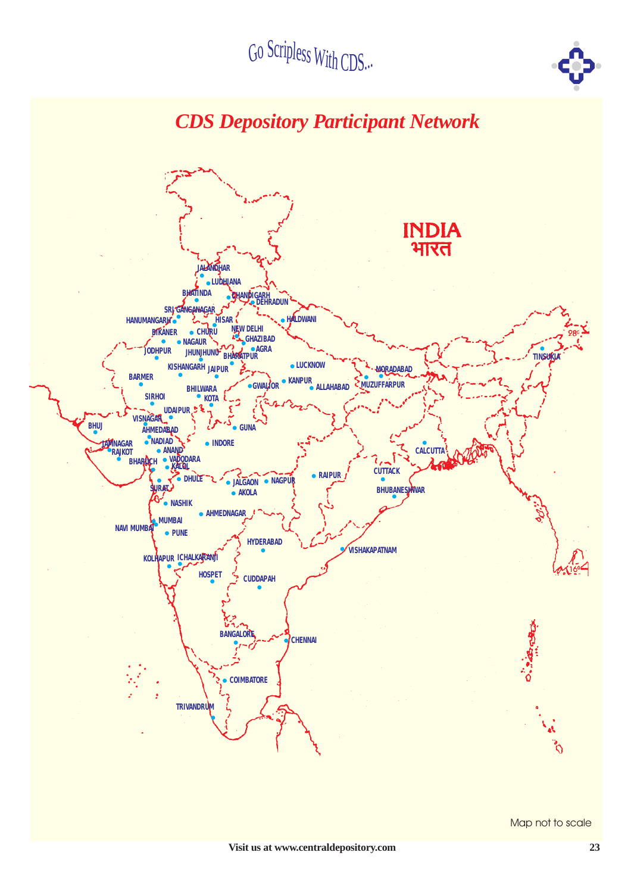Go Scripless With CDS...

## *CDS Depository Participant Network*

INDIA
भारत

JALANDHAR, LUDHIANA, BHATINDA, CHANDIGARH, DEHRADUN, SRI GANGANAGAR, HANUMANGARH, HISAR, HALDWANI, BIKANER, CHURU, NEW DELHI, GHAZIBAD, NAGAUR, AGRA, JODHPUR, JHUNJHUNU, BHARATPUR, KISHANGARH, JAIPUR, LUCKNOW, MORADABAD, BARMER, GWALIOR, KANPUR, ALLAHABAD, MUZUFFARPUR, BHILWARA, KOTA, SIRHOI, UDAIPUR, VISNAGAR, BHUJ, AHMEDABAD, GUNA, NADIAD, INDORE, JAMNAGAR, ANAND, RAJKOT, VADODARA, BHARUCH, KALOL, CALCUTTA, TINSUKIA, DHULE, JALGAON, NAGPUR, RAIPUR, CUTTACK, SURAT, AKOLA, BHUBANESHWAR, NASHIK, AHMEDNAGAR, MUMBAI, NAVI MUMBAI, PUNE, HYDERABAD, VISHAKAPATNAM, KOLHAPUR, ICHALKARANJI, HOSPET, CUDDAPAH, BANGALORE, CHENNAI, COIMBATORE, TRIVANDRUM

Map not to scale

**Visit us at www.centraldepository.com**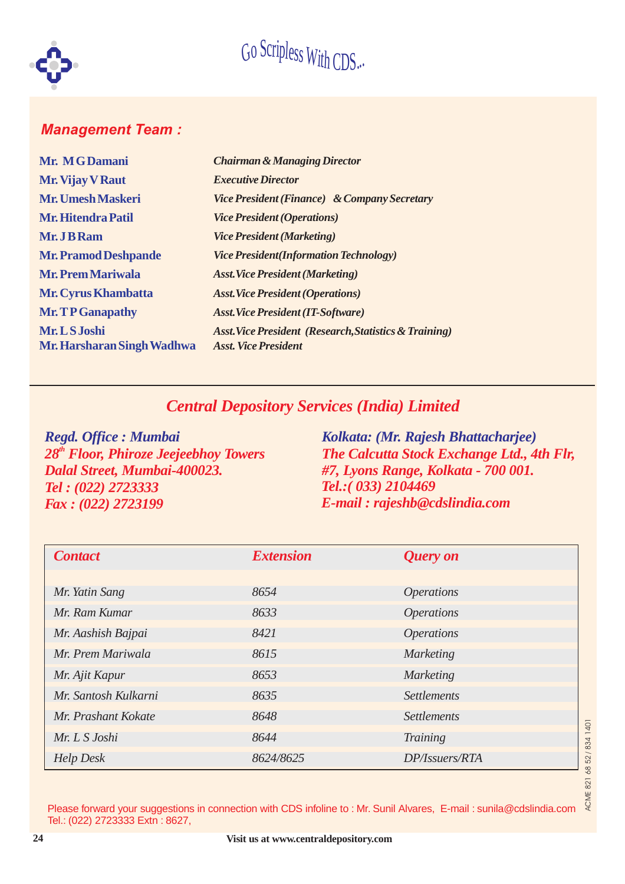Go Scripless With CDS...

## Management Team :

| | |
|---|---|
| **Mr. M G Damani** | *Chairman & Managing Director* |
| **Mr. Vijay V Raut** | *Executive Director* |
| **Mr. Umesh Maskeri** | *Vice President (Finance) & Company Secretary* |
| **Mr. Hitendra Patil** | *Vice President (Operations)* |
| **Mr. J B Ram** | *Vice President (Marketing)* |
| **Mr. Pramod Deshpande** | *Vice President(Information Technology)* |
| **Mr. Prem Mariwala** | *Asst.Vice President (Marketing)* |
| **Mr. Cyrus Khambatta** | *Asst.Vice President (Operations)* |
| **Mr. T P Ganapathy** | *Asst.Vice President (IT-Software)* |
| **Mr. L S Joshi** | *Asst.Vice President (Research,Statistics & Training)* |
| **Mr. Harsharan Singh Wadhwa** | *Asst. Vice President* |

## *Central Depository Services (India) Limited*

***Regd. Office : Mumbai***
***28th Floor, Phiroze Jeejeebhoy Towers***
***Dalal Street, Mumbai-400023.***
***Tel : (022) 2723333***
***Fax : (022) 2723199***

***Kolkata: (Mr. Rajesh Bhattacharjee)***
***The Calcutta Stock Exchange Ltd., 4th Flr,***
***#7, Lyons Range, Kolkata - 700 001.***
***Tel.:( 033) 2104469***
***E-mail : rajeshb@cdslindia.com***

| *Contact* | *Extension* | *Query on* |
|---|---|---|
| *Mr. Yatin Sang* | *8654* | *Operations* |
| *Mr. Ram Kumar* | *8633* | *Operations* |
| *Mr. Aashish Bajpai* | *8421* | *Operations* |
| *Mr. Prem Mariwala* | *8615* | *Marketing* |
| *Mr. Ajit Kapur* | *8653* | *Marketing* |
| *Mr. Santosh Kulkarni* | *8635* | *Settlements* |
| *Mr. Prashant Kokate* | *8648* | *Settlements* |
| *Mr. L S Joshi* | *8644* | *Training* |
| *Help Desk* | *8624/8625* | *DP/Issuers/RTA* |

ACME 821 68 52/ 834 1401

Please forward your suggestions in connection with CDS infoline to : Mr. Sunil Alvares, E-mail : sunila@cdslindia.com
Tel.: (022) 2723333 Extn : 8627,

**Visit us at www.centraldepository.com**